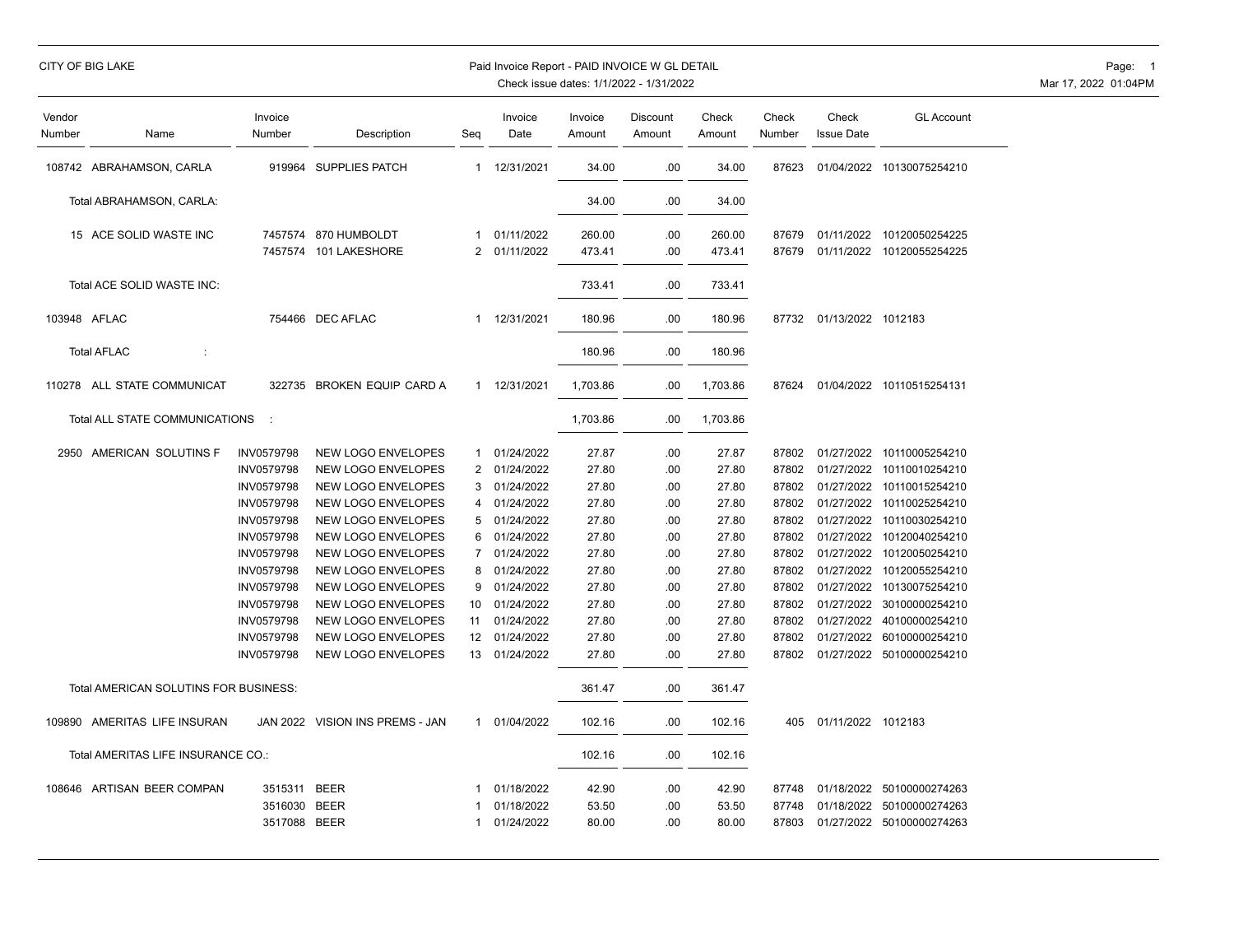CITY OF BIG LAKE

Paid Invoice Report - PAID INVOICE W GL DETAIL
Check issue dates: 1/1/2022 - 1/31/2022

| Vendor Number | Name | Invoice Number | Description | Seq | Invoice Date | Invoice Amount | Discount Amount | Check Amount | Check Number | Check Issue Date | GL Account |
|---|---|---|---|---|---|---|---|---|---|---|---|
| 108742 | ABRAHAMSON, CARLA | 919964 | SUPPLIES PATCH | 1 | 12/31/2021 | 34.00 | .00 | 34.00 | 87623 | 01/04/2022 | 10130075254210 |
| | Total ABRAHAMSON, CARLA: | | | | | 34.00 | .00 | 34.00 | | | |
| 15 | ACE SOLID WASTE INC | 7457574 | 870 HUMBOLDT | 1 | 01/11/2022 | 260.00 | .00 | 260.00 | 87679 | 01/11/2022 | 10120050254225 |
| | | 7457574 | 101 LAKESHORE | 2 | 01/11/2022 | 473.41 | .00 | 473.41 | 87679 | 01/11/2022 | 10120055254225 |
| | Total ACE SOLID WASTE INC: | | | | | 733.41 | .00 | 733.41 | | | |
| 103948 | AFLAC | 754466 | DEC AFLAC | 1 | 12/31/2021 | 180.96 | .00 | 180.96 | 87732 | 01/13/2022 | 1012183 |
| | Total AFLAC : | | | | | 180.96 | .00 | 180.96 | | | |
| 110278 | ALL STATE COMMUNICAT | 322735 | BROKEN EQUIP CARD A | 1 | 12/31/2021 | 1,703.86 | .00 | 1,703.86 | 87624 | 01/04/2022 | 10110515254131 |
| | Total ALL STATE COMMUNICATIONS : | | | | | 1,703.86 | .00 | 1,703.86 | | | |
| 2950 | AMERICAN SOLUTINS F | INV0579798 | NEW LOGO ENVELOPES | 1 | 01/24/2022 | 27.87 | .00 | 27.87 | 87802 | 01/27/2022 | 10110005254210 |
| | | INV0579798 | NEW LOGO ENVELOPES | 2 | 01/24/2022 | 27.80 | .00 | 27.80 | 87802 | 01/27/2022 | 10110010254210 |
| | | INV0579798 | NEW LOGO ENVELOPES | 3 | 01/24/2022 | 27.80 | .00 | 27.80 | 87802 | 01/27/2022 | 10110015254210 |
| | | INV0579798 | NEW LOGO ENVELOPES | 4 | 01/24/2022 | 27.80 | .00 | 27.80 | 87802 | 01/27/2022 | 10110025254210 |
| | | INV0579798 | NEW LOGO ENVELOPES | 5 | 01/24/2022 | 27.80 | .00 | 27.80 | 87802 | 01/27/2022 | 10110030254210 |
| | | INV0579798 | NEW LOGO ENVELOPES | 6 | 01/24/2022 | 27.80 | .00 | 27.80 | 87802 | 01/27/2022 | 10120040254210 |
| | | INV0579798 | NEW LOGO ENVELOPES | 7 | 01/24/2022 | 27.80 | .00 | 27.80 | 87802 | 01/27/2022 | 10120050254210 |
| | | INV0579798 | NEW LOGO ENVELOPES | 8 | 01/24/2022 | 27.80 | .00 | 27.80 | 87802 | 01/27/2022 | 10120055254210 |
| | | INV0579798 | NEW LOGO ENVELOPES | 9 | 01/24/2022 | 27.80 | .00 | 27.80 | 87802 | 01/27/2022 | 10130075254210 |
| | | INV0579798 | NEW LOGO ENVELOPES | 10 | 01/24/2022 | 27.80 | .00 | 27.80 | 87802 | 01/27/2022 | 30100000254210 |
| | | INV0579798 | NEW LOGO ENVELOPES | 11 | 01/24/2022 | 27.80 | .00 | 27.80 | 87802 | 01/27/2022 | 40100000254210 |
| | | INV0579798 | NEW LOGO ENVELOPES | 12 | 01/24/2022 | 27.80 | .00 | 27.80 | 87802 | 01/27/2022 | 60100000254210 |
| | | INV0579798 | NEW LOGO ENVELOPES | 13 | 01/24/2022 | 27.80 | .00 | 27.80 | 87802 | 01/27/2022 | 50100000254210 |
| | Total AMERICAN SOLUTINS FOR BUSINESS: | | | | | 361.47 | .00 | 361.47 | | | |
| 109890 | AMERITAS LIFE INSURAN | JAN 2022 | VISION INS PREMS - JAN | 1 | 01/04/2022 | 102.16 | .00 | 102.16 | 405 | 01/11/2022 | 1012183 |
| | Total AMERITAS LIFE INSURANCE CO.: | | | | | 102.16 | .00 | 102.16 | | | |
| 108646 | ARTISAN BEER COMPAN | 3515311 | BEER | 1 | 01/18/2022 | 42.90 | .00 | 42.90 | 87748 | 01/18/2022 | 50100000274263 |
| | | 3516030 | BEER | 1 | 01/18/2022 | 53.50 | .00 | 53.50 | 87748 | 01/18/2022 | 50100000274263 |
| | | 3517088 | BEER | 1 | 01/24/2022 | 80.00 | .00 | 80.00 | 87803 | 01/27/2022 | 50100000274263 |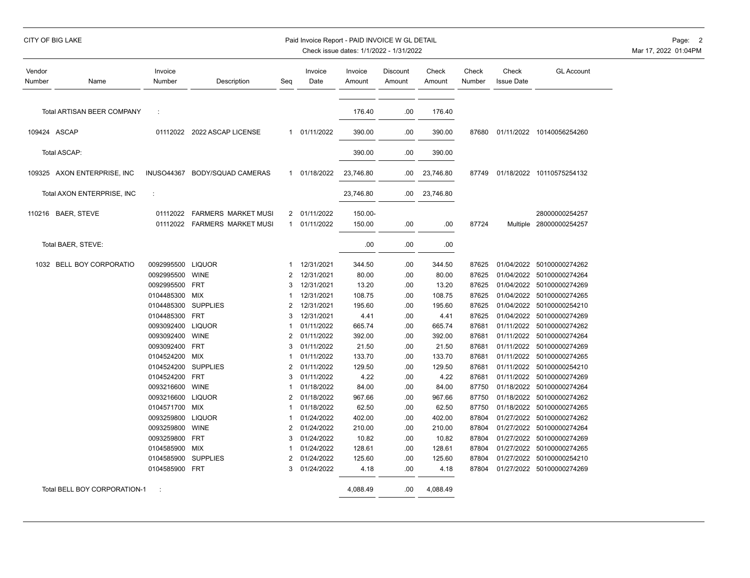CITY OF BIG LAKE

Paid Invoice Report - PAID INVOICE W GL DETAIL

Check issue dates: 1/1/2022 - 1/31/2022

| Vendor Number | Name | Invoice Number | Description | Seq | Invoice Date | Invoice Amount | Discount Amount | Check Amount | Check Number | Check Issue Date | GL Account |
|---|---|---|---|---|---|---|---|---|---|---|---|
| | Total ARTISAN BEER COMPANY | : | | | | 176.40 | .00 | 176.40 | | | |
| 109424 | ASCAP | 01112022 | 2022 ASCAP LICENSE | 1 | 01/11/2022 | 390.00 | .00 | 390.00 | 87680 | 01/11/2022 | 10140056254260 |
| | Total ASCAP: | | | | | 390.00 | .00 | 390.00 | | | |
| 109325 | AXON ENTERPRISE, INC | INUSO44367 | BODY/SQUAD CAMERAS | 1 | 01/18/2022 | 23,746.80 | .00 | 23,746.80 | 87749 | 01/18/2022 | 10110575254132 |
| | Total AXON ENTERPRISE, INC | : | | | | 23,746.80 | .00 | 23,746.80 | | | |
| 110216 | BAER, STEVE | 01112022 | FARMERS MARKET MUSI | 2 | 01/11/2022 | 150.00- | | | | | 28000000254257 |
| | | 01112022 | FARMERS MARKET MUSI | 1 | 01/11/2022 | 150.00 | .00 | .00 | 87724 | Multiple | 28000000254257 |
| | Total BAER, STEVE: | | | | | .00 | .00 | .00 | | | |
| 1032 | BELL BOY CORPORATIO | 0092995500 | LIQUOR | 1 | 12/31/2021 | 344.50 | .00 | 344.50 | 87625 | 01/04/2022 | 50100000274262 |
| | | 0092995500 | WINE | 2 | 12/31/2021 | 80.00 | .00 | 80.00 | 87625 | 01/04/2022 | 50100000274264 |
| | | 0092995500 | FRT | 3 | 12/31/2021 | 13.20 | .00 | 13.20 | 87625 | 01/04/2022 | 50100000274269 |
| | | 0104485300 | MIX | 1 | 12/31/2021 | 108.75 | .00 | 108.75 | 87625 | 01/04/2022 | 50100000274265 |
| | | 0104485300 | SUPPLIES | 2 | 12/31/2021 | 195.60 | .00 | 195.60 | 87625 | 01/04/2022 | 50100000254210 |
| | | 0104485300 | FRT | 3 | 12/31/2021 | 4.41 | .00 | 4.41 | 87625 | 01/04/2022 | 50100000274269 |
| | | 0093092400 | LIQUOR | 1 | 01/11/2022 | 665.74 | .00 | 665.74 | 87681 | 01/11/2022 | 50100000274262 |
| | | 0093092400 | WINE | 2 | 01/11/2022 | 392.00 | .00 | 392.00 | 87681 | 01/11/2022 | 50100000274264 |
| | | 0093092400 | FRT | 3 | 01/11/2022 | 21.50 | .00 | 21.50 | 87681 | 01/11/2022 | 50100000274269 |
| | | 0104524200 | MIX | 1 | 01/11/2022 | 133.70 | .00 | 133.70 | 87681 | 01/11/2022 | 50100000274265 |
| | | 0104524200 | SUPPLIES | 2 | 01/11/2022 | 129.50 | .00 | 129.50 | 87681 | 01/11/2022 | 50100000254210 |
| | | 0104524200 | FRT | 3 | 01/11/2022 | 4.22 | .00 | 4.22 | 87681 | 01/11/2022 | 50100000274269 |
| | | 0093216600 | WINE | 1 | 01/18/2022 | 84.00 | .00 | 84.00 | 87750 | 01/18/2022 | 50100000274264 |
| | | 0093216600 | LIQUOR | 2 | 01/18/2022 | 967.66 | .00 | 967.66 | 87750 | 01/18/2022 | 50100000274262 |
| | | 0104571700 | MIX | 1 | 01/18/2022 | 62.50 | .00 | 62.50 | 87750 | 01/18/2022 | 50100000274265 |
| | | 0093259800 | LIQUOR | 1 | 01/24/2022 | 402.00 | .00 | 402.00 | 87804 | 01/27/2022 | 50100000274262 |
| | | 0093259800 | WINE | 2 | 01/24/2022 | 210.00 | .00 | 210.00 | 87804 | 01/27/2022 | 50100000274264 |
| | | 0093259800 | FRT | 3 | 01/24/2022 | 10.82 | .00 | 10.82 | 87804 | 01/27/2022 | 50100000274269 |
| | | 0104585900 | MIX | 1 | 01/24/2022 | 128.61 | .00 | 128.61 | 87804 | 01/27/2022 | 50100000274265 |
| | | 0104585900 | SUPPLIES | 2 | 01/24/2022 | 125.60 | .00 | 125.60 | 87804 | 01/27/2022 | 50100000254210 |
| | | 0104585900 | FRT | 3 | 01/24/2022 | 4.18 | .00 | 4.18 | 87804 | 01/27/2022 | 50100000274269 |
| | Total BELL BOY CORPORATION-1 | : | | | | 4,088.49 | .00 | 4,088.49 | | | |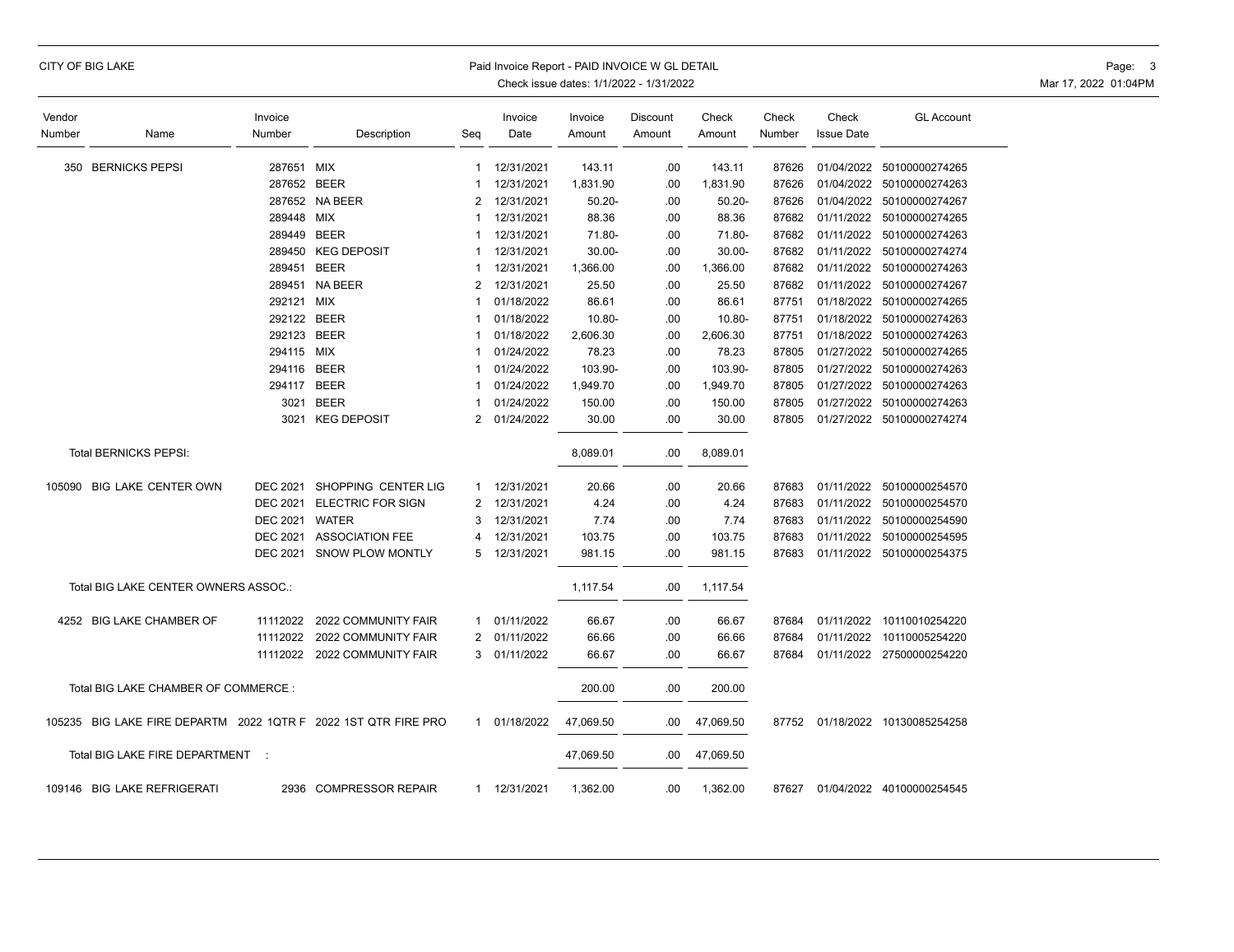CITY OF BIG LAKE

Paid Invoice Report - PAID INVOICE W GL DETAIL
Check issue dates: 1/1/2022 - 1/31/2022

| Vendor Number | Name | Invoice Number | Description | Seq | Invoice Date | Invoice Amount | Discount Amount | Check Amount | Check Number | Check Issue Date | GL Account |
|---|---|---|---|---|---|---|---|---|---|---|---|
| 350 | BERNICKS PEPSI | 287651 | MIX | 1 | 12/31/2021 | 143.11 | .00 | 143.11 | 87626 | 01/04/2022 | 50100000274265 |
| | | 287652 | BEER | 1 | 12/31/2021 | 1,831.90 | .00 | 1,831.90 | 87626 | 01/04/2022 | 50100000274263 |
| | | 287652 | NA BEER | 2 | 12/31/2021 | 50.20- | .00 | 50.20- | 87626 | 01/04/2022 | 50100000274267 |
| | | 289448 | MIX | 1 | 12/31/2021 | 88.36 | .00 | 88.36 | 87682 | 01/11/2022 | 50100000274265 |
| | | 289449 | BEER | 1 | 12/31/2021 | 71.80- | .00 | 71.80- | 87682 | 01/11/2022 | 50100000274263 |
| | | 289450 | KEG DEPOSIT | 1 | 12/31/2021 | 30.00- | .00 | 30.00- | 87682 | 01/11/2022 | 50100000274274 |
| | | 289451 | BEER | 1 | 12/31/2021 | 1,366.00 | .00 | 1,366.00 | 87682 | 01/11/2022 | 50100000274263 |
| | | 289451 | NA BEER | 2 | 12/31/2021 | 25.50 | .00 | 25.50 | 87682 | 01/11/2022 | 50100000274267 |
| | | 292121 | MIX | 1 | 01/18/2022 | 86.61 | .00 | 86.61 | 87751 | 01/18/2022 | 50100000274265 |
| | | 292122 | BEER | 1 | 01/18/2022 | 10.80- | .00 | 10.80- | 87751 | 01/18/2022 | 50100000274263 |
| | | 292123 | BEER | 1 | 01/18/2022 | 2,606.30 | .00 | 2,606.30 | 87751 | 01/18/2022 | 50100000274263 |
| | | 294115 | MIX | 1 | 01/24/2022 | 78.23 | .00 | 78.23 | 87805 | 01/27/2022 | 50100000274265 |
| | | 294116 | BEER | 1 | 01/24/2022 | 103.90- | .00 | 103.90- | 87805 | 01/27/2022 | 50100000274263 |
| | | 294117 | BEER | 1 | 01/24/2022 | 1,949.70 | .00 | 1,949.70 | 87805 | 01/27/2022 | 50100000274263 |
| | | 3021 | BEER | 1 | 01/24/2022 | 150.00 | .00 | 150.00 | 87805 | 01/27/2022 | 50100000274263 |
| | | 3021 | KEG DEPOSIT | 2 | 01/24/2022 | 30.00 | .00 | 30.00 | 87805 | 01/27/2022 | 50100000274274 |
| | Total BERNICKS PEPSI: | | | | | 8,089.01 | .00 | 8,089.01 | | | |
| 105090 | BIG LAKE CENTER OWN | DEC 2021 | SHOPPING CENTER LIG | 1 | 12/31/2021 | 20.66 | .00 | 20.66 | 87683 | 01/11/2022 | 50100000254570 |
| | | DEC 2021 | ELECTRIC FOR SIGN | 2 | 12/31/2021 | 4.24 | .00 | 4.24 | 87683 | 01/11/2022 | 50100000254570 |
| | | DEC 2021 | WATER | 3 | 12/31/2021 | 7.74 | .00 | 7.74 | 87683 | 01/11/2022 | 50100000254590 |
| | | DEC 2021 | ASSOCIATION FEE | 4 | 12/31/2021 | 103.75 | .00 | 103.75 | 87683 | 01/11/2022 | 50100000254595 |
| | | DEC 2021 | SNOW PLOW MONTLY | 5 | 12/31/2021 | 981.15 | .00 | 981.15 | 87683 | 01/11/2022 | 50100000254375 |
| | Total BIG LAKE CENTER OWNERS ASSOC.: | | | | | 1,117.54 | .00 | 1,117.54 | | | |
| 4252 | BIG LAKE CHAMBER OF | 11112022 | 2022 COMMUNITY FAIR | 1 | 01/11/2022 | 66.67 | .00 | 66.67 | 87684 | 01/11/2022 | 10110010254220 |
| | | 11112022 | 2022 COMMUNITY FAIR | 2 | 01/11/2022 | 66.66 | .00 | 66.66 | 87684 | 01/11/2022 | 10110005254220 |
| | | 11112022 | 2022 COMMUNITY FAIR | 3 | 01/11/2022 | 66.67 | .00 | 66.67 | 87684 | 01/11/2022 | 27500000254220 |
| | Total BIG LAKE CHAMBER OF COMMERCE : | | | | | 200.00 | .00 | 200.00 | | | |
| 105235 | BIG LAKE FIRE DEPARTM | 2022 1QTR F | 2022 1ST QTR FIRE PRO | 1 | 01/18/2022 | 47,069.50 | .00 | 47,069.50 | 87752 | 01/18/2022 | 10130085254258 |
| | Total BIG LAKE FIRE DEPARTMENT : | | | | | 47,069.50 | .00 | 47,069.50 | | | |
| 109146 | BIG LAKE REFRIGERATI | 2936 | COMPRESSOR REPAIR | 1 | 12/31/2021 | 1,362.00 | .00 | 1,362.00 | 87627 | 01/04/2022 | 40100000254545 |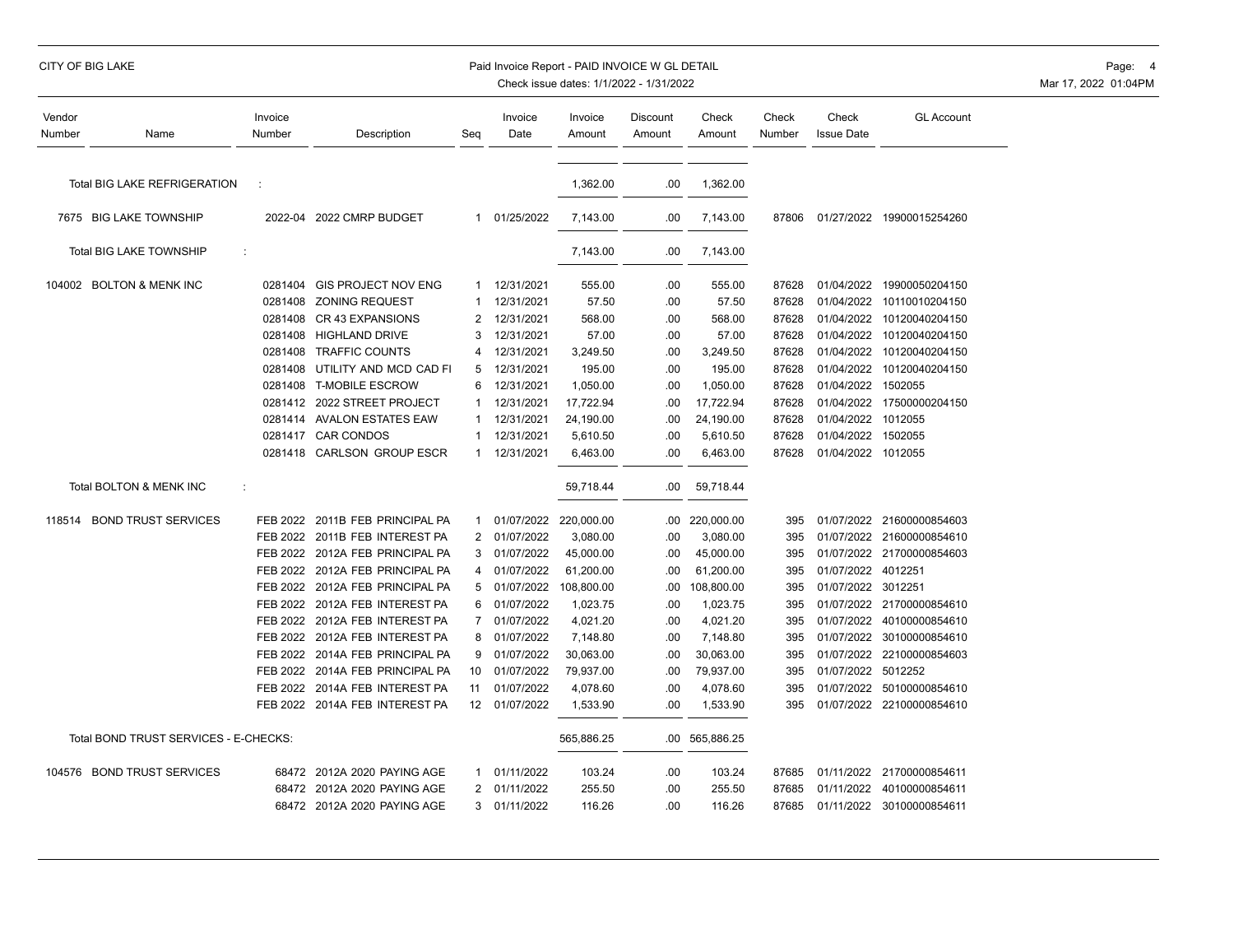| Vendor Number | Name | Invoice Number | Description | Seq | Invoice Date | Invoice Amount | Discount Amount | Check Amount | Check Number | Check Issue Date | GL Account |
|---|---|---|---|---|---|---|---|---|---|---|---|
| | Total BIG LAKE REFRIGERATION : | | | | | 1,362.00 | .00 | 1,362.00 | | | |
| 7675 | BIG LAKE TOWNSHIP | 2022-04 | 2022 CMRP BUDGET | 1 | 01/25/2022 | 7,143.00 | .00 | 7,143.00 | 87806 | 01/27/2022 | 19900015254260 |
| | Total BIG LAKE TOWNSHIP : | | | | | 7,143.00 | .00 | 7,143.00 | | | |
| 104002 | BOLTON & MENK INC | 0281404 | GIS PROJECT NOV ENG | 1 | 12/31/2021 | 555.00 | .00 | 555.00 | 87628 | 01/04/2022 | 19900050204150 |
| | | 0281408 | ZONING REQUEST | 1 | 12/31/2021 | 57.50 | .00 | 57.50 | 87628 | 01/04/2022 | 10110010204150 |
| | | 0281408 | CR 43 EXPANSIONS | 2 | 12/31/2021 | 568.00 | .00 | 568.00 | 87628 | 01/04/2022 | 10120040204150 |
| | | 0281408 | HIGHLAND DRIVE | 3 | 12/31/2021 | 57.00 | .00 | 57.00 | 87628 | 01/04/2022 | 10120040204150 |
| | | 0281408 | TRAFFIC COUNTS | 4 | 12/31/2021 | 3,249.50 | .00 | 3,249.50 | 87628 | 01/04/2022 | 10120040204150 |
| | | 0281408 | UTILITY AND MCD CAD FI | 5 | 12/31/2021 | 195.00 | .00 | 195.00 | 87628 | 01/04/2022 | 10120040204150 |
| | | 0281408 | T-MOBILE ESCROW | 6 | 12/31/2021 | 1,050.00 | .00 | 1,050.00 | 87628 | 01/04/2022 | 1502055 |
| | | 0281412 | 2022 STREET PROJECT | 1 | 12/31/2021 | 17,722.94 | .00 | 17,722.94 | 87628 | 01/04/2022 | 17500000204150 |
| | | 0281414 | AVALON ESTATES EAW | 1 | 12/31/2021 | 24,190.00 | .00 | 24,190.00 | 87628 | 01/04/2022 | 1012055 |
| | | 0281417 | CAR CONDOS | 1 | 12/31/2021 | 5,610.50 | .00 | 5,610.50 | 87628 | 01/04/2022 | 1502055 |
| | | 0281418 | CARLSON GROUP ESCR | 1 | 12/31/2021 | 6,463.00 | .00 | 6,463.00 | 87628 | 01/04/2022 | 1012055 |
| | Total BOLTON & MENK INC : | | | | | 59,718.44 | .00 | 59,718.44 | | | |
| 118514 | BOND TRUST SERVICES | FEB 2022 | 2011B FEB PRINCIPAL PA | 1 | 01/07/2022 | 220,000.00 | .00 | 220,000.00 | 395 | 01/07/2022 | 21600000854603 |
| | | FEB 2022 | 2011B FEB INTEREST PA | 2 | 01/07/2022 | 3,080.00 | .00 | 3,080.00 | 395 | 01/07/2022 | 21600000854610 |
| | | FEB 2022 | 2012A FEB PRINCIPAL PA | 3 | 01/07/2022 | 45,000.00 | .00 | 45,000.00 | 395 | 01/07/2022 | 21700000854603 |
| | | FEB 2022 | 2012A FEB PRINCIPAL PA | 4 | 01/07/2022 | 61,200.00 | .00 | 61,200.00 | 395 | 01/07/2022 | 4012251 |
| | | FEB 2022 | 2012A FEB PRINCIPAL PA | 5 | 01/07/2022 | 108,800.00 | .00 | 108,800.00 | 395 | 01/07/2022 | 3012251 |
| | | FEB 2022 | 2012A FEB INTEREST PA | 6 | 01/07/2022 | 1,023.75 | .00 | 1,023.75 | 395 | 01/07/2022 | 21700000854610 |
| | | FEB 2022 | 2012A FEB INTEREST PA | 7 | 01/07/2022 | 4,021.20 | .00 | 4,021.20 | 395 | 01/07/2022 | 40100000854610 |
| | | FEB 2022 | 2012A FEB INTEREST PA | 8 | 01/07/2022 | 7,148.80 | .00 | 7,148.80 | 395 | 01/07/2022 | 30100000854610 |
| | | FEB 2022 | 2014A FEB PRINCIPAL PA | 9 | 01/07/2022 | 30,063.00 | .00 | 30,063.00 | 395 | 01/07/2022 | 22100000854603 |
| | | FEB 2022 | 2014A FEB PRINCIPAL PA | 10 | 01/07/2022 | 79,937.00 | .00 | 79,937.00 | 395 | 01/07/2022 | 5012252 |
| | | FEB 2022 | 2014A FEB INTEREST PA | 11 | 01/07/2022 | 4,078.60 | .00 | 4,078.60 | 395 | 01/07/2022 | 50100000854610 |
| | | FEB 2022 | 2014A FEB INTEREST PA | 12 | 01/07/2022 | 1,533.90 | .00 | 1,533.90 | 395 | 01/07/2022 | 22100000854610 |
| | Total BOND TRUST SERVICES - E-CHECKS: | | | | | 565,886.25 | .00 | 565,886.25 | | | |
| 104576 | BOND TRUST SERVICES | 68472 | 2012A 2020 PAYING AGE | 1 | 01/11/2022 | 103.24 | .00 | 103.24 | 87685 | 01/11/2022 | 21700000854611 |
| | | 68472 | 2012A 2020 PAYING AGE | 2 | 01/11/2022 | 255.50 | .00 | 255.50 | 87685 | 01/11/2022 | 40100000854611 |
| | | 68472 | 2012A 2020 PAYING AGE | 3 | 01/11/2022 | 116.26 | .00 | 116.26 | 87685 | 01/11/2022 | 30100000854611 |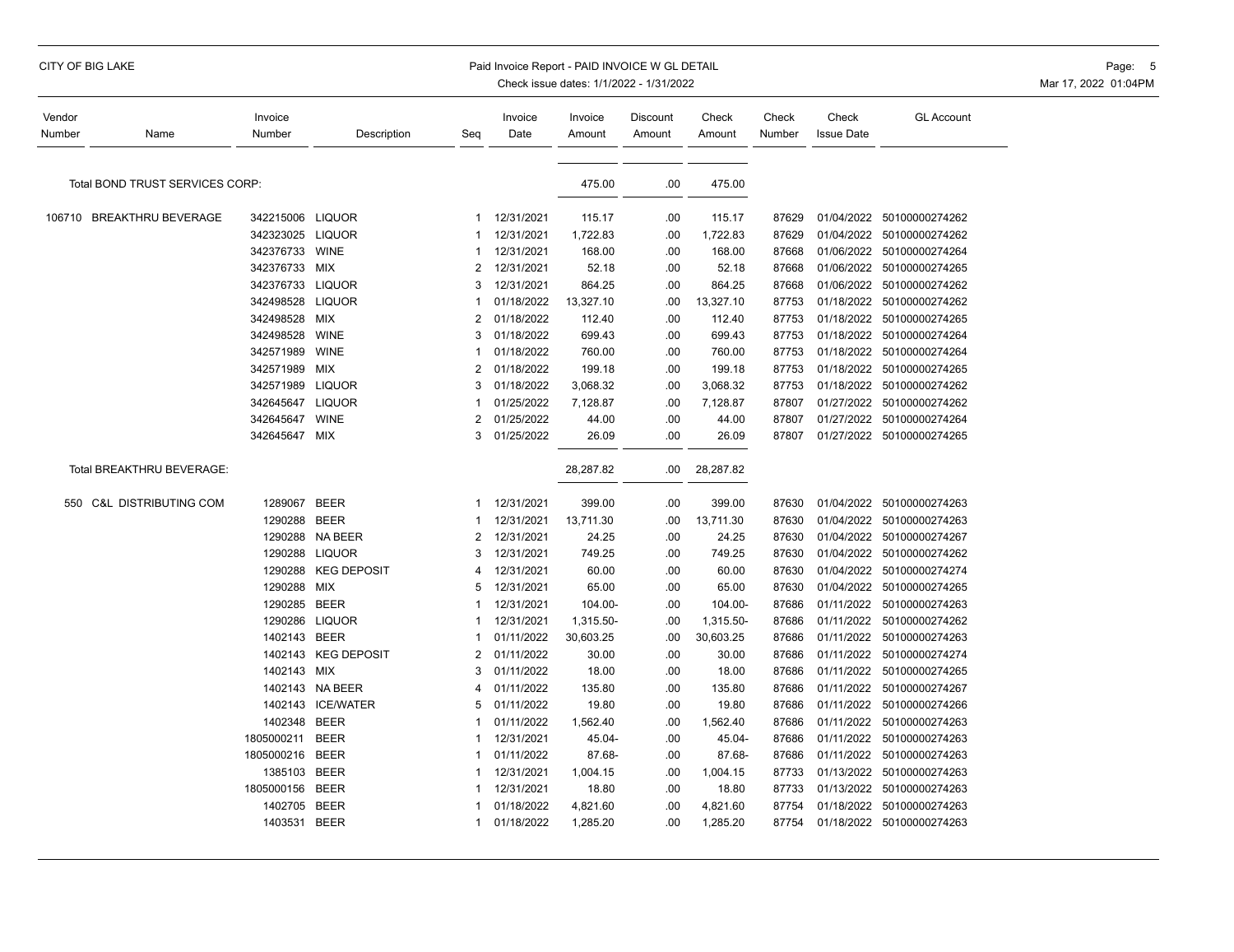CITY OF BIG LAKE

Paid Invoice Report - PAID INVOICE W GL DETAIL
Check issue dates: 1/1/2022 - 1/31/2022

| Vendor Number | Name | Invoice Number | Description | Seq | Invoice Date | Invoice Amount | Discount Amount | Check Amount | Check Number | Check Issue Date | GL Account |
|---|---|---|---|---|---|---|---|---|---|---|---|
| | Total BOND TRUST SERVICES CORP: | | | | | 475.00 | .00 | 475.00 | | | |
| 106710 | BREAKTHRU BEVERAGE | 342215006 | LIQUOR | 1 | 12/31/2021 | 115.17 | .00 | 115.17 | 87629 | 01/04/2022 | 50100000274262 |
| | | 342323025 | LIQUOR | 1 | 12/31/2021 | 1,722.83 | .00 | 1,722.83 | 87629 | 01/04/2022 | 50100000274262 |
| | | 342376733 | WINE | 1 | 12/31/2021 | 168.00 | .00 | 168.00 | 87668 | 01/06/2022 | 50100000274264 |
| | | 342376733 | MIX | 2 | 12/31/2021 | 52.18 | .00 | 52.18 | 87668 | 01/06/2022 | 50100000274265 |
| | | 342376733 | LIQUOR | 3 | 12/31/2021 | 864.25 | .00 | 864.25 | 87668 | 01/06/2022 | 50100000274262 |
| | | 342498528 | LIQUOR | 1 | 01/18/2022 | 13,327.10 | .00 | 13,327.10 | 87753 | 01/18/2022 | 50100000274262 |
| | | 342498528 | MIX | 2 | 01/18/2022 | 112.40 | .00 | 112.40 | 87753 | 01/18/2022 | 50100000274265 |
| | | 342498528 | WINE | 3 | 01/18/2022 | 699.43 | .00 | 699.43 | 87753 | 01/18/2022 | 50100000274264 |
| | | 342571989 | WINE | 1 | 01/18/2022 | 760.00 | .00 | 760.00 | 87753 | 01/18/2022 | 50100000274264 |
| | | 342571989 | MIX | 2 | 01/18/2022 | 199.18 | .00 | 199.18 | 87753 | 01/18/2022 | 50100000274265 |
| | | 342571989 | LIQUOR | 3 | 01/18/2022 | 3,068.32 | .00 | 3,068.32 | 87753 | 01/18/2022 | 50100000274262 |
| | | 342645647 | LIQUOR | 1 | 01/25/2022 | 7,128.87 | .00 | 7,128.87 | 87807 | 01/27/2022 | 50100000274262 |
| | | 342645647 | WINE | 2 | 01/25/2022 | 44.00 | .00 | 44.00 | 87807 | 01/27/2022 | 50100000274264 |
| | | 342645647 | MIX | 3 | 01/25/2022 | 26.09 | .00 | 26.09 | 87807 | 01/27/2022 | 50100000274265 |
| | Total BREAKTHRU BEVERAGE: | | | | | 28,287.82 | .00 | 28,287.82 | | | |
| 550 | C&L DISTRIBUTING COM | 1289067 | BEER | 1 | 12/31/2021 | 399.00 | .00 | 399.00 | 87630 | 01/04/2022 | 50100000274263 |
| | | 1290288 | BEER | 1 | 12/31/2021 | 13,711.30 | .00 | 13,711.30 | 87630 | 01/04/2022 | 50100000274263 |
| | | 1290288 | NA BEER | 2 | 12/31/2021 | 24.25 | .00 | 24.25 | 87630 | 01/04/2022 | 50100000274267 |
| | | 1290288 | LIQUOR | 3 | 12/31/2021 | 749.25 | .00 | 749.25 | 87630 | 01/04/2022 | 50100000274262 |
| | | 1290288 | KEG DEPOSIT | 4 | 12/31/2021 | 60.00 | .00 | 60.00 | 87630 | 01/04/2022 | 50100000274274 |
| | | 1290288 | MIX | 5 | 12/31/2021 | 65.00 | .00 | 65.00 | 87630 | 01/04/2022 | 50100000274265 |
| | | 1290285 | BEER | 1 | 12/31/2021 | 104.00- | .00 | 104.00- | 87686 | 01/11/2022 | 50100000274263 |
| | | 1290286 | LIQUOR | 1 | 12/31/2021 | 1,315.50- | .00 | 1,315.50- | 87686 | 01/11/2022 | 50100000274262 |
| | | 1402143 | BEER | 1 | 01/11/2022 | 30,603.25 | .00 | 30,603.25 | 87686 | 01/11/2022 | 50100000274263 |
| | | 1402143 | KEG DEPOSIT | 2 | 01/11/2022 | 30.00 | .00 | 30.00 | 87686 | 01/11/2022 | 50100000274274 |
| | | 1402143 | MIX | 3 | 01/11/2022 | 18.00 | .00 | 18.00 | 87686 | 01/11/2022 | 50100000274265 |
| | | 1402143 | NA BEER | 4 | 01/11/2022 | 135.80 | .00 | 135.80 | 87686 | 01/11/2022 | 50100000274267 |
| | | 1402143 | ICE/WATER | 5 | 01/11/2022 | 19.80 | .00 | 19.80 | 87686 | 01/11/2022 | 50100000274266 |
| | | 1402348 | BEER | 1 | 01/11/2022 | 1,562.40 | .00 | 1,562.40 | 87686 | 01/11/2022 | 50100000274263 |
| | | 1805000211 | BEER | 1 | 12/31/2021 | 45.04- | .00 | 45.04- | 87686 | 01/11/2022 | 50100000274263 |
| | | 1805000216 | BEER | 1 | 01/11/2022 | 87.68- | .00 | 87.68- | 87686 | 01/11/2022 | 50100000274263 |
| | | 1385103 | BEER | 1 | 12/31/2021 | 1,004.15 | .00 | 1,004.15 | 87733 | 01/13/2022 | 50100000274263 |
| | | 1805000156 | BEER | 1 | 12/31/2021 | 18.80 | .00 | 18.80 | 87733 | 01/13/2022 | 50100000274263 |
| | | 1402705 | BEER | 1 | 01/18/2022 | 4,821.60 | .00 | 4,821.60 | 87754 | 01/18/2022 | 50100000274263 |
| | | 1403531 | BEER | 1 | 01/18/2022 | 1,285.20 | .00 | 1,285.20 | 87754 | 01/18/2022 | 50100000274263 |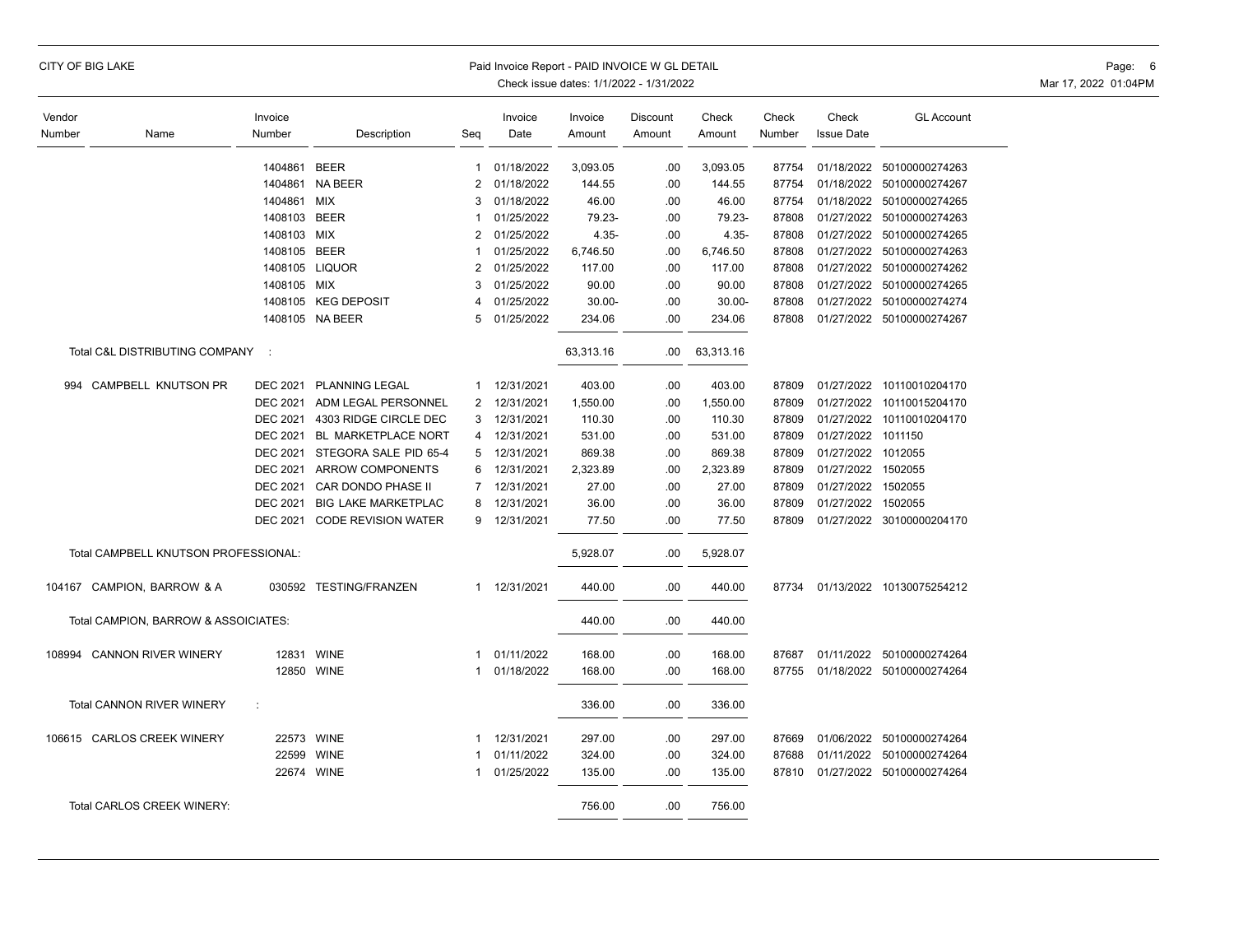CITY OF BIG LAKE

Paid Invoice Report - PAID INVOICE W GL DETAIL
Check issue dates: 1/1/2022 - 1/31/2022

| Vendor Number | Name | Invoice Number | Description | Seq | Invoice Date | Invoice Amount | Discount Amount | Check Amount | Check Number | Check Issue Date | GL Account |
|---|---|---|---|---|---|---|---|---|---|---|---|
| | | 1404861 | BEER | 1 | 01/18/2022 | 3,093.05 | .00 | 3,093.05 | 87754 | 01/18/2022 | 50100000274263 |
| | | 1404861 | NA BEER | 2 | 01/18/2022 | 144.55 | .00 | 144.55 | 87754 | 01/18/2022 | 50100000274267 |
| | | 1404861 | MIX | 3 | 01/18/2022 | 46.00 | .00 | 46.00 | 87754 | 01/18/2022 | 50100000274265 |
| | | 1408103 | BEER | 1 | 01/25/2022 | 79.23- | .00 | 79.23- | 87808 | 01/27/2022 | 50100000274263 |
| | | 1408103 | MIX | 2 | 01/25/2022 | 4.35- | .00 | 4.35- | 87808 | 01/27/2022 | 50100000274265 |
| | | 1408105 | BEER | 1 | 01/25/2022 | 6,746.50 | .00 | 6,746.50 | 87808 | 01/27/2022 | 50100000274263 |
| | | 1408105 | LIQUOR | 2 | 01/25/2022 | 117.00 | .00 | 117.00 | 87808 | 01/27/2022 | 50100000274262 |
| | | 1408105 | MIX | 3 | 01/25/2022 | 90.00 | .00 | 90.00 | 87808 | 01/27/2022 | 50100000274265 |
| | | 1408105 | KEG DEPOSIT | 4 | 01/25/2022 | 30.00- | .00 | 30.00- | 87808 | 01/27/2022 | 50100000274274 |
| | | 1408105 | NA BEER | 5 | 01/25/2022 | 234.06 | .00 | 234.06 | 87808 | 01/27/2022 | 50100000274267 |
| | Total C&L DISTRIBUTING COMPANY : | | | | | 63,313.16 | .00 | 63,313.16 | | | |
| 994 | CAMPBELL KNUTSON PR | DEC 2021 | PLANNING LEGAL | 1 | 12/31/2021 | 403.00 | .00 | 403.00 | 87809 | 01/27/2022 | 10110010204170 |
| | | DEC 2021 | ADM LEGAL PERSONNEL | 2 | 12/31/2021 | 1,550.00 | .00 | 1,550.00 | 87809 | 01/27/2022 | 10110015204170 |
| | | DEC 2021 | 4303 RIDGE CIRCLE DEC | 3 | 12/31/2021 | 110.30 | .00 | 110.30 | 87809 | 01/27/2022 | 10110010204170 |
| | | DEC 2021 | BL MARKETPLACE NORT | 4 | 12/31/2021 | 531.00 | .00 | 531.00 | 87809 | 01/27/2022 | 1011150 |
| | | DEC 2021 | STEGORA SALE PID 65-4 | 5 | 12/31/2021 | 869.38 | .00 | 869.38 | 87809 | 01/27/2022 | 1012055 |
| | | DEC 2021 | ARROW COMPONENTS | 6 | 12/31/2021 | 2,323.89 | .00 | 2,323.89 | 87809 | 01/27/2022 | 1502055 |
| | | DEC 2021 | CAR DONDO PHASE II | 7 | 12/31/2021 | 27.00 | .00 | 27.00 | 87809 | 01/27/2022 | 1502055 |
| | | DEC 2021 | BIG LAKE MARKETPLAC | 8 | 12/31/2021 | 36.00 | .00 | 36.00 | 87809 | 01/27/2022 | 1502055 |
| | | DEC 2021 | CODE REVISION WATER | 9 | 12/31/2021 | 77.50 | .00 | 77.50 | 87809 | 01/27/2022 | 30100000204170 |
| | Total CAMPBELL KNUTSON PROFESSIONAL: | | | | | 5,928.07 | .00 | 5,928.07 | | | |
| 104167 | CAMPION, BARROW & A | 030592 | TESTING/FRANZEN | 1 | 12/31/2021 | 440.00 | .00 | 440.00 | 87734 | 01/13/2022 | 10130075254212 |
| | Total CAMPION, BARROW & ASSOICIATES: | | | | | 440.00 | .00 | 440.00 | | | |
| 108994 | CANNON RIVER WINERY | 12831 | WINE | 1 | 01/11/2022 | 168.00 | .00 | 168.00 | 87687 | 01/11/2022 | 50100000274264 |
| | | 12850 | WINE | 1 | 01/18/2022 | 168.00 | .00 | 168.00 | 87755 | 01/18/2022 | 50100000274264 |
| | Total CANNON RIVER WINERY : | | | | | 336.00 | .00 | 336.00 | | | |
| 106615 | CARLOS CREEK WINERY | 22573 | WINE | 1 | 12/31/2021 | 297.00 | .00 | 297.00 | 87669 | 01/06/2022 | 50100000274264 |
| | | 22599 | WINE | 1 | 01/11/2022 | 324.00 | .00 | 324.00 | 87688 | 01/11/2022 | 50100000274264 |
| | | 22674 | WINE | 1 | 01/25/2022 | 135.00 | .00 | 135.00 | 87810 | 01/27/2022 | 50100000274264 |
| | Total CARLOS CREEK WINERY: | | | | | 756.00 | .00 | 756.00 | | | |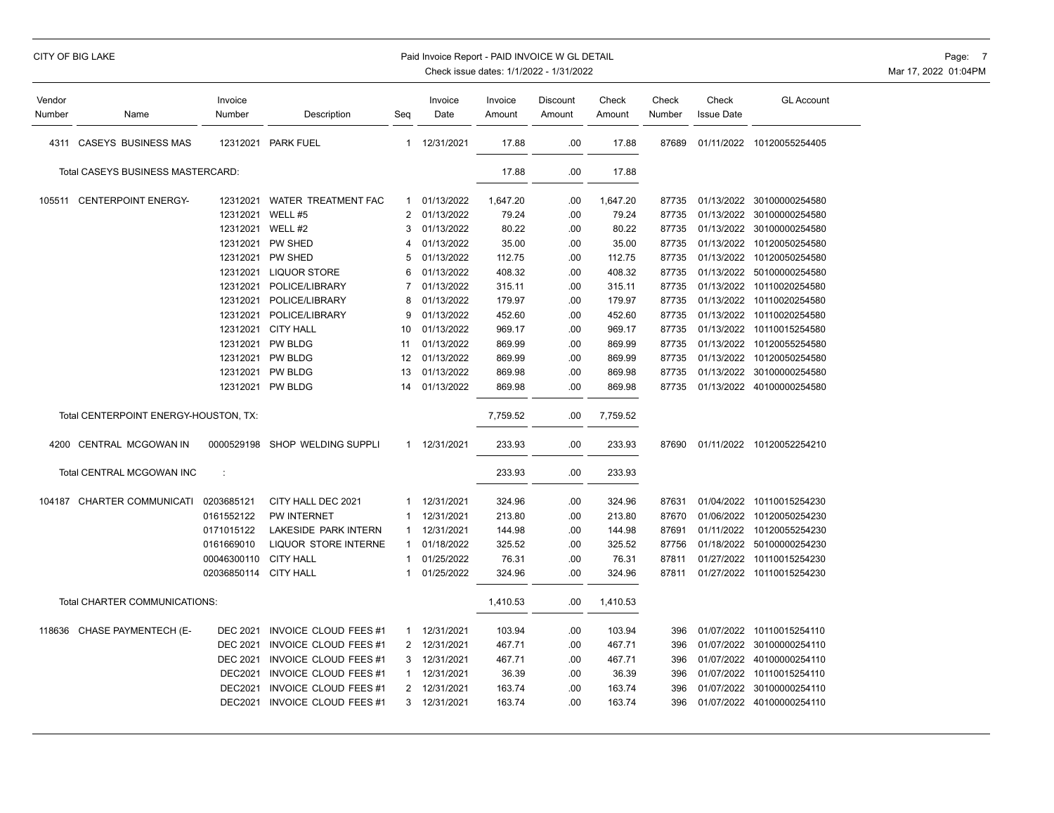CITY OF BIG LAKE

Paid Invoice Report - PAID INVOICE W GL DETAIL

Check issue dates: 1/1/2022 - 1/31/2022

| Vendor Number | Name | Invoice Number | Description | Seq | Invoice Date | Invoice Amount | Discount Amount | Check Amount | Check Number | Check Issue Date | GL Account |
|---|---|---|---|---|---|---|---|---|---|---|---|
| 4311 | CASEYS BUSINESS MAS | 12312021 | PARK FUEL | 1 | 12/31/2021 | 17.88 | .00 | 17.88 | 87689 | 01/11/2022 | 10120055254405 |
| | Total CASEYS BUSINESS MASTERCARD: | | | | | 17.88 | .00 | 17.88 | | | |
| 105511 | CENTERPOINT ENERGY- | 12312021 | WATER TREATMENT FAC | 1 | 01/13/2022 | 1,647.20 | .00 | 1,647.20 | 87735 | 01/13/2022 | 30100000254580 |
| | | 12312021 | WELL #5 | 2 | 01/13/2022 | 79.24 | .00 | 79.24 | 87735 | 01/13/2022 | 30100000254580 |
| | | 12312021 | WELL #2 | 3 | 01/13/2022 | 80.22 | .00 | 80.22 | 87735 | 01/13/2022 | 30100000254580 |
| | | 12312021 | PW SHED | 4 | 01/13/2022 | 35.00 | .00 | 35.00 | 87735 | 01/13/2022 | 10120050254580 |
| | | 12312021 | PW SHED | 5 | 01/13/2022 | 112.75 | .00 | 112.75 | 87735 | 01/13/2022 | 10120050254580 |
| | | 12312021 | LIQUOR STORE | 6 | 01/13/2022 | 408.32 | .00 | 408.32 | 87735 | 01/13/2022 | 50100000254580 |
| | | 12312021 | POLICE/LIBRARY | 7 | 01/13/2022 | 315.11 | .00 | 315.11 | 87735 | 01/13/2022 | 10110020254580 |
| | | 12312021 | POLICE/LIBRARY | 8 | 01/13/2022 | 179.97 | .00 | 179.97 | 87735 | 01/13/2022 | 10110020254580 |
| | | 12312021 | POLICE/LIBRARY | 9 | 01/13/2022 | 452.60 | .00 | 452.60 | 87735 | 01/13/2022 | 10110020254580 |
| | | 12312021 | CITY HALL | 10 | 01/13/2022 | 969.17 | .00 | 969.17 | 87735 | 01/13/2022 | 10110015254580 |
| | | 12312021 | PW BLDG | 11 | 01/13/2022 | 869.99 | .00 | 869.99 | 87735 | 01/13/2022 | 10120055254580 |
| | | 12312021 | PW BLDG | 12 | 01/13/2022 | 869.99 | .00 | 869.99 | 87735 | 01/13/2022 | 10120050254580 |
| | | 12312021 | PW BLDG | 13 | 01/13/2022 | 869.98 | .00 | 869.98 | 87735 | 01/13/2022 | 30100000254580 |
| | | 12312021 | PW BLDG | 14 | 01/13/2022 | 869.98 | .00 | 869.98 | 87735 | 01/13/2022 | 40100000254580 |
| | Total CENTERPOINT ENERGY-HOUSTON, TX: | | | | | 7,759.52 | .00 | 7,759.52 | | | |
| 4200 | CENTRAL MCGOWAN IN | 0000529198 | SHOP WELDING SUPPLI | 1 | 12/31/2021 | 233.93 | .00 | 233.93 | 87690 | 01/11/2022 | 10120052254210 |
| | Total CENTRAL MCGOWAN INC : | | | | | 233.93 | .00 | 233.93 | | | |
| 104187 | CHARTER COMMUNICATI | 0203685121 | CITY HALL DEC 2021 | 1 | 12/31/2021 | 324.96 | .00 | 324.96 | 87631 | 01/04/2022 | 10110015254230 |
| | | 0161552122 | PW INTERNET | 1 | 12/31/2021 | 213.80 | .00 | 213.80 | 87670 | 01/06/2022 | 10120050254230 |
| | | 0171015122 | LAKESIDE PARK INTERN | 1 | 12/31/2021 | 144.98 | .00 | 144.98 | 87691 | 01/11/2022 | 10120055254230 |
| | | 0161669010 | LIQUOR STORE INTERNE | 1 | 01/18/2022 | 325.52 | .00 | 325.52 | 87756 | 01/18/2022 | 50100000254230 |
| | | 00046300110 | CITY HALL | 1 | 01/25/2022 | 76.31 | .00 | 76.31 | 87811 | 01/27/2022 | 10110015254230 |
| | | 02036850114 | CITY HALL | 1 | 01/25/2022 | 324.96 | .00 | 324.96 | 87811 | 01/27/2022 | 10110015254230 |
| | Total CHARTER COMMUNICATIONS: | | | | | 1,410.53 | .00 | 1,410.53 | | | |
| 118636 | CHASE PAYMENTECH (E- | DEC 2021 | INVOICE CLOUD FEES #1 | 1 | 12/31/2021 | 103.94 | .00 | 103.94 | 396 | 01/07/2022 | 10110015254110 |
| | | DEC 2021 | INVOICE CLOUD FEES #1 | 2 | 12/31/2021 | 467.71 | .00 | 467.71 | 396 | 01/07/2022 | 30100000254110 |
| | | DEC 2021 | INVOICE CLOUD FEES #1 | 3 | 12/31/2021 | 467.71 | .00 | 467.71 | 396 | 01/07/2022 | 40100000254110 |
| | | DEC2021 | INVOICE CLOUD FEES #1 | 1 | 12/31/2021 | 36.39 | .00 | 36.39 | 396 | 01/07/2022 | 10110015254110 |
| | | DEC2021 | INVOICE CLOUD FEES #1 | 2 | 12/31/2021 | 163.74 | .00 | 163.74 | 396 | 01/07/2022 | 30100000254110 |
| | | DEC2021 | INVOICE CLOUD FEES #1 | 3 | 12/31/2021 | 163.74 | .00 | 163.74 | 396 | 01/07/2022 | 40100000254110 |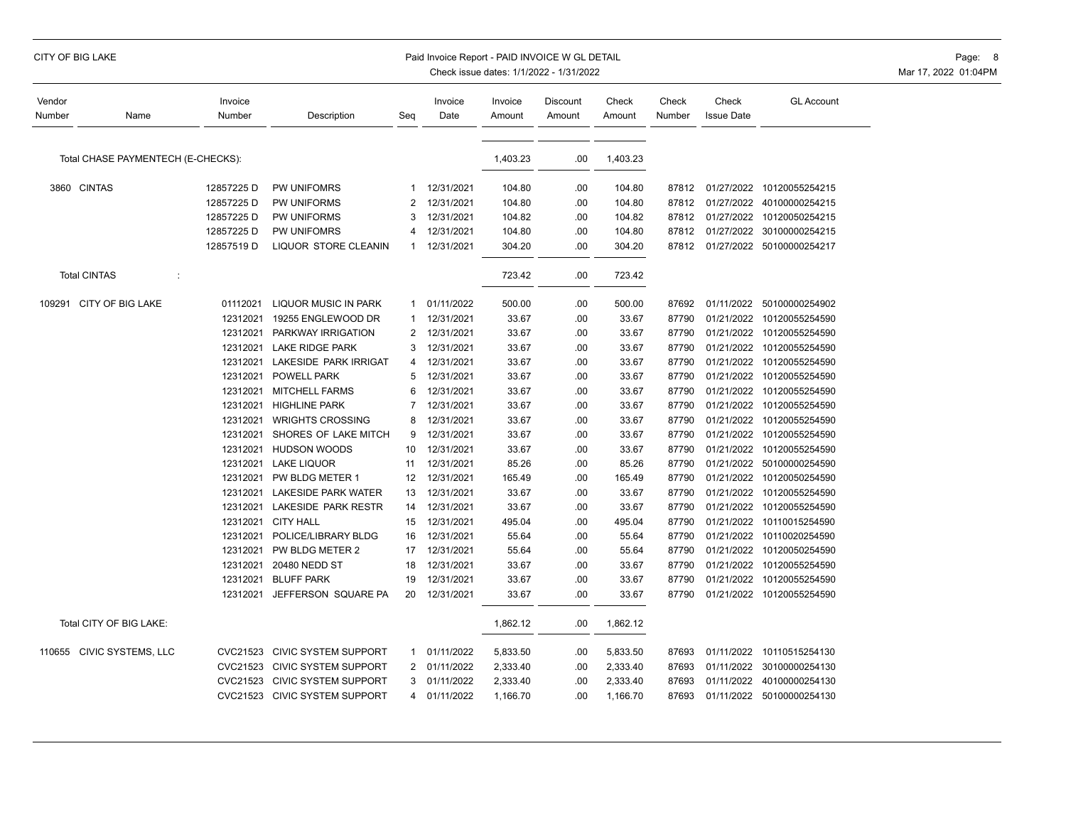CITY OF BIG LAKE

Paid Invoice Report - PAID INVOICE W GL DETAIL

Check issue dates: 1/1/2022 - 1/31/2022

| Vendor Number | Name | Invoice Number | Description | Seq | Invoice Date | Invoice Amount | Discount Amount | Check Amount | Check Number | Check Issue Date | GL Account |
|---|---|---|---|---|---|---|---|---|---|---|---|
| | Total CHASE PAYMENTECH (E-CHECKS): | | | | | 1,403.23 | .00 | 1,403.23 | | | |
| 3860 | CINTAS | 12857225 D | PW UNIFOMRS | 1 | 12/31/2021 | 104.80 | .00 | 104.80 | 87812 | 01/27/2022 | 10120055254215 |
| | | 12857225 D | PW UNIFOMRS | 2 | 12/31/2021 | 104.80 | .00 | 104.80 | 87812 | 01/27/2022 | 40100000254215 |
| | | 12857225 D | PW UNIFORMS | 3 | 12/31/2021 | 104.82 | .00 | 104.82 | 87812 | 01/27/2022 | 10120050254215 |
| | | 12857225 D | PW UNIFOMRS | 4 | 12/31/2021 | 104.80 | .00 | 104.80 | 87812 | 01/27/2022 | 30100000254215 |
| | | 12857519 D | LIQUOR STORE CLEANIN | 1 | 12/31/2021 | 304.20 | .00 | 304.20 | 87812 | 01/27/2022 | 50100000254217 |
| | Total CINTAS : | | | | | 723.42 | .00 | 723.42 | | | |
| 109291 | CITY OF BIG LAKE | 01112021 | LIQUOR MUSIC IN PARK | 1 | 01/11/2022 | 500.00 | .00 | 500.00 | 87692 | 01/11/2022 | 50100000254902 |
| | | 12312021 | 19255 ENGLEWOOD DR | 1 | 12/31/2021 | 33.67 | .00 | 33.67 | 87790 | 01/21/2022 | 10120055254590 |
| | | 12312021 | PARKWAY IRRIGATION | 2 | 12/31/2021 | 33.67 | .00 | 33.67 | 87790 | 01/21/2022 | 10120055254590 |
| | | 12312021 | LAKE RIDGE PARK | 3 | 12/31/2021 | 33.67 | .00 | 33.67 | 87790 | 01/21/2022 | 10120055254590 |
| | | 12312021 | LAKESIDE PARK IRRIGAT | 4 | 12/31/2021 | 33.67 | .00 | 33.67 | 87790 | 01/21/2022 | 10120055254590 |
| | | 12312021 | POWELL PARK | 5 | 12/31/2021 | 33.67 | .00 | 33.67 | 87790 | 01/21/2022 | 10120055254590 |
| | | 12312021 | MITCHELL FARMS | 6 | 12/31/2021 | 33.67 | .00 | 33.67 | 87790 | 01/21/2022 | 10120055254590 |
| | | 12312021 | HIGHLINE PARK | 7 | 12/31/2021 | 33.67 | .00 | 33.67 | 87790 | 01/21/2022 | 10120055254590 |
| | | 12312021 | WRIGHTS CROSSING | 8 | 12/31/2021 | 33.67 | .00 | 33.67 | 87790 | 01/21/2022 | 10120055254590 |
| | | 12312021 | SHORES OF LAKE MITCH | 9 | 12/31/2021 | 33.67 | .00 | 33.67 | 87790 | 01/21/2022 | 10120055254590 |
| | | 12312021 | HUDSON WOODS | 10 | 12/31/2021 | 33.67 | .00 | 33.67 | 87790 | 01/21/2022 | 10120055254590 |
| | | 12312021 | LAKE LIQUOR | 11 | 12/31/2021 | 85.26 | .00 | 85.26 | 87790 | 01/21/2022 | 50100000254590 |
| | | 12312021 | PW BLDG METER 1 | 12 | 12/31/2021 | 165.49 | .00 | 165.49 | 87790 | 01/21/2022 | 10120050254590 |
| | | 12312021 | LAKESIDE PARK WATER | 13 | 12/31/2021 | 33.67 | .00 | 33.67 | 87790 | 01/21/2022 | 10120055254590 |
| | | 12312021 | LAKESIDE PARK RESTR | 14 | 12/31/2021 | 33.67 | .00 | 33.67 | 87790 | 01/21/2022 | 10120055254590 |
| | | 12312021 | CITY HALL | 15 | 12/31/2021 | 495.04 | .00 | 495.04 | 87790 | 01/21/2022 | 10110015254590 |
| | | 12312021 | POLICE/LIBRARY BLDG | 16 | 12/31/2021 | 55.64 | .00 | 55.64 | 87790 | 01/21/2022 | 10110020254590 |
| | | 12312021 | PW BLDG METER 2 | 17 | 12/31/2021 | 55.64 | .00 | 55.64 | 87790 | 01/21/2022 | 10120050254590 |
| | | 12312021 | 20480 NEDD ST | 18 | 12/31/2021 | 33.67 | .00 | 33.67 | 87790 | 01/21/2022 | 10120055254590 |
| | | 12312021 | BLUFF PARK | 19 | 12/31/2021 | 33.67 | .00 | 33.67 | 87790 | 01/21/2022 | 10120055254590 |
| | | 12312021 | JEFFERSON SQUARE PA | 20 | 12/31/2021 | 33.67 | .00 | 33.67 | 87790 | 01/21/2022 | 10120055254590 |
| | Total CITY OF BIG LAKE: | | | | | 1,862.12 | .00 | 1,862.12 | | | |
| 110655 | CIVIC SYSTEMS, LLC | CVC21523 | CIVIC SYSTEM SUPPORT | 1 | 01/11/2022 | 5,833.50 | .00 | 5,833.50 | 87693 | 01/11/2022 | 10110515254130 |
| | | CVC21523 | CIVIC SYSTEM SUPPORT | 2 | 01/11/2022 | 2,333.40 | .00 | 2,333.40 | 87693 | 01/11/2022 | 30100000254130 |
| | | CVC21523 | CIVIC SYSTEM SUPPORT | 3 | 01/11/2022 | 2,333.40 | .00 | 2,333.40 | 87693 | 01/11/2022 | 40100000254130 |
| | | CVC21523 | CIVIC SYSTEM SUPPORT | 4 | 01/11/2022 | 1,166.70 | .00 | 1,166.70 | 87693 | 01/11/2022 | 50100000254130 |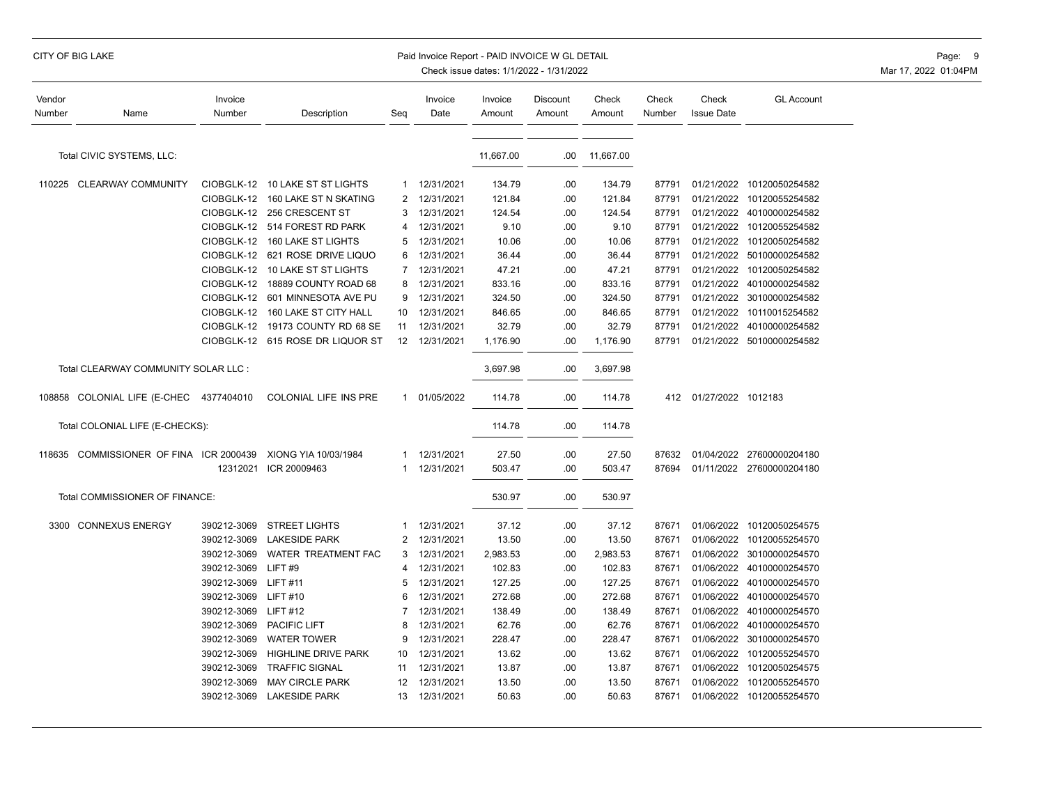| Vendor Number | Name | Invoice Number | Description | Seq | Invoice Date | Invoice Amount | Discount Amount | Check Amount | Check Number | Check Issue Date | GL Account |
|---|---|---|---|---|---|---|---|---|---|---|---|
| | Total CIVIC SYSTEMS, LLC: | | | | | 11,667.00 | .00 | 11,667.00 | | | |
| 110225 | CLEARWAY COMMUNITY | CIOBGLK-12 | 10 LAKE ST ST LIGHTS | 1 | 12/31/2021 | 134.79 | .00 | 134.79 | 87791 | 01/21/2022 | 10120050254582 |
| | | CIOBGLK-12 | 160 LAKE ST N SKATING | 2 | 12/31/2021 | 121.84 | .00 | 121.84 | 87791 | 01/21/2022 | 10120055254582 |
| | | CIOBGLK-12 | 256 CRESCENT ST | 3 | 12/31/2021 | 124.54 | .00 | 124.54 | 87791 | 01/21/2022 | 40100000254582 |
| | | CIOBGLK-12 | 514 FOREST RD PARK | 4 | 12/31/2021 | 9.10 | .00 | 9.10 | 87791 | 01/21/2022 | 10120055254582 |
| | | CIOBGLK-12 | 160 LAKE ST LIGHTS | 5 | 12/31/2021 | 10.06 | .00 | 10.06 | 87791 | 01/21/2022 | 10120050254582 |
| | | CIOBGLK-12 | 621 ROSE DRIVE LIQUO | 6 | 12/31/2021 | 36.44 | .00 | 36.44 | 87791 | 01/21/2022 | 50100000254582 |
| | | CIOBGLK-12 | 10 LAKE ST ST LIGHTS | 7 | 12/31/2021 | 47.21 | .00 | 47.21 | 87791 | 01/21/2022 | 10120050254582 |
| | | CIOBGLK-12 | 18889 COUNTY ROAD 68 | 8 | 12/31/2021 | 833.16 | .00 | 833.16 | 87791 | 01/21/2022 | 40100000254582 |
| | | CIOBGLK-12 | 601 MINNESOTA AVE PU | 9 | 12/31/2021 | 324.50 | .00 | 324.50 | 87791 | 01/21/2022 | 30100000254582 |
| | | CIOBGLK-12 | 160 LAKE ST CITY HALL | 10 | 12/31/2021 | 846.65 | .00 | 846.65 | 87791 | 01/21/2022 | 10110015254582 |
| | | CIOBGLK-12 | 19173 COUNTY RD 68 SE | 11 | 12/31/2021 | 32.79 | .00 | 32.79 | 87791 | 01/21/2022 | 40100000254582 |
| | | CIOBGLK-12 | 615 ROSE DR LIQUOR ST | 12 | 12/31/2021 | 1,176.90 | .00 | 1,176.90 | 87791 | 01/21/2022 | 50100000254582 |
| | Total CLEARWAY COMMUNITY SOLAR LLC : | | | | | 3,697.98 | .00 | 3,697.98 | | | |
| 108858 | COLONIAL LIFE (E-CHEC | 4377404010 | COLONIAL LIFE INS PRE | 1 | 01/05/2022 | 114.78 | .00 | 114.78 | 412 | 01/27/2022 | 1012183 |
| | Total COLONIAL LIFE (E-CHECKS): | | | | | 114.78 | .00 | 114.78 | | | |
| 118635 | COMMISSIONER OF FINA | ICR 2000439 | XIONG YIA 10/03/1984 | 1 | 12/31/2021 | 27.50 | .00 | 27.50 | 87632 | 01/04/2022 | 27600000204180 |
| | | 12312021 | ICR 20009463 | 1 | 12/31/2021 | 503.47 | .00 | 503.47 | 87694 | 01/11/2022 | 27600000204180 |
| | Total COMMISSIONER OF FINANCE: | | | | | 530.97 | .00 | 530.97 | | | |
| 3300 | CONNEXUS ENERGY | 390212-3069 | STREET LIGHTS | 1 | 12/31/2021 | 37.12 | .00 | 37.12 | 87671 | 01/06/2022 | 10120050254575 |
| | | 390212-3069 | LAKESIDE PARK | 2 | 12/31/2021 | 13.50 | .00 | 13.50 | 87671 | 01/06/2022 | 10120055254570 |
| | | 390212-3069 | WATER TREATMENT FAC | 3 | 12/31/2021 | 2,983.53 | .00 | 2,983.53 | 87671 | 01/06/2022 | 30100000254570 |
| | | 390212-3069 | LIFT #9 | 4 | 12/31/2021 | 102.83 | .00 | 102.83 | 87671 | 01/06/2022 | 40100000254570 |
| | | 390212-3069 | LIFT #11 | 5 | 12/31/2021 | 127.25 | .00 | 127.25 | 87671 | 01/06/2022 | 40100000254570 |
| | | 390212-3069 | LIFT #10 | 6 | 12/31/2021 | 272.68 | .00 | 272.68 | 87671 | 01/06/2022 | 40100000254570 |
| | | 390212-3069 | LIFT #12 | 7 | 12/31/2021 | 138.49 | .00 | 138.49 | 87671 | 01/06/2022 | 40100000254570 |
| | | 390212-3069 | PACIFIC LIFT | 8 | 12/31/2021 | 62.76 | .00 | 62.76 | 87671 | 01/06/2022 | 40100000254570 |
| | | 390212-3069 | WATER TOWER | 9 | 12/31/2021 | 228.47 | .00 | 228.47 | 87671 | 01/06/2022 | 30100000254570 |
| | | 390212-3069 | HIGHLINE DRIVE PARK | 10 | 12/31/2021 | 13.62 | .00 | 13.62 | 87671 | 01/06/2022 | 10120055254570 |
| | | 390212-3069 | TRAFFIC SIGNAL | 11 | 12/31/2021 | 13.87 | .00 | 13.87 | 87671 | 01/06/2022 | 10120050254575 |
| | | 390212-3069 | MAY CIRCLE PARK | 12 | 12/31/2021 | 13.50 | .00 | 13.50 | 87671 | 01/06/2022 | 10120055254570 |
| | | 390212-3069 | LAKESIDE PARK | 13 | 12/31/2021 | 50.63 | .00 | 50.63 | 87671 | 01/06/2022 | 10120055254570 |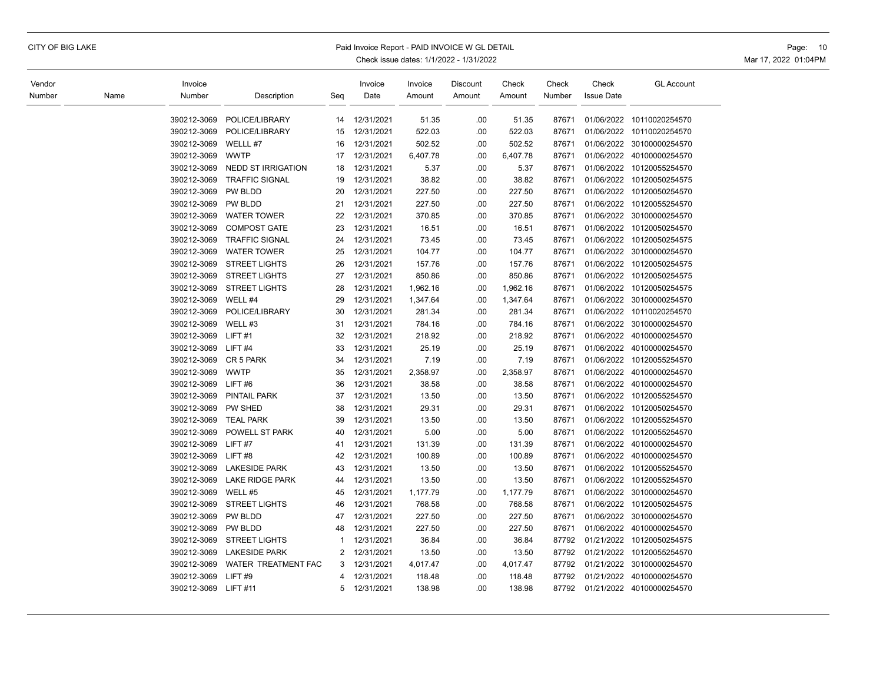CITY OF BIG LAKE

Paid Invoice Report - PAID INVOICE W GL DETAIL
Check issue dates: 1/1/2022 - 1/31/2022

| Vendor Number | Name | Invoice Number | Description | Seq | Invoice Date | Invoice Amount | Discount Amount | Check Amount | Check Number | Check Issue Date | GL Account |
|---|---|---|---|---|---|---|---|---|---|---|---|
| | | 390212-3069 | POLICE/LIBRARY | 14 | 12/31/2021 | 51.35 | .00 | 51.35 | 87671 | 01/06/2022 | 10110020254570 |
| | | 390212-3069 | POLICE/LIBRARY | 15 | 12/31/2021 | 522.03 | .00 | 522.03 | 87671 | 01/06/2022 | 10110020254570 |
| | | 390212-3069 | WELLL #7 | 16 | 12/31/2021 | 502.52 | .00 | 502.52 | 87671 | 01/06/2022 | 30100000254570 |
| | | 390212-3069 | WWTP | 17 | 12/31/2021 | 6,407.78 | .00 | 6,407.78 | 87671 | 01/06/2022 | 40100000254570 |
| | | 390212-3069 | NEDD ST IRRIGATION | 18 | 12/31/2021 | 5.37 | .00 | 5.37 | 87671 | 01/06/2022 | 10120055254570 |
| | | 390212-3069 | TRAFFIC SIGNAL | 19 | 12/31/2021 | 38.82 | .00 | 38.82 | 87671 | 01/06/2022 | 10120050254575 |
| | | 390212-3069 | PW BLDD | 20 | 12/31/2021 | 227.50 | .00 | 227.50 | 87671 | 01/06/2022 | 10120050254570 |
| | | 390212-3069 | PW BLDD | 21 | 12/31/2021 | 227.50 | .00 | 227.50 | 87671 | 01/06/2022 | 10120055254570 |
| | | 390212-3069 | WATER TOWER | 22 | 12/31/2021 | 370.85 | .00 | 370.85 | 87671 | 01/06/2022 | 30100000254570 |
| | | 390212-3069 | COMPOST GATE | 23 | 12/31/2021 | 16.51 | .00 | 16.51 | 87671 | 01/06/2022 | 10120050254570 |
| | | 390212-3069 | TRAFFIC SIGNAL | 24 | 12/31/2021 | 73.45 | .00 | 73.45 | 87671 | 01/06/2022 | 10120050254575 |
| | | 390212-3069 | WATER TOWER | 25 | 12/31/2021 | 104.77 | .00 | 104.77 | 87671 | 01/06/2022 | 30100000254570 |
| | | 390212-3069 | STREET LIGHTS | 26 | 12/31/2021 | 157.76 | .00 | 157.76 | 87671 | 01/06/2022 | 10120050254575 |
| | | 390212-3069 | STREET LIGHTS | 27 | 12/31/2021 | 850.86 | .00 | 850.86 | 87671 | 01/06/2022 | 10120050254575 |
| | | 390212-3069 | STREET LIGHTS | 28 | 12/31/2021 | 1,962.16 | .00 | 1,962.16 | 87671 | 01/06/2022 | 10120050254575 |
| | | 390212-3069 | WELL #4 | 29 | 12/31/2021 | 1,347.64 | .00 | 1,347.64 | 87671 | 01/06/2022 | 30100000254570 |
| | | 390212-3069 | POLICE/LIBRARY | 30 | 12/31/2021 | 281.34 | .00 | 281.34 | 87671 | 01/06/2022 | 10110020254570 |
| | | 390212-3069 | WELL #3 | 31 | 12/31/2021 | 784.16 | .00 | 784.16 | 87671 | 01/06/2022 | 30100000254570 |
| | | 390212-3069 | LIFT #1 | 32 | 12/31/2021 | 218.92 | .00 | 218.92 | 87671 | 01/06/2022 | 40100000254570 |
| | | 390212-3069 | LIFT #4 | 33 | 12/31/2021 | 25.19 | .00 | 25.19 | 87671 | 01/06/2022 | 40100000254570 |
| | | 390212-3069 | CR 5 PARK | 34 | 12/31/2021 | 7.19 | .00 | 7.19 | 87671 | 01/06/2022 | 10120055254570 |
| | | 390212-3069 | WWTP | 35 | 12/31/2021 | 2,358.97 | .00 | 2,358.97 | 87671 | 01/06/2022 | 40100000254570 |
| | | 390212-3069 | LIFT #6 | 36 | 12/31/2021 | 38.58 | .00 | 38.58 | 87671 | 01/06/2022 | 40100000254570 |
| | | 390212-3069 | PINTAIL PARK | 37 | 12/31/2021 | 13.50 | .00 | 13.50 | 87671 | 01/06/2022 | 10120055254570 |
| | | 390212-3069 | PW SHED | 38 | 12/31/2021 | 29.31 | .00 | 29.31 | 87671 | 01/06/2022 | 10120050254570 |
| | | 390212-3069 | TEAL PARK | 39 | 12/31/2021 | 13.50 | .00 | 13.50 | 87671 | 01/06/2022 | 10120055254570 |
| | | 390212-3069 | POWELL ST PARK | 40 | 12/31/2021 | 5.00 | .00 | 5.00 | 87671 | 01/06/2022 | 10120055254570 |
| | | 390212-3069 | LIFT #7 | 41 | 12/31/2021 | 131.39 | .00 | 131.39 | 87671 | 01/06/2022 | 40100000254570 |
| | | 390212-3069 | LIFT #8 | 42 | 12/31/2021 | 100.89 | .00 | 100.89 | 87671 | 01/06/2022 | 40100000254570 |
| | | 390212-3069 | LAKESIDE PARK | 43 | 12/31/2021 | 13.50 | .00 | 13.50 | 87671 | 01/06/2022 | 10120055254570 |
| | | 390212-3069 | LAKE RIDGE PARK | 44 | 12/31/2021 | 13.50 | .00 | 13.50 | 87671 | 01/06/2022 | 10120055254570 |
| | | 390212-3069 | WELL #5 | 45 | 12/31/2021 | 1,177.79 | .00 | 1,177.79 | 87671 | 01/06/2022 | 30100000254570 |
| | | 390212-3069 | STREET LIGHTS | 46 | 12/31/2021 | 768.58 | .00 | 768.58 | 87671 | 01/06/2022 | 10120050254575 |
| | | 390212-3069 | PW BLDD | 47 | 12/31/2021 | 227.50 | .00 | 227.50 | 87671 | 01/06/2022 | 30100000254570 |
| | | 390212-3069 | PW BLDD | 48 | 12/31/2021 | 227.50 | .00 | 227.50 | 87671 | 01/06/2022 | 40100000254570 |
| | | 390212-3069 | STREET LIGHTS | 1 | 12/31/2021 | 36.84 | .00 | 36.84 | 87792 | 01/21/2022 | 10120050254575 |
| | | 390212-3069 | LAKESIDE PARK | 2 | 12/31/2021 | 13.50 | .00 | 13.50 | 87792 | 01/21/2022 | 10120055254570 |
| | | 390212-3069 | WATER TREATMENT FAC | 3 | 12/31/2021 | 4,017.47 | .00 | 4,017.47 | 87792 | 01/21/2022 | 30100000254570 |
| | | 390212-3069 | LIFT #9 | 4 | 12/31/2021 | 118.48 | .00 | 118.48 | 87792 | 01/21/2022 | 40100000254570 |
| | | 390212-3069 | LIFT #11 | 5 | 12/31/2021 | 138.98 | .00 | 138.98 | 87792 | 01/21/2022 | 40100000254570 |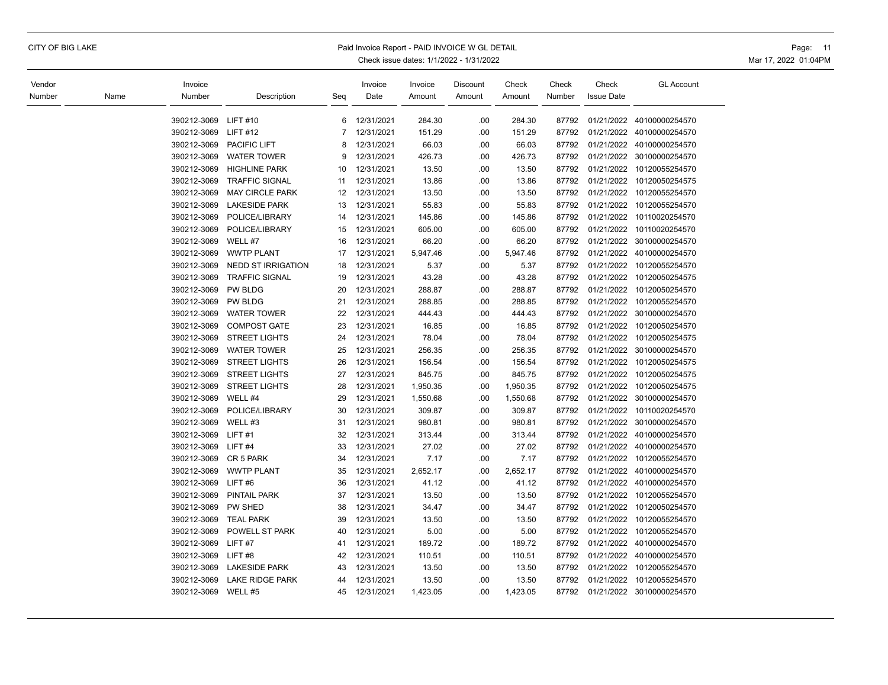CITY OF BIG LAKE

Paid Invoice Report - PAID INVOICE W GL DETAIL
Check issue dates: 1/1/2022 - 1/31/2022

| Vendor Number | Name | Invoice Number | Description | Seq | Invoice Date | Invoice Amount | Discount Amount | Check Amount | Check Number | Check Issue Date | GL Account |
|---|---|---|---|---|---|---|---|---|---|---|---|
| | | 390212-3069 | LIFT #10 | 6 | 12/31/2021 | 284.30 | .00 | 284.30 | 87792 | 01/21/2022 | 40100000254570 |
| | | 390212-3069 | LIFT #12 | 7 | 12/31/2021 | 151.29 | .00 | 151.29 | 87792 | 01/21/2022 | 40100000254570 |
| | | 390212-3069 | PACIFIC LIFT | 8 | 12/31/2021 | 66.03 | .00 | 66.03 | 87792 | 01/21/2022 | 40100000254570 |
| | | 390212-3069 | WATER TOWER | 9 | 12/31/2021 | 426.73 | .00 | 426.73 | 87792 | 01/21/2022 | 30100000254570 |
| | | 390212-3069 | HIGHLINE PARK | 10 | 12/31/2021 | 13.50 | .00 | 13.50 | 87792 | 01/21/2022 | 10120055254570 |
| | | 390212-3069 | TRAFFIC SIGNAL | 11 | 12/31/2021 | 13.86 | .00 | 13.86 | 87792 | 01/21/2022 | 10120050254575 |
| | | 390212-3069 | MAY CIRCLE PARK | 12 | 12/31/2021 | 13.50 | .00 | 13.50 | 87792 | 01/21/2022 | 10120055254570 |
| | | 390212-3069 | LAKESIDE PARK | 13 | 12/31/2021 | 55.83 | .00 | 55.83 | 87792 | 01/21/2022 | 10120055254570 |
| | | 390212-3069 | POLICE/LIBRARY | 14 | 12/31/2021 | 145.86 | .00 | 145.86 | 87792 | 01/21/2022 | 10110020254570 |
| | | 390212-3069 | POLICE/LIBRARY | 15 | 12/31/2021 | 605.00 | .00 | 605.00 | 87792 | 01/21/2022 | 10110020254570 |
| | | 390212-3069 | WELL #7 | 16 | 12/31/2021 | 66.20 | .00 | 66.20 | 87792 | 01/21/2022 | 30100000254570 |
| | | 390212-3069 | WWTP PLANT | 17 | 12/31/2021 | 5,947.46 | .00 | 5,947.46 | 87792 | 01/21/2022 | 40100000254570 |
| | | 390212-3069 | NEDD ST IRRIGATION | 18 | 12/31/2021 | 5.37 | .00 | 5.37 | 87792 | 01/21/2022 | 10120055254570 |
| | | 390212-3069 | TRAFFIC SIGNAL | 19 | 12/31/2021 | 43.28 | .00 | 43.28 | 87792 | 01/21/2022 | 10120050254575 |
| | | 390212-3069 | PW BLDG | 20 | 12/31/2021 | 288.87 | .00 | 288.87 | 87792 | 01/21/2022 | 10120050254570 |
| | | 390212-3069 | PW BLDG | 21 | 12/31/2021 | 288.85 | .00 | 288.85 | 87792 | 01/21/2022 | 10120055254570 |
| | | 390212-3069 | WATER TOWER | 22 | 12/31/2021 | 444.43 | .00 | 444.43 | 87792 | 01/21/2022 | 30100000254570 |
| | | 390212-3069 | COMPOST GATE | 23 | 12/31/2021 | 16.85 | .00 | 16.85 | 87792 | 01/21/2022 | 10120050254570 |
| | | 390212-3069 | STREET LIGHTS | 24 | 12/31/2021 | 78.04 | .00 | 78.04 | 87792 | 01/21/2022 | 10120050254575 |
| | | 390212-3069 | WATER TOWER | 25 | 12/31/2021 | 256.35 | .00 | 256.35 | 87792 | 01/21/2022 | 30100000254570 |
| | | 390212-3069 | STREET LIGHTS | 26 | 12/31/2021 | 156.54 | .00 | 156.54 | 87792 | 01/21/2022 | 10120050254575 |
| | | 390212-3069 | STREET LIGHTS | 27 | 12/31/2021 | 845.75 | .00 | 845.75 | 87792 | 01/21/2022 | 10120050254575 |
| | | 390212-3069 | STREET LIGHTS | 28 | 12/31/2021 | 1,950.35 | .00 | 1,950.35 | 87792 | 01/21/2022 | 10120050254575 |
| | | 390212-3069 | WELL #4 | 29 | 12/31/2021 | 1,550.68 | .00 | 1,550.68 | 87792 | 01/21/2022 | 30100000254570 |
| | | 390212-3069 | POLICE/LIBRARY | 30 | 12/31/2021 | 309.87 | .00 | 309.87 | 87792 | 01/21/2022 | 10110020254570 |
| | | 390212-3069 | WELL #3 | 31 | 12/31/2021 | 980.81 | .00 | 980.81 | 87792 | 01/21/2022 | 30100000254570 |
| | | 390212-3069 | LIFT #1 | 32 | 12/31/2021 | 313.44 | .00 | 313.44 | 87792 | 01/21/2022 | 40100000254570 |
| | | 390212-3069 | LIFT #4 | 33 | 12/31/2021 | 27.02 | .00 | 27.02 | 87792 | 01/21/2022 | 40100000254570 |
| | | 390212-3069 | CR 5 PARK | 34 | 12/31/2021 | 7.17 | .00 | 7.17 | 87792 | 01/21/2022 | 10120055254570 |
| | | 390212-3069 | WWTP PLANT | 35 | 12/31/2021 | 2,652.17 | .00 | 2,652.17 | 87792 | 01/21/2022 | 40100000254570 |
| | | 390212-3069 | LIFT #6 | 36 | 12/31/2021 | 41.12 | .00 | 41.12 | 87792 | 01/21/2022 | 40100000254570 |
| | | 390212-3069 | PINTAIL PARK | 37 | 12/31/2021 | 13.50 | .00 | 13.50 | 87792 | 01/21/2022 | 10120055254570 |
| | | 390212-3069 | PW SHED | 38 | 12/31/2021 | 34.47 | .00 | 34.47 | 87792 | 01/21/2022 | 10120050254570 |
| | | 390212-3069 | TEAL PARK | 39 | 12/31/2021 | 13.50 | .00 | 13.50 | 87792 | 01/21/2022 | 10120055254570 |
| | | 390212-3069 | POWELL ST PARK | 40 | 12/31/2021 | 5.00 | .00 | 5.00 | 87792 | 01/21/2022 | 10120055254570 |
| | | 390212-3069 | LIFT #7 | 41 | 12/31/2021 | 189.72 | .00 | 189.72 | 87792 | 01/21/2022 | 40100000254570 |
| | | 390212-3069 | LIFT #8 | 42 | 12/31/2021 | 110.51 | .00 | 110.51 | 87792 | 01/21/2022 | 40100000254570 |
| | | 390212-3069 | LAKESIDE PARK | 43 | 12/31/2021 | 13.50 | .00 | 13.50 | 87792 | 01/21/2022 | 10120055254570 |
| | | 390212-3069 | LAKE RIDGE PARK | 44 | 12/31/2021 | 13.50 | .00 | 13.50 | 87792 | 01/21/2022 | 10120055254570 |
| | | 390212-3069 | WELL #5 | 45 | 12/31/2021 | 1,423.05 | .00 | 1,423.05 | 87792 | 01/21/2022 | 30100000254570 |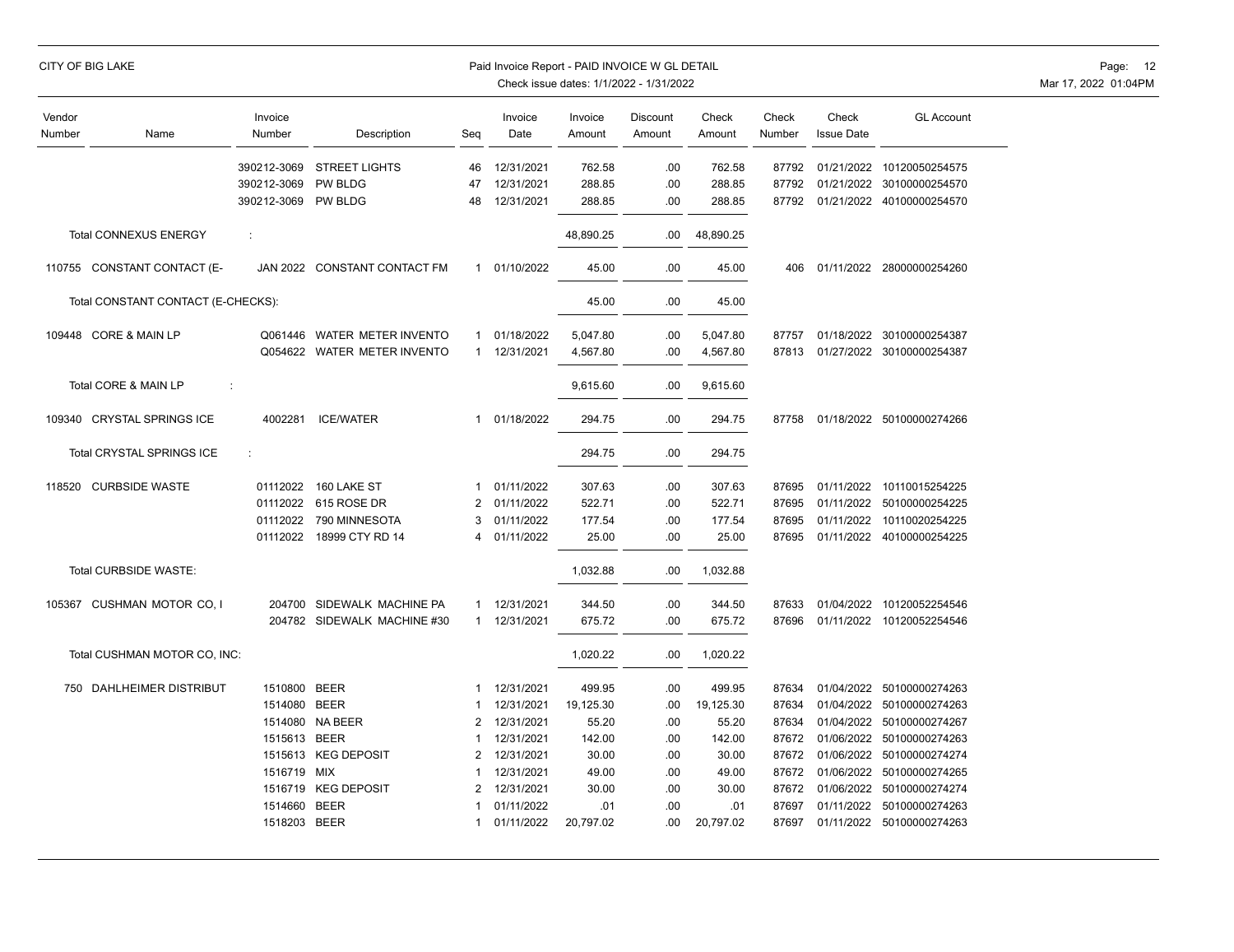| Vendor Number | Name | Invoice Number | Description | Seq | Invoice Date | Invoice Amount | Discount Amount | Check Amount | Check Number | Check Issue Date | GL Account |
|---|---|---|---|---|---|---|---|---|---|---|---|
| | | 390212-3069 | STREET LIGHTS | 46 | 12/31/2021 | 762.58 | .00 | 762.58 | 87792 | 01/21/2022 | 10120050254575 |
| | | 390212-3069 | PW BLDG | 47 | 12/31/2021 | 288.85 | .00 | 288.85 | 87792 | 01/21/2022 | 30100000254570 |
| | | 390212-3069 | PW BLDG | 48 | 12/31/2021 | 288.85 | .00 | 288.85 | 87792 | 01/21/2022 | 40100000254570 |
| | Total CONNEXUS ENERGY : | | | | | 48,890.25 | .00 | 48,890.25 | | | |
| 110755 | CONSTANT CONTACT (E- | JAN 2022 | CONSTANT CONTACT FM | 1 | 01/10/2022 | 45.00 | .00 | 45.00 | 406 | 01/11/2022 | 28000000254260 |
| | Total CONSTANT CONTACT (E-CHECKS): | | | | | 45.00 | .00 | 45.00 | | | |
| 109448 | CORE & MAIN LP | Q061446 | WATER METER INVENTO | 1 | 01/18/2022 | 5,047.80 | .00 | 5,047.80 | 87757 | 01/18/2022 | 30100000254387 |
| | | Q054622 | WATER METER INVENTO | 1 | 12/31/2021 | 4,567.80 | .00 | 4,567.80 | 87813 | 01/27/2022 | 30100000254387 |
| | Total CORE & MAIN LP : | | | | | 9,615.60 | .00 | 9,615.60 | | | |
| 109340 | CRYSTAL SPRINGS ICE | 4002281 | ICE/WATER | 1 | 01/18/2022 | 294.75 | .00 | 294.75 | 87758 | 01/18/2022 | 50100000274266 |
| | Total CRYSTAL SPRINGS ICE : | | | | | 294.75 | .00 | 294.75 | | | |
| 118520 | CURBSIDE WASTE | 01112022 | 160 LAKE ST | 1 | 01/11/2022 | 307.63 | .00 | 307.63 | 87695 | 01/11/2022 | 10110015254225 |
| | | 01112022 | 615 ROSE DR | 2 | 01/11/2022 | 522.71 | .00 | 522.71 | 87695 | 01/11/2022 | 50100000254225 |
| | | 01112022 | 790 MINNESOTA | 3 | 01/11/2022 | 177.54 | .00 | 177.54 | 87695 | 01/11/2022 | 10110020254225 |
| | | 01112022 | 18999 CTY RD 14 | 4 | 01/11/2022 | 25.00 | .00 | 25.00 | 87695 | 01/11/2022 | 40100000254225 |
| | Total CURBSIDE WASTE: | | | | | 1,032.88 | .00 | 1,032.88 | | | |
| 105367 | CUSHMAN MOTOR CO, I | 204700 | SIDEWALK MACHINE PA | 1 | 12/31/2021 | 344.50 | .00 | 344.50 | 87633 | 01/04/2022 | 10120052254546 |
| | | 204782 | SIDEWALK MACHINE #30 | 1 | 12/31/2021 | 675.72 | .00 | 675.72 | 87696 | 01/11/2022 | 10120052254546 |
| | Total CUSHMAN MOTOR CO, INC: | | | | | 1,020.22 | .00 | 1,020.22 | | | |
| 750 | DAHLHEIMER DISTRIBUT | 1510800 | BEER | 1 | 12/31/2021 | 499.95 | .00 | 499.95 | 87634 | 01/04/2022 | 50100000274263 |
| | | 1514080 | BEER | 1 | 12/31/2021 | 19,125.30 | .00 | 19,125.30 | 87634 | 01/04/2022 | 50100000274263 |
| | | 1514080 | NA BEER | 2 | 12/31/2021 | 55.20 | .00 | 55.20 | 87634 | 01/04/2022 | 50100000274267 |
| | | 1515613 | BEER | 1 | 12/31/2021 | 142.00 | .00 | 142.00 | 87672 | 01/06/2022 | 50100000274263 |
| | | 1515613 | KEG DEPOSIT | 2 | 12/31/2021 | 30.00 | .00 | 30.00 | 87672 | 01/06/2022 | 50100000274274 |
| | | 1516719 | MIX | 1 | 12/31/2021 | 49.00 | .00 | 49.00 | 87672 | 01/06/2022 | 50100000274265 |
| | | 1516719 | KEG DEPOSIT | 2 | 12/31/2021 | 30.00 | .00 | 30.00 | 87672 | 01/06/2022 | 50100000274274 |
| | | 1514660 | BEER | 1 | 01/11/2022 | .01 | .00 | .01 | 87697 | 01/11/2022 | 50100000274263 |
| | | 1518203 | BEER | 1 | 01/11/2022 | 20,797.02 | .00 | 20,797.02 | 87697 | 01/11/2022 | 50100000274263 |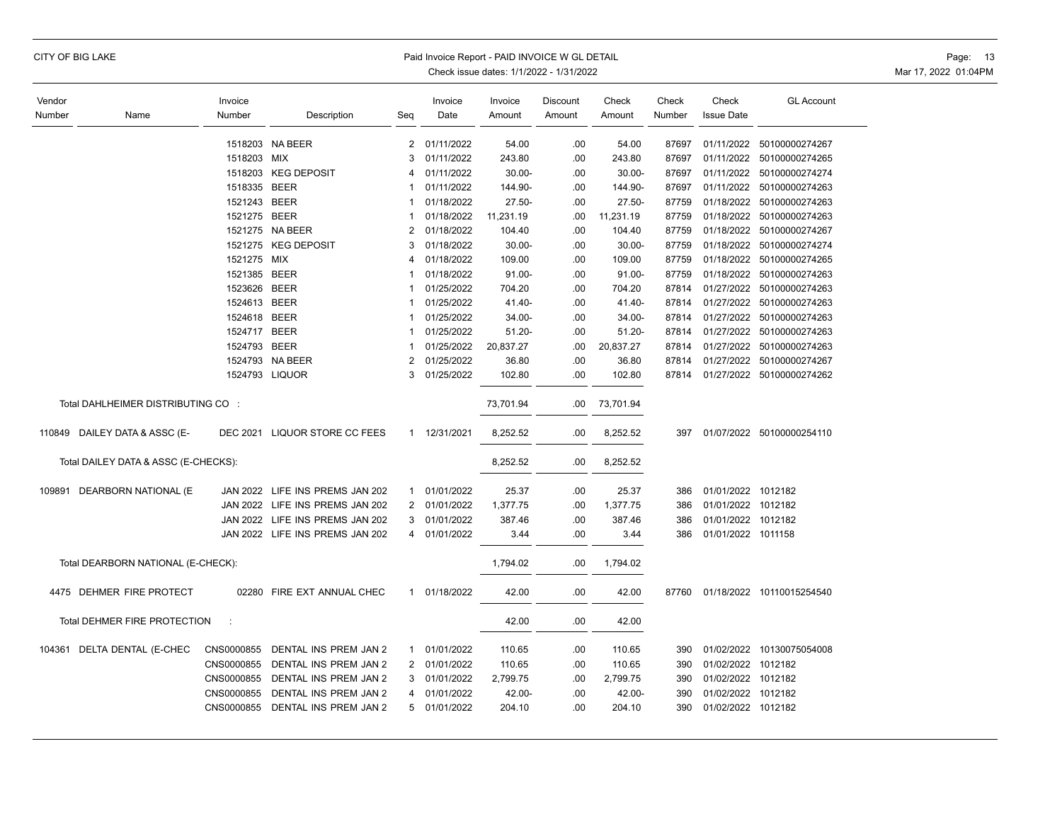| Vendor Number | Name | Invoice Number | Description | Seq | Invoice Date | Invoice Amount | Discount Amount | Check Amount | Check Number | Check Issue Date | GL Account |
|---|---|---|---|---|---|---|---|---|---|---|---|
| | | 1518203 | NA BEER | 2 | 01/11/2022 | 54.00 | .00 | 54.00 | 87697 | 01/11/2022 | 50100000274267 |
| | | 1518203 | MIX | 3 | 01/11/2022 | 243.80 | .00 | 243.80 | 87697 | 01/11/2022 | 50100000274265 |
| | | 1518203 | KEG DEPOSIT | 4 | 01/11/2022 | 30.00- | .00 | 30.00- | 87697 | 01/11/2022 | 50100000274274 |
| | | 1518335 | BEER | 1 | 01/11/2022 | 144.90- | .00 | 144.90- | 87697 | 01/11/2022 | 50100000274263 |
| | | 1521243 | BEER | 1 | 01/18/2022 | 27.50- | .00 | 27.50- | 87759 | 01/18/2022 | 50100000274263 |
| | | 1521275 | BEER | 1 | 01/18/2022 | 11,231.19 | .00 | 11,231.19 | 87759 | 01/18/2022 | 50100000274263 |
| | | 1521275 | NA BEER | 2 | 01/18/2022 | 104.40 | .00 | 104.40 | 87759 | 01/18/2022 | 50100000274267 |
| | | 1521275 | KEG DEPOSIT | 3 | 01/18/2022 | 30.00- | .00 | 30.00- | 87759 | 01/18/2022 | 50100000274274 |
| | | 1521275 | MIX | 4 | 01/18/2022 | 109.00 | .00 | 109.00 | 87759 | 01/18/2022 | 50100000274265 |
| | | 1521385 | BEER | 1 | 01/18/2022 | 91.00- | .00 | 91.00- | 87759 | 01/18/2022 | 50100000274263 |
| | | 1523626 | BEER | 1 | 01/25/2022 | 704.20 | .00 | 704.20 | 87814 | 01/27/2022 | 50100000274263 |
| | | 1524613 | BEER | 1 | 01/25/2022 | 41.40- | .00 | 41.40- | 87814 | 01/27/2022 | 50100000274263 |
| | | 1524618 | BEER | 1 | 01/25/2022 | 34.00- | .00 | 34.00- | 87814 | 01/27/2022 | 50100000274263 |
| | | 1524717 | BEER | 1 | 01/25/2022 | 51.20- | .00 | 51.20- | 87814 | 01/27/2022 | 50100000274263 |
| | | 1524793 | BEER | 1 | 01/25/2022 | 20,837.27 | .00 | 20,837.27 | 87814 | 01/27/2022 | 50100000274263 |
| | | 1524793 | NA BEER | 2 | 01/25/2022 | 36.80 | .00 | 36.80 | 87814 | 01/27/2022 | 50100000274267 |
| | | 1524793 | LIQUOR | 3 | 01/25/2022 | 102.80 | .00 | 102.80 | 87814 | 01/27/2022 | 50100000274262 |
| | Total DAHLHEIMER DISTRIBUTING CO : | | | | | 73,701.94 | .00 | 73,701.94 | | | |
| 110849 | DAILEY DATA & ASSC (E- | DEC 2021 | LIQUOR STORE CC FEES | 1 | 12/31/2021 | 8,252.52 | .00 | 8,252.52 | 397 | 01/07/2022 | 50100000254110 |
| | Total DAILEY DATA & ASSC (E-CHECKS): | | | | | 8,252.52 | .00 | 8,252.52 | | | |
| 109891 | DEARBORN NATIONAL (E | JAN 2022 | LIFE INS PREMS JAN 202 | 1 | 01/01/2022 | 25.37 | .00 | 25.37 | 386 | 01/01/2022 | 1012182 |
| | | JAN 2022 | LIFE INS PREMS JAN 202 | 2 | 01/01/2022 | 1,377.75 | .00 | 1,377.75 | 386 | 01/01/2022 | 1012182 |
| | | JAN 2022 | LIFE INS PREMS JAN 202 | 3 | 01/01/2022 | 387.46 | .00 | 387.46 | 386 | 01/01/2022 | 1012182 |
| | | JAN 2022 | LIFE INS PREMS JAN 202 | 4 | 01/01/2022 | 3.44 | .00 | 3.44 | 386 | 01/01/2022 | 1011158 |
| | Total DEARBORN NATIONAL (E-CHECK): | | | | | 1,794.02 | .00 | 1,794.02 | | | |
| 4475 | DEHMER FIRE PROTECT | 02280 | FIRE EXT ANNUAL CHEC | 1 | 01/18/2022 | 42.00 | .00 | 42.00 | 87760 | 01/18/2022 | 10110015254540 |
| | Total DEHMER FIRE PROTECTION : | | | | | 42.00 | .00 | 42.00 | | | |
| 104361 | DELTA DENTAL (E-CHEC | CNS0000855 | DENTAL INS PREM JAN 2 | 1 | 01/01/2022 | 110.65 | .00 | 110.65 | 390 | 01/02/2022 | 10130075054008 |
| | | CNS0000855 | DENTAL INS PREM JAN 2 | 2 | 01/01/2022 | 110.65 | .00 | 110.65 | 390 | 01/02/2022 | 1012182 |
| | | CNS0000855 | DENTAL INS PREM JAN 2 | 3 | 01/01/2022 | 2,799.75 | .00 | 2,799.75 | 390 | 01/02/2022 | 1012182 |
| | | CNS0000855 | DENTAL INS PREM JAN 2 | 4 | 01/01/2022 | 42.00- | .00 | 42.00- | 390 | 01/02/2022 | 1012182 |
| | | CNS0000855 | DENTAL INS PREM JAN 2 | 5 | 01/01/2022 | 204.10 | .00 | 204.10 | 390 | 01/02/2022 | 1012182 |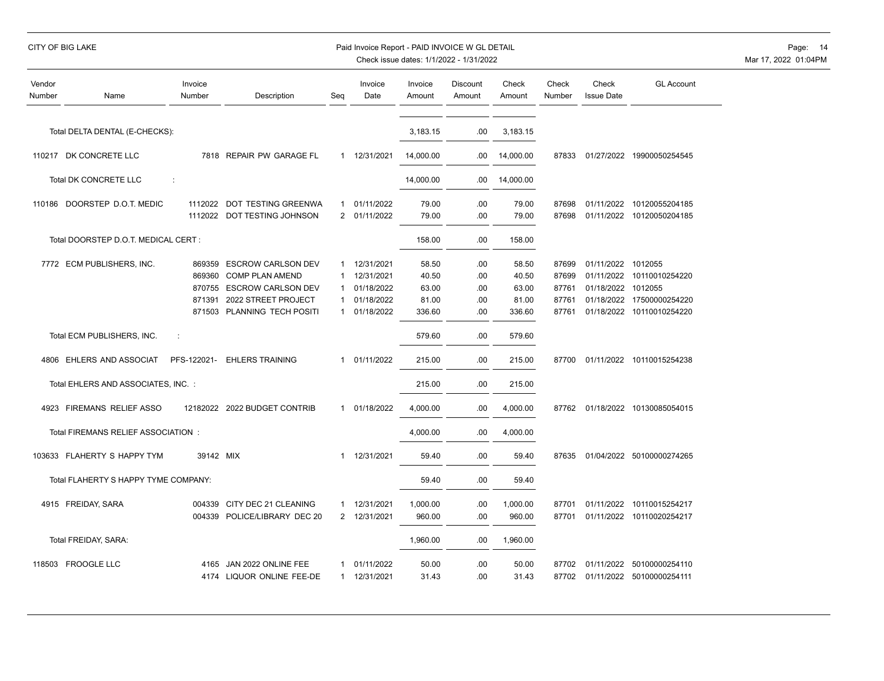CITY OF BIG LAKE

Paid Invoice Report - PAID INVOICE W GL DETAIL
Check issue dates: 1/1/2022 - 1/31/2022

| Vendor Number | Name | Invoice Number | Description | Seq | Invoice Date | Invoice Amount | Discount Amount | Check Amount | Check Number | Check Issue Date | GL Account |
|---|---|---|---|---|---|---|---|---|---|---|---|
| | Total DELTA DENTAL (E-CHECKS): | | | | | 3,183.15 | .00 | 3,183.15 | | | |
| 110217 | DK CONCRETE LLC | 7818 | REPAIR PW GARAGE FL | 1 | 12/31/2021 | 14,000.00 | .00 | 14,000.00 | 87833 | 01/27/2022 | 19900050254545 |
| | Total DK CONCRETE LLC : | | | | | 14,000.00 | .00 | 14,000.00 | | | |
| 110186 | DOORSTEP D.O.T. MEDIC | 1112022 | DOT TESTING GREENWA | 1 | 01/11/2022 | 79.00 | .00 | 79.00 | 87698 | 01/11/2022 | 10120055204185 |
| | | 1112022 | DOT TESTING JOHNSON | 2 | 01/11/2022 | 79.00 | .00 | 79.00 | 87698 | 01/11/2022 | 10120050204185 |
| | Total DOORSTEP D.O.T. MEDICAL CERT : | | | | | 158.00 | .00 | 158.00 | | | |
| 7772 | ECM PUBLISHERS, INC. | 869359 | ESCROW CARLSON DEV | 1 | 12/31/2021 | 58.50 | .00 | 58.50 | 87699 | 01/11/2022 | 1012055 |
| | | 869360 | COMP PLAN AMEND | 1 | 12/31/2021 | 40.50 | .00 | 40.50 | 87699 | 01/11/2022 | 10110010254220 |
| | | 870755 | ESCROW CARLSON DEV | 1 | 01/18/2022 | 63.00 | .00 | 63.00 | 87761 | 01/18/2022 | 1012055 |
| | | 871391 | 2022 STREET PROJECT | 1 | 01/18/2022 | 81.00 | .00 | 81.00 | 87761 | 01/18/2022 | 17500000254220 |
| | | 871503 | PLANNING TECH POSITI | 1 | 01/18/2022 | 336.60 | .00 | 336.60 | 87761 | 01/18/2022 | 10110010254220 |
| | Total ECM PUBLISHERS, INC. : | | | | | 579.60 | .00 | 579.60 | | | |
| 4806 | EHLERS AND ASSOCIAT | PFS-122021- | EHLERS TRAINING | 1 | 01/11/2022 | 215.00 | .00 | 215.00 | 87700 | 01/11/2022 | 10110015254238 |
| | Total EHLERS AND ASSOCIATES, INC. : | | | | | 215.00 | .00 | 215.00 | | | |
| 4923 | FIREMANS RELIEF ASSO | 12182022 | 2022 BUDGET CONTRIB | 1 | 01/18/2022 | 4,000.00 | .00 | 4,000.00 | 87762 | 01/18/2022 | 10130085054015 |
| | Total FIREMANS RELIEF ASSOCIATION : | | | | | 4,000.00 | .00 | 4,000.00 | | | |
| 103633 | FLAHERTY S HAPPY TYM | 39142 | MIX | 1 | 12/31/2021 | 59.40 | .00 | 59.40 | 87635 | 01/04/2022 | 50100000274265 |
| | Total FLAHERTY S HAPPY TYME COMPANY: | | | | | 59.40 | .00 | 59.40 | | | |
| 4915 | FREIDAY, SARA | 004339 | CITY DEC 21 CLEANING | 1 | 12/31/2021 | 1,000.00 | .00 | 1,000.00 | 87701 | 01/11/2022 | 10110015254217 |
| | | 004339 | POLICE/LIBRARY DEC 20 | 2 | 12/31/2021 | 960.00 | .00 | 960.00 | 87701 | 01/11/2022 | 10110020254217 |
| | Total FREIDAY, SARA: | | | | | 1,960.00 | .00 | 1,960.00 | | | |
| 118503 | FROOGLE LLC | 4165 | JAN 2022 ONLINE FEE | 1 | 01/11/2022 | 50.00 | .00 | 50.00 | 87702 | 01/11/2022 | 50100000254110 |
| | | 4174 | LIQUOR ONLINE FEE-DE | 1 | 12/31/2021 | 31.43 | .00 | 31.43 | 87702 | 01/11/2022 | 50100000254111 |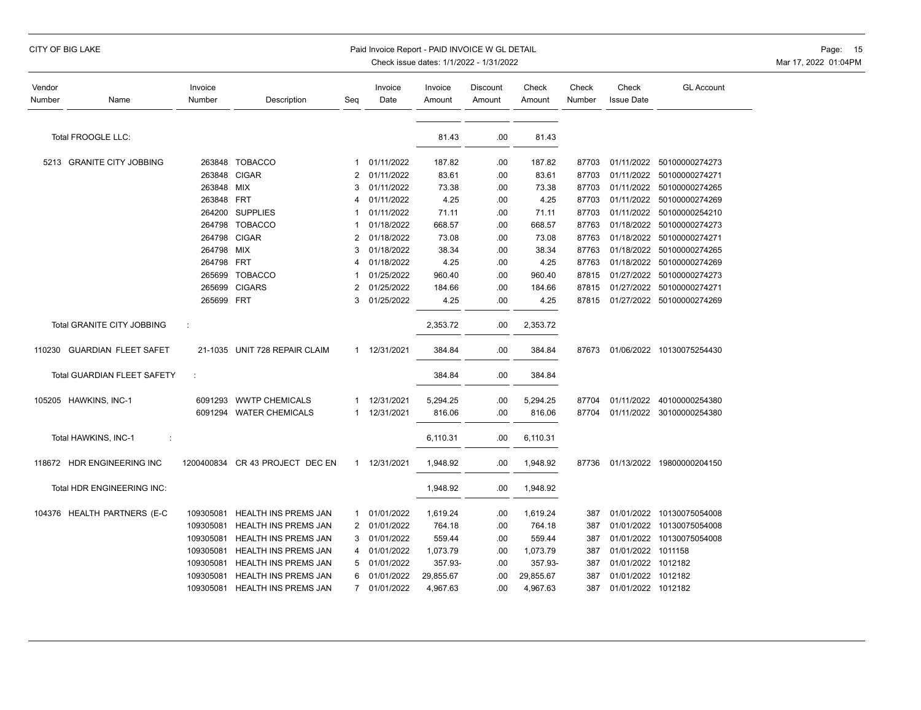CITY OF BIG LAKE

Paid Invoice Report - PAID INVOICE W GL DETAIL

Check issue dates: 1/1/2022 - 1/31/2022

| Vendor Number | Name | Invoice Number | Description | Seq | Invoice Date | Invoice Amount | Discount Amount | Check Amount | Check Number | Check Issue Date | GL Account |
|---|---|---|---|---|---|---|---|---|---|---|---|
| | Total FROOGLE LLC: | | | | | 81.43 | .00 | 81.43 | | | |
| 5213 | GRANITE CITY JOBBING | 263848 | TOBACCO | 1 | 01/11/2022 | 187.82 | .00 | 187.82 | 87703 | 01/11/2022 | 50100000274273 |
| | | 263848 | CIGAR | 2 | 01/11/2022 | 83.61 | .00 | 83.61 | 87703 | 01/11/2022 | 50100000274271 |
| | | 263848 | MIX | 3 | 01/11/2022 | 73.38 | .00 | 73.38 | 87703 | 01/11/2022 | 50100000274265 |
| | | 263848 | FRT | 4 | 01/11/2022 | 4.25 | .00 | 4.25 | 87703 | 01/11/2022 | 50100000274269 |
| | | 264200 | SUPPLIES | 1 | 01/11/2022 | 71.11 | .00 | 71.11 | 87703 | 01/11/2022 | 50100000254210 |
| | | 264798 | TOBACCO | 1 | 01/18/2022 | 668.57 | .00 | 668.57 | 87763 | 01/18/2022 | 50100000274273 |
| | | 264798 | CIGAR | 2 | 01/18/2022 | 73.08 | .00 | 73.08 | 87763 | 01/18/2022 | 50100000274271 |
| | | 264798 | MIX | 3 | 01/18/2022 | 38.34 | .00 | 38.34 | 87763 | 01/18/2022 | 50100000274265 |
| | | 264798 | FRT | 4 | 01/18/2022 | 4.25 | .00 | 4.25 | 87763 | 01/18/2022 | 50100000274269 |
| | | 265699 | TOBACCO | 1 | 01/25/2022 | 960.40 | .00 | 960.40 | 87815 | 01/27/2022 | 50100000274273 |
| | | 265699 | CIGARS | 2 | 01/25/2022 | 184.66 | .00 | 184.66 | 87815 | 01/27/2022 | 50100000274271 |
| | | 265699 | FRT | 3 | 01/25/2022 | 4.25 | .00 | 4.25 | 87815 | 01/27/2022 | 50100000274269 |
| | Total GRANITE CITY JOBBING : | | | | | 2,353.72 | .00 | 2,353.72 | | | |
| 110230 | GUARDIAN FLEET SAFET | 21-1035 | UNIT 728 REPAIR CLAIM | 1 | 12/31/2021 | 384.84 | .00 | 384.84 | 87673 | 01/06/2022 | 10130075254430 |
| | Total GUARDIAN FLEET SAFETY : | | | | | 384.84 | .00 | 384.84 | | | |
| 105205 | HAWKINS, INC-1 | 6091293 | WWTP CHEMICALS | 1 | 12/31/2021 | 5,294.25 | .00 | 5,294.25 | 87704 | 01/11/2022 | 40100000254380 |
| | | 6091294 | WATER CHEMICALS | 1 | 12/31/2021 | 816.06 | .00 | 816.06 | 87704 | 01/11/2022 | 30100000254380 |
| | Total HAWKINS, INC-1 : | | | | | 6,110.31 | .00 | 6,110.31 | | | |
| 118672 | HDR ENGINEERING INC | 1200400834 | CR 43 PROJECT DEC EN | 1 | 12/31/2021 | 1,948.92 | .00 | 1,948.92 | 87736 | 01/13/2022 | 19800000204150 |
| | Total HDR ENGINEERING INC: | | | | | 1,948.92 | .00 | 1,948.92 | | | |
| 104376 | HEALTH PARTNERS (E-C | 109305081 | HEALTH INS PREMS JAN | 1 | 01/01/2022 | 1,619.24 | .00 | 1,619.24 | 387 | 01/01/2022 | 10130075054008 |
| | | 109305081 | HEALTH INS PREMS JAN | 2 | 01/01/2022 | 764.18 | .00 | 764.18 | 387 | 01/01/2022 | 10130075054008 |
| | | 109305081 | HEALTH INS PREMS JAN | 3 | 01/01/2022 | 559.44 | .00 | 559.44 | 387 | 01/01/2022 | 10130075054008 |
| | | 109305081 | HEALTH INS PREMS JAN | 4 | 01/01/2022 | 1,073.79 | .00 | 1,073.79 | 387 | 01/01/2022 | 1011158 |
| | | 109305081 | HEALTH INS PREMS JAN | 5 | 01/01/2022 | 357.93- | .00 | 357.93- | 387 | 01/01/2022 | 1012182 |
| | | 109305081 | HEALTH INS PREMS JAN | 6 | 01/01/2022 | 29,855.67 | .00 | 29,855.67 | 387 | 01/01/2022 | 1012182 |
| | | 109305081 | HEALTH INS PREMS JAN | 7 | 01/01/2022 | 4,967.63 | .00 | 4,967.63 | 387 | 01/01/2022 | 1012182 |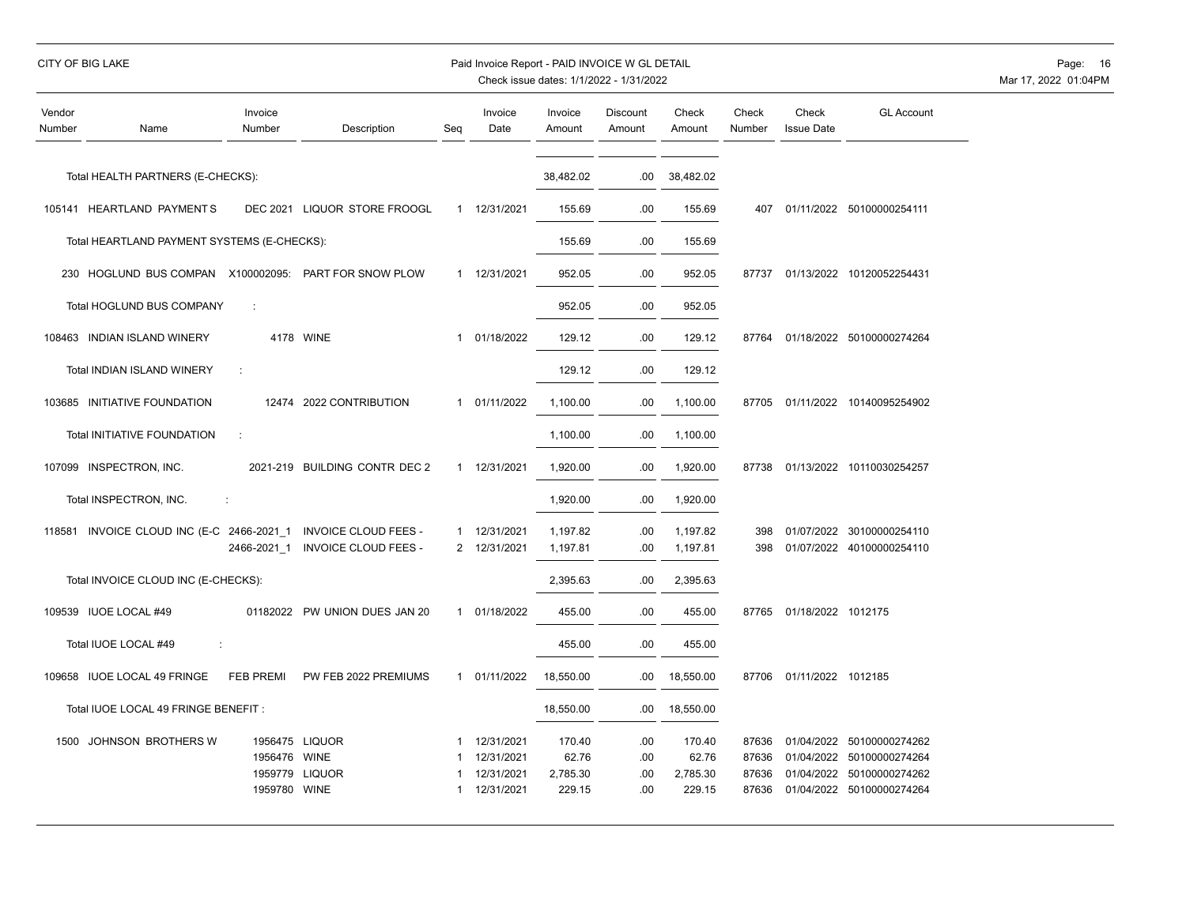CITY OF BIG LAKE

Paid Invoice Report - PAID INVOICE W GL DETAIL
Check issue dates: 1/1/2022 - 1/31/2022

| Vendor Number | Name | Invoice Number | Description | Seq | Invoice Date | Invoice Amount | Discount Amount | Check Amount | Check Number | Check Issue Date | GL Account |
|---|---|---|---|---|---|---|---|---|---|---|---|
| | Total HEALTH PARTNERS (E-CHECKS): | | | | | 38,482.02 | .00 | 38,482.02 | | | |
| 105141 | HEARTLAND PAYMENT S | DEC 2021 | LIQUOR STORE FROOGL | 1 | 12/31/2021 | 155.69 | .00 | 155.69 | 407 | 01/11/2022 | 50100000254111 |
| | Total HEARTLAND PAYMENT SYSTEMS (E-CHECKS): | | | | | 155.69 | .00 | 155.69 | | | |
| 230 | HOGLUND BUS COMPAN | X100002095: | PART FOR SNOW PLOW | 1 | 12/31/2021 | 952.05 | .00 | 952.05 | 87737 | 01/13/2022 | 10120052254431 |
| | Total HOGLUND BUS COMPANY : | | | | | 952.05 | .00 | 952.05 | | | |
| 108463 | INDIAN ISLAND WINERY | 4178 | WINE | 1 | 01/18/2022 | 129.12 | .00 | 129.12 | 87764 | 01/18/2022 | 50100000274264 |
| | Total INDIAN ISLAND WINERY : | | | | | 129.12 | .00 | 129.12 | | | |
| 103685 | INITIATIVE FOUNDATION | 12474 | 2022 CONTRIBUTION | 1 | 01/11/2022 | 1,100.00 | .00 | 1,100.00 | 87705 | 01/11/2022 | 10140095254902 |
| | Total INITIATIVE FOUNDATION : | | | | | 1,100.00 | .00 | 1,100.00 | | | |
| 107099 | INSPECTRON, INC. | 2021-219 | BUILDING CONTR DEC 2 | 1 | 12/31/2021 | 1,920.00 | .00 | 1,920.00 | 87738 | 01/13/2022 | 10110030254257 |
| | Total INSPECTRON, INC. : | | | | | 1,920.00 | .00 | 1,920.00 | | | |
| 118581 | INVOICE CLOUD INC (E-C | 2466-2021_1 | INVOICE CLOUD FEES - | 1 | 12/31/2021 | 1,197.82 | .00 | 1,197.82 | 398 | 01/07/2022 | 30100000254110 |
| | | 2466-2021_1 | INVOICE CLOUD FEES - | 2 | 12/31/2021 | 1,197.81 | .00 | 1,197.81 | 398 | 01/07/2022 | 40100000254110 |
| | Total INVOICE CLOUD INC (E-CHECKS): | | | | | 2,395.63 | .00 | 2,395.63 | | | |
| 109539 | IUOE LOCAL #49 | 01182022 | PW UNION DUES JAN 20 | 1 | 01/18/2022 | 455.00 | .00 | 455.00 | 87765 | 01/18/2022 | 1012175 |
| | Total IUOE LOCAL #49 : | | | | | 455.00 | .00 | 455.00 | | | |
| 109658 | IUOE LOCAL 49 FRINGE | FEB PREMI | PW FEB 2022 PREMIUMS | 1 | 01/11/2022 | 18,550.00 | .00 | 18,550.00 | 87706 | 01/11/2022 | 1012185 |
| | Total IUOE LOCAL 49 FRINGE BENEFIT : | | | | | 18,550.00 | .00 | 18,550.00 | | | |
| 1500 | JOHNSON BROTHERS W | 1956475 | LIQUOR | 1 | 12/31/2021 | 170.40 | .00 | 170.40 | 87636 | 01/04/2022 | 50100000274262 |
| | | 1956476 | WINE | 1 | 12/31/2021 | 62.76 | .00 | 62.76 | 87636 | 01/04/2022 | 50100000274264 |
| | | 1959779 | LIQUOR | 1 | 12/31/2021 | 2,785.30 | .00 | 2,785.30 | 87636 | 01/04/2022 | 50100000274262 |
| | | 1959780 | WINE | 1 | 12/31/2021 | 229.15 | .00 | 229.15 | 87636 | 01/04/2022 | 50100000274264 |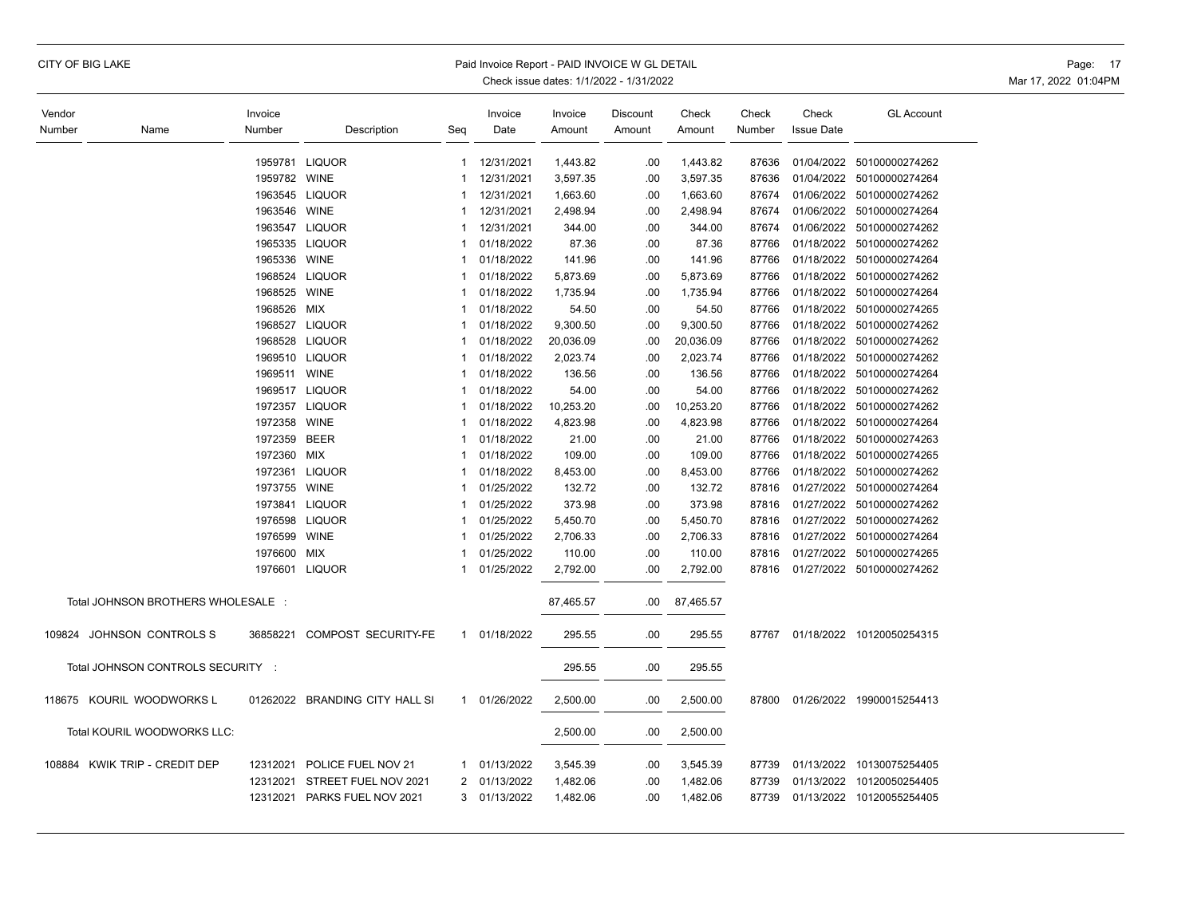CITY OF BIG LAKE

Paid Invoice Report - PAID INVOICE W GL DETAIL
Check issue dates: 1/1/2022 - 1/31/2022

| Vendor Number | Name | Invoice Number | Description | Seq | Invoice Date | Invoice Amount | Discount Amount | Check Amount | Check Number | Check Issue Date | GL Account |
|---|---|---|---|---|---|---|---|---|---|---|---|
| | | 1959781 | LIQUOR | 1 | 12/31/2021 | 1,443.82 | .00 | 1,443.82 | 87636 | 01/04/2022 | 50100000274262 |
| | | 1959782 | WINE | 1 | 12/31/2021 | 3,597.35 | .00 | 3,597.35 | 87636 | 01/04/2022 | 50100000274264 |
| | | 1963545 | LIQUOR | 1 | 12/31/2021 | 1,663.60 | .00 | 1,663.60 | 87674 | 01/06/2022 | 50100000274262 |
| | | 1963546 | WINE | 1 | 12/31/2021 | 2,498.94 | .00 | 2,498.94 | 87674 | 01/06/2022 | 50100000274264 |
| | | 1963547 | LIQUOR | 1 | 12/31/2021 | 344.00 | .00 | 344.00 | 87674 | 01/06/2022 | 50100000274262 |
| | | 1965335 | LIQUOR | 1 | 01/18/2022 | 87.36 | .00 | 87.36 | 87766 | 01/18/2022 | 50100000274262 |
| | | 1965336 | WINE | 1 | 01/18/2022 | 141.96 | .00 | 141.96 | 87766 | 01/18/2022 | 50100000274264 |
| | | 1968524 | LIQUOR | 1 | 01/18/2022 | 5,873.69 | .00 | 5,873.69 | 87766 | 01/18/2022 | 50100000274262 |
| | | 1968525 | WINE | 1 | 01/18/2022 | 1,735.94 | .00 | 1,735.94 | 87766 | 01/18/2022 | 50100000274264 |
| | | 1968526 | MIX | 1 | 01/18/2022 | 54.50 | .00 | 54.50 | 87766 | 01/18/2022 | 50100000274265 |
| | | 1968527 | LIQUOR | 1 | 01/18/2022 | 9,300.50 | .00 | 9,300.50 | 87766 | 01/18/2022 | 50100000274262 |
| | | 1968528 | LIQUOR | 1 | 01/18/2022 | 20,036.09 | .00 | 20,036.09 | 87766 | 01/18/2022 | 50100000274262 |
| | | 1969510 | LIQUOR | 1 | 01/18/2022 | 2,023.74 | .00 | 2,023.74 | 87766 | 01/18/2022 | 50100000274262 |
| | | 1969511 | WINE | 1 | 01/18/2022 | 136.56 | .00 | 136.56 | 87766 | 01/18/2022 | 50100000274264 |
| | | 1969517 | LIQUOR | 1 | 01/18/2022 | 54.00 | .00 | 54.00 | 87766 | 01/18/2022 | 50100000274262 |
| | | 1972357 | LIQUOR | 1 | 01/18/2022 | 10,253.20 | .00 | 10,253.20 | 87766 | 01/18/2022 | 50100000274262 |
| | | 1972358 | WINE | 1 | 01/18/2022 | 4,823.98 | .00 | 4,823.98 | 87766 | 01/18/2022 | 50100000274264 |
| | | 1972359 | BEER | 1 | 01/18/2022 | 21.00 | .00 | 21.00 | 87766 | 01/18/2022 | 50100000274263 |
| | | 1972360 | MIX | 1 | 01/18/2022 | 109.00 | .00 | 109.00 | 87766 | 01/18/2022 | 50100000274265 |
| | | 1972361 | LIQUOR | 1 | 01/18/2022 | 8,453.00 | .00 | 8,453.00 | 87766 | 01/18/2022 | 50100000274262 |
| | | 1973755 | WINE | 1 | 01/25/2022 | 132.72 | .00 | 132.72 | 87816 | 01/27/2022 | 50100000274264 |
| | | 1973841 | LIQUOR | 1 | 01/25/2022 | 373.98 | .00 | 373.98 | 87816 | 01/27/2022 | 50100000274262 |
| | | 1976598 | LIQUOR | 1 | 01/25/2022 | 5,450.70 | .00 | 5,450.70 | 87816 | 01/27/2022 | 50100000274262 |
| | | 1976599 | WINE | 1 | 01/25/2022 | 2,706.33 | .00 | 2,706.33 | 87816 | 01/27/2022 | 50100000274264 |
| | | 1976600 | MIX | 1 | 01/25/2022 | 110.00 | .00 | 110.00 | 87816 | 01/27/2022 | 50100000274265 |
| | | 1976601 | LIQUOR | 1 | 01/25/2022 | 2,792.00 | .00 | 2,792.00 | 87816 | 01/27/2022 | 50100000274262 |
| | Total JOHNSON BROTHERS WHOLESALE : | | | | | 87,465.57 | .00 | 87,465.57 | | | |
| 109824 | JOHNSON CONTROLS S | 36858221 | COMPOST SECURITY-FE | 1 | 01/18/2022 | 295.55 | .00 | 295.55 | 87767 | 01/18/2022 | 10120050254315 |
| | Total JOHNSON CONTROLS SECURITY : | | | | | 295.55 | .00 | 295.55 | | | |
| 118675 | KOURIL WOODWORKS L | 01262022 | BRANDING CITY HALL SI | 1 | 01/26/2022 | 2,500.00 | .00 | 2,500.00 | 87800 | 01/26/2022 | 19900015254413 |
| | Total KOURIL WOODWORKS LLC: | | | | | 2,500.00 | .00 | 2,500.00 | | | |
| 108884 | KWIK TRIP - CREDIT DEP | 12312021 | POLICE FUEL NOV 21 | 1 | 01/13/2022 | 3,545.39 | .00 | 3,545.39 | 87739 | 01/13/2022 | 10130075254405 |
| | | 12312021 | STREET FUEL NOV 2021 | 2 | 01/13/2022 | 1,482.06 | .00 | 1,482.06 | 87739 | 01/13/2022 | 10120050254405 |
| | | 12312021 | PARKS FUEL NOV 2021 | 3 | 01/13/2022 | 1,482.06 | .00 | 1,482.06 | 87739 | 01/13/2022 | 10120055254405 |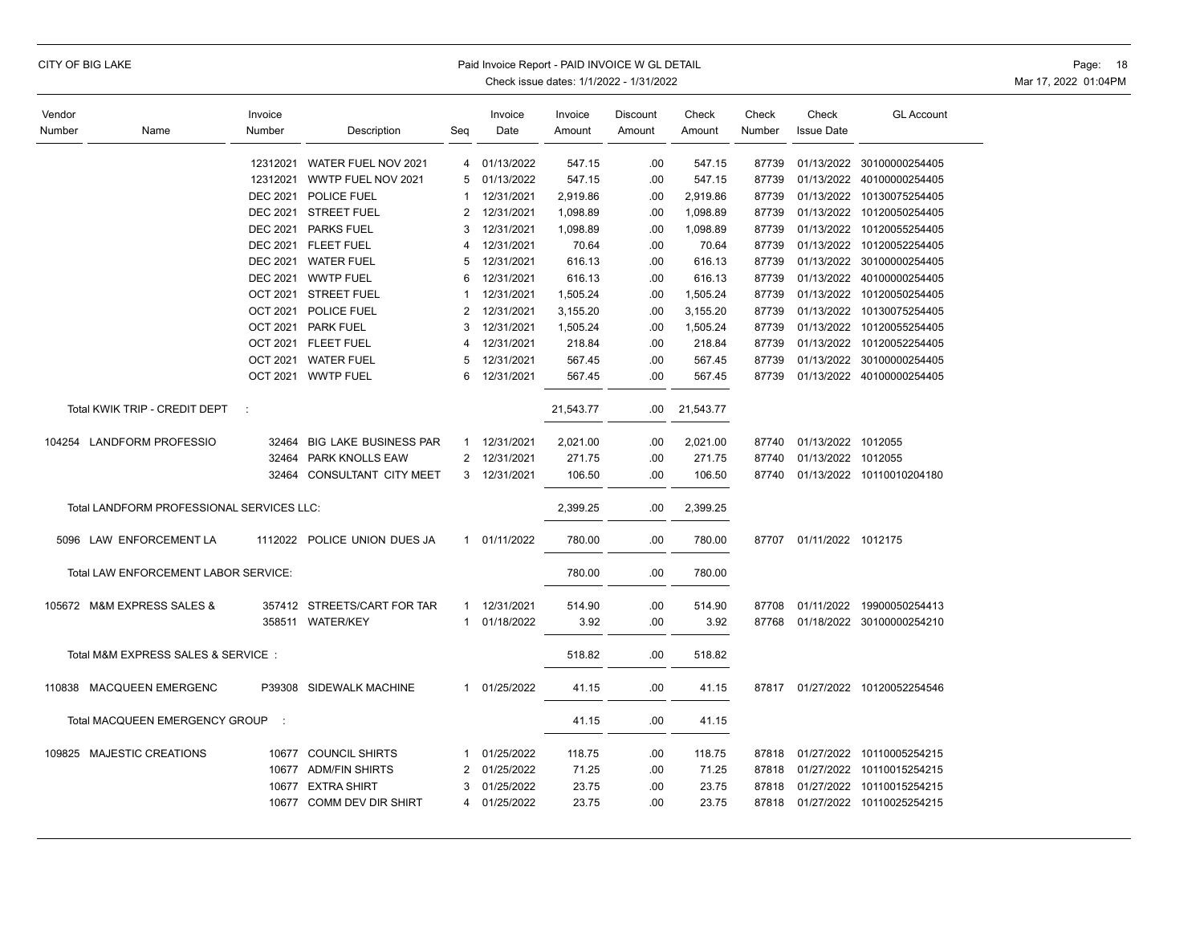| Vendor Number | Name | Invoice Number | Description | Seq | Invoice Date | Invoice Amount | Discount Amount | Check Amount | Check Number | Check Issue Date | GL Account |
|---|---|---|---|---|---|---|---|---|---|---|---|
| | | 12312021 | WATER FUEL NOV 2021 | 4 | 01/13/2022 | 547.15 | .00 | 547.15 | 87739 | 01/13/2022 | 30100000254405 |
| | | 12312021 | WWTP FUEL NOV 2021 | 5 | 01/13/2022 | 547.15 | .00 | 547.15 | 87739 | 01/13/2022 | 40100000254405 |
| | | DEC 2021 | POLICE FUEL | 1 | 12/31/2021 | 2,919.86 | .00 | 2,919.86 | 87739 | 01/13/2022 | 10130075254405 |
| | | DEC 2021 | STREET FUEL | 2 | 12/31/2021 | 1,098.89 | .00 | 1,098.89 | 87739 | 01/13/2022 | 10120050254405 |
| | | DEC 2021 | PARKS FUEL | 3 | 12/31/2021 | 1,098.89 | .00 | 1,098.89 | 87739 | 01/13/2022 | 10120055254405 |
| | | DEC 2021 | FLEET FUEL | 4 | 12/31/2021 | 70.64 | .00 | 70.64 | 87739 | 01/13/2022 | 10120052254405 |
| | | DEC 2021 | WATER FUEL | 5 | 12/31/2021 | 616.13 | .00 | 616.13 | 87739 | 01/13/2022 | 30100000254405 |
| | | DEC 2021 | WWTP FUEL | 6 | 12/31/2021 | 616.13 | .00 | 616.13 | 87739 | 01/13/2022 | 40100000254405 |
| | | OCT 2021 | STREET FUEL | 1 | 12/31/2021 | 1,505.24 | .00 | 1,505.24 | 87739 | 01/13/2022 | 10120050254405 |
| | | OCT 2021 | POLICE FUEL | 2 | 12/31/2021 | 3,155.20 | .00 | 3,155.20 | 87739 | 01/13/2022 | 10130075254405 |
| | | OCT 2021 | PARK FUEL | 3 | 12/31/2021 | 1,505.24 | .00 | 1,505.24 | 87739 | 01/13/2022 | 10120055254405 |
| | | OCT 2021 | FLEET FUEL | 4 | 12/31/2021 | 218.84 | .00 | 218.84 | 87739 | 01/13/2022 | 10120052254405 |
| | | OCT 2021 | WATER FUEL | 5 | 12/31/2021 | 567.45 | .00 | 567.45 | 87739 | 01/13/2022 | 30100000254405 |
| | | OCT 2021 | WWTP FUEL | 6 | 12/31/2021 | 567.45 | .00 | 567.45 | 87739 | 01/13/2022 | 40100000254405 |
| | Total KWIK TRIP - CREDIT DEPT : | | | | | 21,543.77 | .00 | 21,543.77 | | | |
| 104254 | LANDFORM PROFESSIO | 32464 | BIG LAKE BUSINESS PAR | 1 | 12/31/2021 | 2,021.00 | .00 | 2,021.00 | 87740 | 01/13/2022 | 1012055 |
| | | 32464 | PARK KNOLLS EAW | 2 | 12/31/2021 | 271.75 | .00 | 271.75 | 87740 | 01/13/2022 | 1012055 |
| | | 32464 | CONSULTANT CITY MEET | 3 | 12/31/2021 | 106.50 | .00 | 106.50 | 87740 | 01/13/2022 | 10110010204180 |
| | Total LANDFORM PROFESSIONAL SERVICES LLC: | | | | | 2,399.25 | .00 | 2,399.25 | | | |
| 5096 | LAW ENFORCEMENT LA | 1112022 | POLICE UNION DUES JA | 1 | 01/11/2022 | 780.00 | .00 | 780.00 | 87707 | 01/11/2022 | 1012175 |
| | Total LAW ENFORCEMENT LABOR SERVICE: | | | | | 780.00 | .00 | 780.00 | | | |
| 105672 | M&M EXPRESS SALES & | 357412 | STREETS/CART FOR TAR | 1 | 12/31/2021 | 514.90 | .00 | 514.90 | 87708 | 01/11/2022 | 19900050254413 |
| | | 358511 | WATER/KEY | 1 | 01/18/2022 | 3.92 | .00 | 3.92 | 87768 | 01/18/2022 | 30100000254210 |
| | Total M&M EXPRESS SALES & SERVICE : | | | | | 518.82 | .00 | 518.82 | | | |
| 110838 | MACQUEEN EMERGENC | P39308 | SIDEWALK MACHINE | 1 | 01/25/2022 | 41.15 | .00 | 41.15 | 87817 | 01/27/2022 | 10120052254546 |
| | Total MACQUEEN EMERGENCY GROUP : | | | | | 41.15 | .00 | 41.15 | | | |
| 109825 | MAJESTIC CREATIONS | 10677 | COUNCIL SHIRTS | 1 | 01/25/2022 | 118.75 | .00 | 118.75 | 87818 | 01/27/2022 | 10110005254215 |
| | | 10677 | ADM/FIN SHIRTS | 2 | 01/25/2022 | 71.25 | .00 | 71.25 | 87818 | 01/27/2022 | 10110015254215 |
| | | 10677 | EXTRA SHIRT | 3 | 01/25/2022 | 23.75 | .00 | 23.75 | 87818 | 01/27/2022 | 10110015254215 |
| | | 10677 | COMM DEV DIR SHIRT | 4 | 01/25/2022 | 23.75 | .00 | 23.75 | 87818 | 01/27/2022 | 10110025254215 |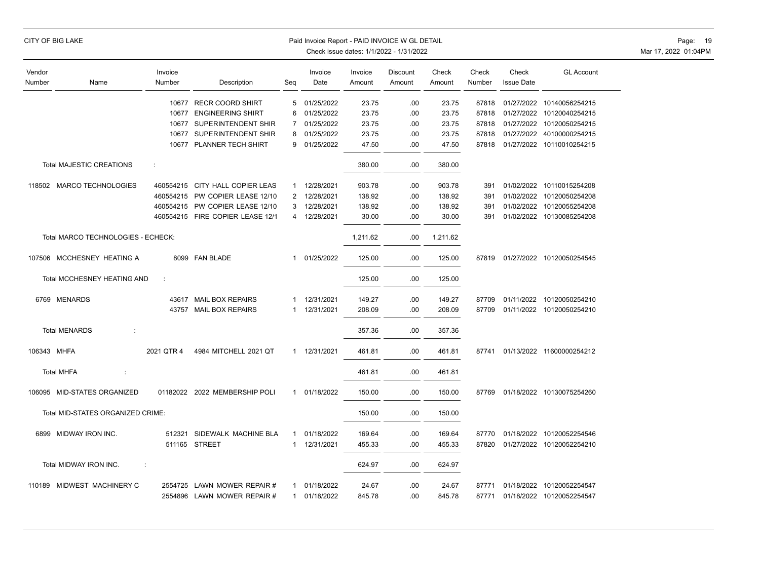CITY OF BIG LAKE

Paid Invoice Report - PAID INVOICE W GL DETAIL

Check issue dates: 1/1/2022 - 1/31/2022

| Vendor Number | Name | Invoice Number | Description | Seq | Invoice Date | Invoice Amount | Discount Amount | Check Amount | Check Number | Check Issue Date | GL Account |
|---|---|---|---|---|---|---|---|---|---|---|---|
| | | 10677 | RECR COORD SHIRT | 5 | 01/25/2022 | 23.75 | .00 | 23.75 | 87818 | 01/27/2022 | 10140056254215 |
| | | 10677 | ENGINEERING SHIRT | 6 | 01/25/2022 | 23.75 | .00 | 23.75 | 87818 | 01/27/2022 | 10120040254215 |
| | | 10677 | SUPERINTENDENT SHIR | 7 | 01/25/2022 | 23.75 | .00 | 23.75 | 87818 | 01/27/2022 | 10120050254215 |
| | | 10677 | SUPERINTENDENT SHIR | 8 | 01/25/2022 | 23.75 | .00 | 23.75 | 87818 | 01/27/2022 | 40100000254215 |
| | | 10677 | PLANNER TECH SHIRT | 9 | 01/25/2022 | 47.50 | .00 | 47.50 | 87818 | 01/27/2022 | 10110010254215 |
| | Total MAJESTIC CREATIONS : | | | | | 380.00 | .00 | 380.00 | | | |
| 118502 | MARCO TECHNOLOGIES | 460554215 | CITY HALL COPIER LEAS | 1 | 12/28/2021 | 903.78 | .00 | 903.78 | 391 | 01/02/2022 | 10110015254208 |
| | | 460554215 | PW COPIER LEASE 12/10 | 2 | 12/28/2021 | 138.92 | .00 | 138.92 | 391 | 01/02/2022 | 10120050254208 |
| | | 460554215 | PW COPIER LEASE 12/10 | 3 | 12/28/2021 | 138.92 | .00 | 138.92 | 391 | 01/02/2022 | 10120055254208 |
| | | 460554215 | FIRE COPIER LEASE 12/1 | 4 | 12/28/2021 | 30.00 | .00 | 30.00 | 391 | 01/02/2022 | 10130085254208 |
| | Total MARCO TECHNOLOGIES - ECHECK: | | | | | 1,211.62 | .00 | 1,211.62 | | | |
| 107506 | MCCHESNEY HEATING A | 8099 | FAN BLADE | 1 | 01/25/2022 | 125.00 | .00 | 125.00 | 87819 | 01/27/2022 | 10120050254545 |
| | Total MCCHESNEY HEATING AND : | | | | | 125.00 | .00 | 125.00 | | | |
| 6769 | MENARDS | 43617 | MAIL BOX REPAIRS | 1 | 12/31/2021 | 149.27 | .00 | 149.27 | 87709 | 01/11/2022 | 10120050254210 |
| | | 43757 | MAIL BOX REPAIRS | 1 | 12/31/2021 | 208.09 | .00 | 208.09 | 87709 | 01/11/2022 | 10120050254210 |
| | Total MENARDS : | | | | | 357.36 | .00 | 357.36 | | | |
| 106343 | MHFA | 2021 QTR 4 | 4984 MITCHELL 2021 QT | 1 | 12/31/2021 | 461.81 | .00 | 461.81 | 87741 | 01/13/2022 | 11600000254212 |
| | Total MHFA : | | | | | 461.81 | .00 | 461.81 | | | |
| 106095 | MID-STATES ORGANIZED | 01182022 | 2022 MEMBERSHIP POLI | 1 | 01/18/2022 | 150.00 | .00 | 150.00 | 87769 | 01/18/2022 | 10130075254260 |
| | Total MID-STATES ORGANIZED CRIME: | | | | | 150.00 | .00 | 150.00 | | | |
| 6899 | MIDWAY IRON INC. | 512321 | SIDEWALK MACHINE BLA | 1 | 01/18/2022 | 169.64 | .00 | 169.64 | 87770 | 01/18/2022 | 10120052254546 |
| | | 511165 | STREET | 1 | 12/31/2021 | 455.33 | .00 | 455.33 | 87820 | 01/27/2022 | 10120052254210 |
| | Total MIDWAY IRON INC. : | | | | | 624.97 | .00 | 624.97 | | | |
| 110189 | MIDWEST MACHINERY C | 2554725 | LAWN MOWER REPAIR # | 1 | 01/18/2022 | 24.67 | .00 | 24.67 | 87771 | 01/18/2022 | 10120052254547 |
| | | 2554896 | LAWN MOWER REPAIR # | 1 | 01/18/2022 | 845.78 | .00 | 845.78 | 87771 | 01/18/2022 | 10120052254547 |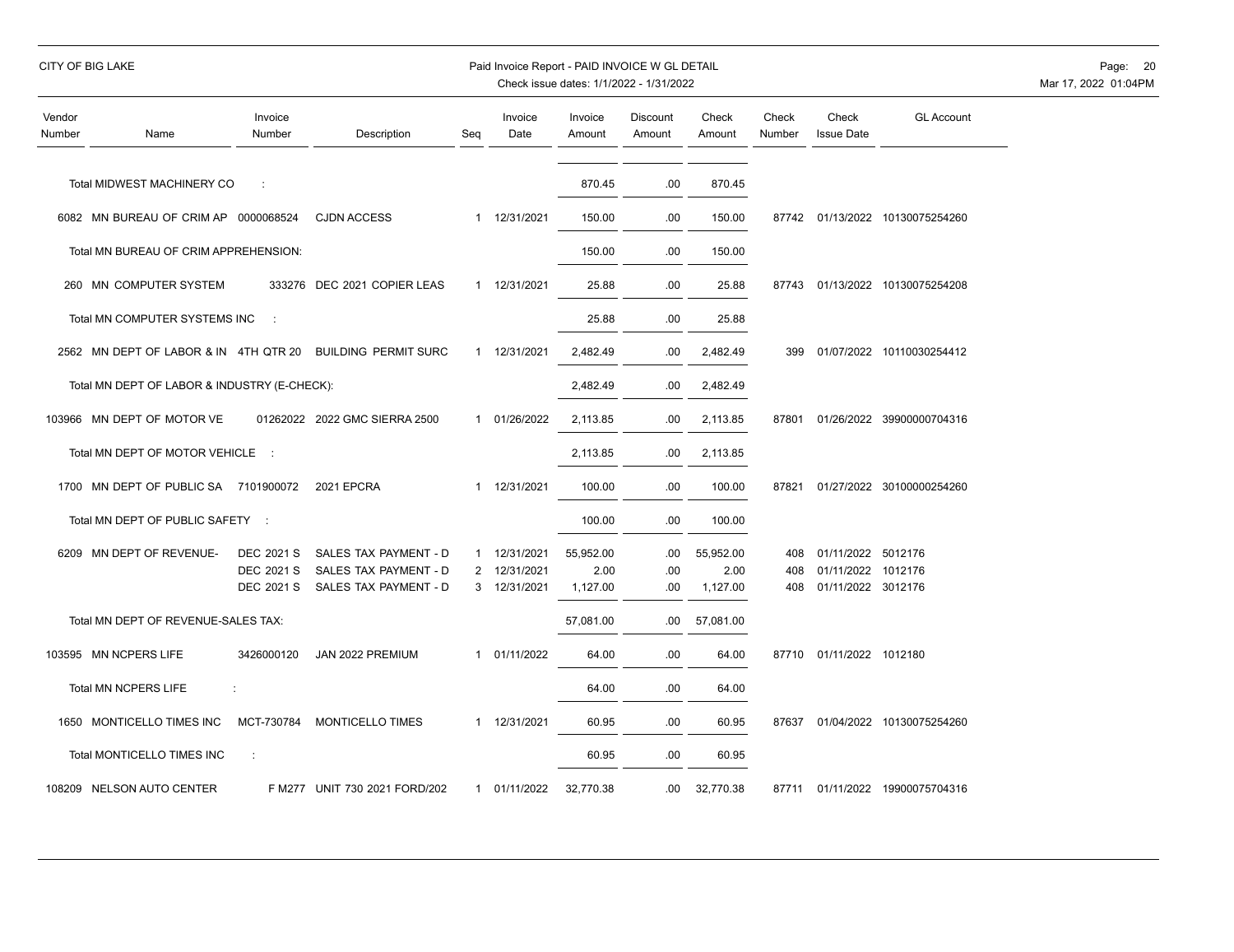| Vendor Number | Name | Invoice Number | Description | Seq | Invoice Date | Invoice Amount | Discount Amount | Check Amount | Check Number | Check Issue Date | GL Account |
|---|---|---|---|---|---|---|---|---|---|---|---|
| | Total MIDWEST MACHINERY CO : | | | | | 870.45 | .00 | 870.45 | | | |
| 6082 | MN BUREAU OF CRIM AP | 0000068524 | CJDN ACCESS | 1 | 12/31/2021 | 150.00 | .00 | 150.00 | 87742 | 01/13/2022 | 10130075254260 |
| | Total MN BUREAU OF CRIM APPREHENSION: | | | | | 150.00 | .00 | 150.00 | | | |
| 260 | MN COMPUTER SYSTEM | 333276 | DEC 2021 COPIER LEAS | 1 | 12/31/2021 | 25.88 | .00 | 25.88 | 87743 | 01/13/2022 | 10130075254208 |
| | Total MN COMPUTER SYSTEMS INC : | | | | | 25.88 | .00 | 25.88 | | | |
| 2562 | MN DEPT OF LABOR & IN | 4TH QTR 20 | BUILDING PERMIT SURC | 1 | 12/31/2021 | 2,482.49 | .00 | 2,482.49 | 399 | 01/07/2022 | 10110030254412 |
| | Total MN DEPT OF LABOR & INDUSTRY (E-CHECK): | | | | | 2,482.49 | .00 | 2,482.49 | | | |
| 103966 | MN DEPT OF MOTOR VE | 01262022 | 2022 GMC SIERRA 2500 | 1 | 01/26/2022 | 2,113.85 | .00 | 2,113.85 | 87801 | 01/26/2022 | 39900000704316 |
| | Total MN DEPT OF MOTOR VEHICLE : | | | | | 2,113.85 | .00 | 2,113.85 | | | |
| 1700 | MN DEPT OF PUBLIC SA | 7101900072 | 2021 EPCRA | 1 | 12/31/2021 | 100.00 | .00 | 100.00 | 87821 | 01/27/2022 | 30100000254260 |
| | Total MN DEPT OF PUBLIC SAFETY : | | | | | 100.00 | .00 | 100.00 | | | |
| 6209 | MN DEPT OF REVENUE- | DEC 2021 S | SALES TAX PAYMENT - D | 1 | 12/31/2021 | 55,952.00 | .00 | 55,952.00 | 408 | 01/11/2022 | 5012176 |
| | | DEC 2021 S | SALES TAX PAYMENT - D | 2 | 12/31/2021 | 2.00 | .00 | 2.00 | 408 | 01/11/2022 | 1012176 |
| | | DEC 2021 S | SALES TAX PAYMENT - D | 3 | 12/31/2021 | 1,127.00 | .00 | 1,127.00 | 408 | 01/11/2022 | 3012176 |
| | Total MN DEPT OF REVENUE-SALES TAX: | | | | | 57,081.00 | .00 | 57,081.00 | | | |
| 103595 | MN NCPERS LIFE | 3426000120 | JAN 2022 PREMIUM | 1 | 01/11/2022 | 64.00 | .00 | 64.00 | 87710 | 01/11/2022 | 1012180 |
| | Total MN NCPERS LIFE : | | | | | 64.00 | .00 | 64.00 | | | |
| 1650 | MONTICELLO TIMES INC | MCT-730784 | MONTICELLO TIMES | 1 | 12/31/2021 | 60.95 | .00 | 60.95 | 87637 | 01/04/2022 | 10130075254260 |
| | Total MONTICELLO TIMES INC : | | | | | 60.95 | .00 | 60.95 | | | |
| 108209 | NELSON AUTO CENTER | F M277 | UNIT 730 2021 FORD/202 | 1 | 01/11/2022 | 32,770.38 | .00 | 32,770.38 | 87711 | 01/11/2022 | 19900075704316 |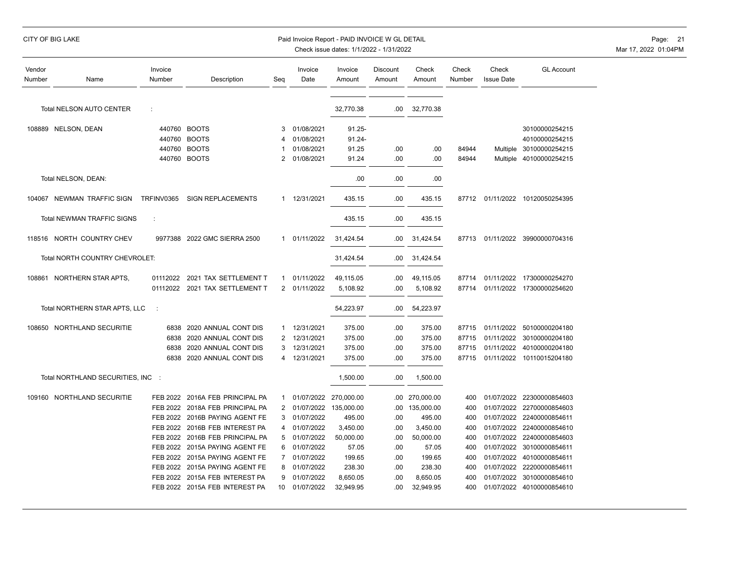CITY OF BIG LAKE

Paid Invoice Report - PAID INVOICE W GL DETAIL

Check issue dates: 1/1/2022 - 1/31/2022

| Vendor Number | Name | Invoice Number | Description | Seq | Invoice Date | Invoice Amount | Discount Amount | Check Amount | Check Number | Check Issue Date | GL Account |
|---|---|---|---|---|---|---|---|---|---|---|---|
| | Total NELSON AUTO CENTER : | | | | | 32,770.38 | .00 | 32,770.38 | | | |
| 108889 | NELSON, DEAN | 440760 | BOOTS | 3 | 01/08/2021 | 91.25- | | | | | 30100000254215 |
| | | 440760 | BOOTS | 4 | 01/08/2021 | 91.24- | | | | | 40100000254215 |
| | | 440760 | BOOTS | 1 | 01/08/2021 | 91.25 | .00 | .00 | 84944 | Multiple | 30100000254215 |
| | | 440760 | BOOTS | 2 | 01/08/2021 | 91.24 | .00 | .00 | 84944 | Multiple | 40100000254215 |
| | Total NELSON, DEAN: | | | | | .00 | .00 | .00 | | | |
| 104067 | NEWMAN TRAFFIC SIGN | TRFINV0365 | SIGN REPLACEMENTS | 1 | 12/31/2021 | 435.15 | .00 | 435.15 | 87712 | 01/11/2022 | 10120050254395 |
| | Total NEWMAN TRAFFIC SIGNS : | | | | | 435.15 | .00 | 435.15 | | | |
| 118516 | NORTH COUNTRY CHEV | 9977388 | 2022 GMC SIERRA 2500 | 1 | 01/11/2022 | 31,424.54 | .00 | 31,424.54 | 87713 | 01/11/2022 | 39900000704316 |
| | Total NORTH COUNTRY CHEVROLET: | | | | | 31,424.54 | .00 | 31,424.54 | | | |
| 108861 | NORTHERN STAR APTS, | 01112022 | 2021 TAX SETTLEMENT T | 1 | 01/11/2022 | 49,115.05 | .00 | 49,115.05 | 87714 | 01/11/2022 | 17300000254270 |
| | | 01112022 | 2021 TAX SETTLEMENT T | 2 | 01/11/2022 | 5,108.92 | .00 | 5,108.92 | 87714 | 01/11/2022 | 17300000254620 |
| | Total NORTHERN STAR APTS, LLC : | | | | | 54,223.97 | .00 | 54,223.97 | | | |
| 108650 | NORTHLAND SECURITIE | 6838 | 2020 ANNUAL CONT DIS | 1 | 12/31/2021 | 375.00 | .00 | 375.00 | 87715 | 01/11/2022 | 50100000204180 |
| | | 6838 | 2020 ANNUAL CONT DIS | 2 | 12/31/2021 | 375.00 | .00 | 375.00 | 87715 | 01/11/2022 | 30100000204180 |
| | | 6838 | 2020 ANNUAL CONT DIS | 3 | 12/31/2021 | 375.00 | .00 | 375.00 | 87715 | 01/11/2022 | 40100000204180 |
| | | 6838 | 2020 ANNUAL CONT DIS | 4 | 12/31/2021 | 375.00 | .00 | 375.00 | 87715 | 01/11/2022 | 10110015204180 |
| | Total NORTHLAND SECURITIES, INC : | | | | | 1,500.00 | .00 | 1,500.00 | | | |
| 109160 | NORTHLAND SECURITIE | FEB 2022 | 2016A FEB PRINCIPAL PA | 1 | 01/07/2022 | 270,000.00 | .00 | 270,000.00 | 400 | 01/07/2022 | 22300000854603 |
| | | FEB 2022 | 2018A FEB PRINCIPAL PA | 2 | 01/07/2022 | 135,000.00 | .00 | 135,000.00 | 400 | 01/07/2022 | 22700000854603 |
| | | FEB 2022 | 2016B PAYING AGENT FE | 3 | 01/07/2022 | 495.00 | .00 | 495.00 | 400 | 01/07/2022 | 22400000854611 |
| | | FEB 2022 | 2016B FEB INTEREST PA | 4 | 01/07/2022 | 3,450.00 | .00 | 3,450.00 | 400 | 01/07/2022 | 22400000854610 |
| | | FEB 2022 | 2016B FEB PRINCIPAL PA | 5 | 01/07/2022 | 50,000.00 | .00 | 50,000.00 | 400 | 01/07/2022 | 22400000854603 |
| | | FEB 2022 | 2015A PAYING AGENT FE | 6 | 01/07/2022 | 57.05 | .00 | 57.05 | 400 | 01/07/2022 | 30100000854611 |
| | | FEB 2022 | 2015A PAYING AGENT FE | 7 | 01/07/2022 | 199.65 | .00 | 199.65 | 400 | 01/07/2022 | 40100000854611 |
| | | FEB 2022 | 2015A PAYING AGENT FE | 8 | 01/07/2022 | 238.30 | .00 | 238.30 | 400 | 01/07/2022 | 22200000854611 |
| | | FEB 2022 | 2015A FEB INTEREST PA | 9 | 01/07/2022 | 8,650.05 | .00 | 8,650.05 | 400 | 01/07/2022 | 30100000854610 |
| | | FEB 2022 | 2015A FEB INTEREST PA | 10 | 01/07/2022 | 32,949.95 | .00 | 32,949.95 | 400 | 01/07/2022 | 40100000854610 |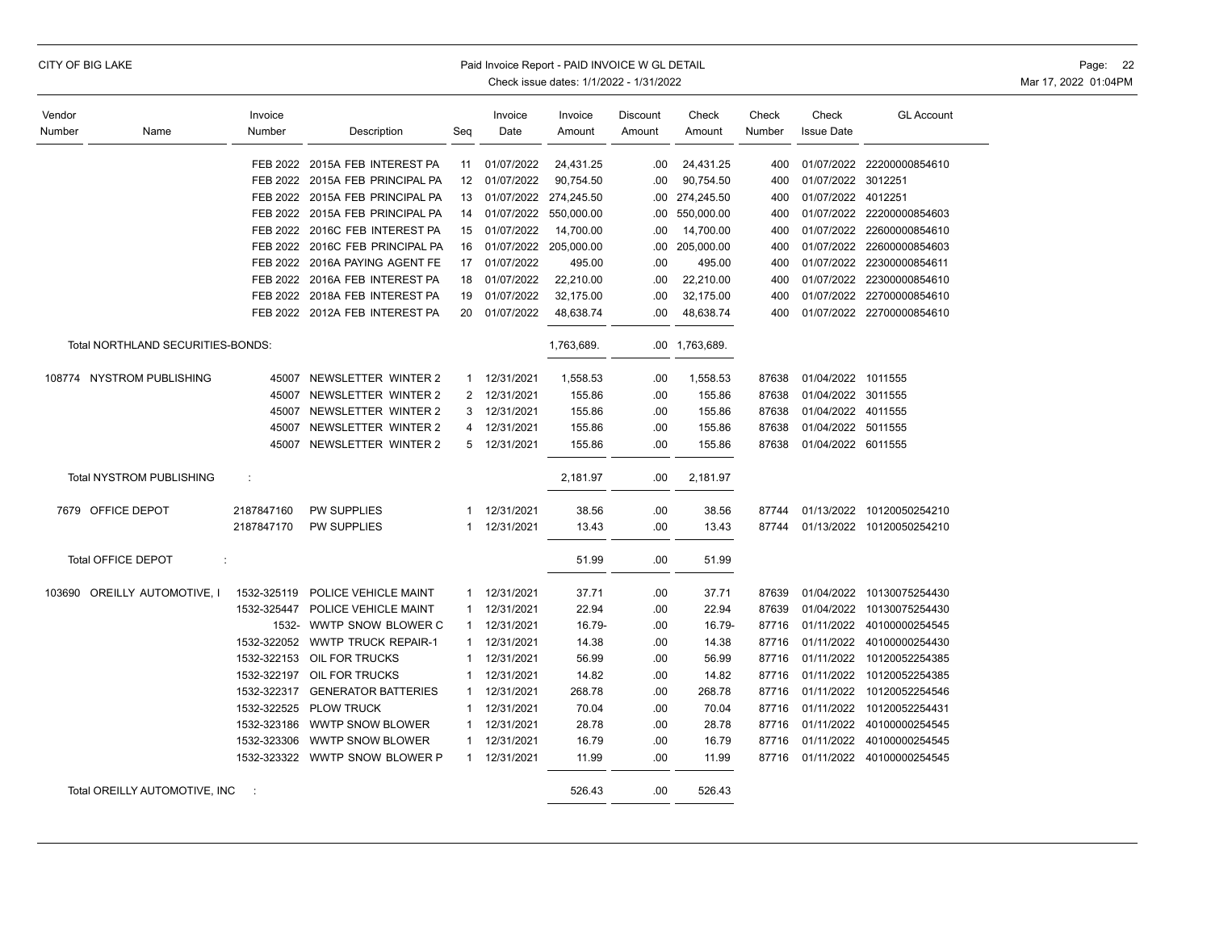| Vendor Number | Name | Invoice Number | Description | Seq | Invoice Date | Invoice Amount | Discount Amount | Check Amount | Check Number | Check Issue Date | GL Account |
|---|---|---|---|---|---|---|---|---|---|---|---|
| | | FEB 2022 | 2015A FEB INTEREST PA | 11 | 01/07/2022 | 24,431.25 | .00 | 24,431.25 | 400 | 01/07/2022 | 22200000854610 |
| | | FEB 2022 | 2015A FEB PRINCIPAL PA | 12 | 01/07/2022 | 90,754.50 | .00 | 90,754.50 | 400 | 01/07/2022 | 3012251 |
| | | FEB 2022 | 2015A FEB PRINCIPAL PA | 13 | 01/07/2022 | 274,245.50 | .00 | 274,245.50 | 400 | 01/07/2022 | 4012251 |
| | | FEB 2022 | 2015A FEB PRINCIPAL PA | 14 | 01/07/2022 | 550,000.00 | .00 | 550,000.00 | 400 | 01/07/2022 | 22200000854603 |
| | | FEB 2022 | 2016C FEB INTEREST PA | 15 | 01/07/2022 | 14,700.00 | .00 | 14,700.00 | 400 | 01/07/2022 | 22600000854610 |
| | | FEB 2022 | 2016C FEB PRINCIPAL PA | 16 | 01/07/2022 | 205,000.00 | .00 | 205,000.00 | 400 | 01/07/2022 | 22600000854603 |
| | | FEB 2022 | 2016A PAYING AGENT FE | 17 | 01/07/2022 | 495.00 | .00 | 495.00 | 400 | 01/07/2022 | 22300000854611 |
| | | FEB 2022 | 2016A FEB INTEREST PA | 18 | 01/07/2022 | 22,210.00 | .00 | 22,210.00 | 400 | 01/07/2022 | 22300000854610 |
| | | FEB 2022 | 2018A FEB INTEREST PA | 19 | 01/07/2022 | 32,175.00 | .00 | 32,175.00 | 400 | 01/07/2022 | 22700000854610 |
| | | FEB 2022 | 2012A FEB INTEREST PA | 20 | 01/07/2022 | 48,638.74 | .00 | 48,638.74 | 400 | 01/07/2022 | 22700000854610 |
| | Total NORTHLAND SECURITIES-BONDS: | | | | | 1,763,689. | .00 | 1,763,689. | | | |
| 108774 | NYSTROM PUBLISHING | 45007 | NEWSLETTER WINTER 2 | 1 | 12/31/2021 | 1,558.53 | .00 | 1,558.53 | 87638 | 01/04/2022 | 1011555 |
| | | 45007 | NEWSLETTER WINTER 2 | 2 | 12/31/2021 | 155.86 | .00 | 155.86 | 87638 | 01/04/2022 | 3011555 |
| | | 45007 | NEWSLETTER WINTER 2 | 3 | 12/31/2021 | 155.86 | .00 | 155.86 | 87638 | 01/04/2022 | 4011555 |
| | | 45007 | NEWSLETTER WINTER 2 | 4 | 12/31/2021 | 155.86 | .00 | 155.86 | 87638 | 01/04/2022 | 5011555 |
| | | 45007 | NEWSLETTER WINTER 2 | 5 | 12/31/2021 | 155.86 | .00 | 155.86 | 87638 | 01/04/2022 | 6011555 |
| | Total NYSTROM PUBLISHING : | | | | | 2,181.97 | .00 | 2,181.97 | | | |
| 7679 | OFFICE DEPOT | 2187847160 | PW SUPPLIES | 1 | 12/31/2021 | 38.56 | .00 | 38.56 | 87744 | 01/13/2022 | 10120050254210 |
| | | 2187847170 | PW SUPPLIES | 1 | 12/31/2021 | 13.43 | .00 | 13.43 | 87744 | 01/13/2022 | 10120050254210 |
| | Total OFFICE DEPOT : | | | | | 51.99 | .00 | 51.99 | | | |
| 103690 | OREILLY AUTOMOTIVE, I | 1532-325119 | POLICE VEHICLE MAINT | 1 | 12/31/2021 | 37.71 | .00 | 37.71 | 87639 | 01/04/2022 | 10130075254430 |
| | | 1532-325447 | POLICE VEHICLE MAINT | 1 | 12/31/2021 | 22.94 | .00 | 22.94 | 87639 | 01/04/2022 | 10130075254430 |
| | | 1532- | WWTP SNOW BLOWER C | 1 | 12/31/2021 | 16.79- | .00 | 16.79- | 87716 | 01/11/2022 | 40100000254545 |
| | | 1532-322052 | WWTP TRUCK REPAIR-1 | 1 | 12/31/2021 | 14.38 | .00 | 14.38 | 87716 | 01/11/2022 | 40100000254430 |
| | | 1532-322153 | OIL FOR TRUCKS | 1 | 12/31/2021 | 56.99 | .00 | 56.99 | 87716 | 01/11/2022 | 10120052254385 |
| | | 1532-322197 | OIL FOR TRUCKS | 1 | 12/31/2021 | 14.82 | .00 | 14.82 | 87716 | 01/11/2022 | 10120052254385 |
| | | 1532-322317 | GENERATOR BATTERIES | 1 | 12/31/2021 | 268.78 | .00 | 268.78 | 87716 | 01/11/2022 | 10120052254546 |
| | | 1532-322525 | PLOW TRUCK | 1 | 12/31/2021 | 70.04 | .00 | 70.04 | 87716 | 01/11/2022 | 10120052254431 |
| | | 1532-323186 | WWTP SNOW BLOWER | 1 | 12/31/2021 | 28.78 | .00 | 28.78 | 87716 | 01/11/2022 | 40100000254545 |
| | | 1532-323306 | WWTP SNOW BLOWER | 1 | 12/31/2021 | 16.79 | .00 | 16.79 | 87716 | 01/11/2022 | 40100000254545 |
| | | 1532-323322 | WWTP SNOW BLOWER P | 1 | 12/31/2021 | 11.99 | .00 | 11.99 | 87716 | 01/11/2022 | 40100000254545 |
| | Total OREILLY AUTOMOTIVE, INC : | | | | | 526.43 | .00 | 526.43 | | | |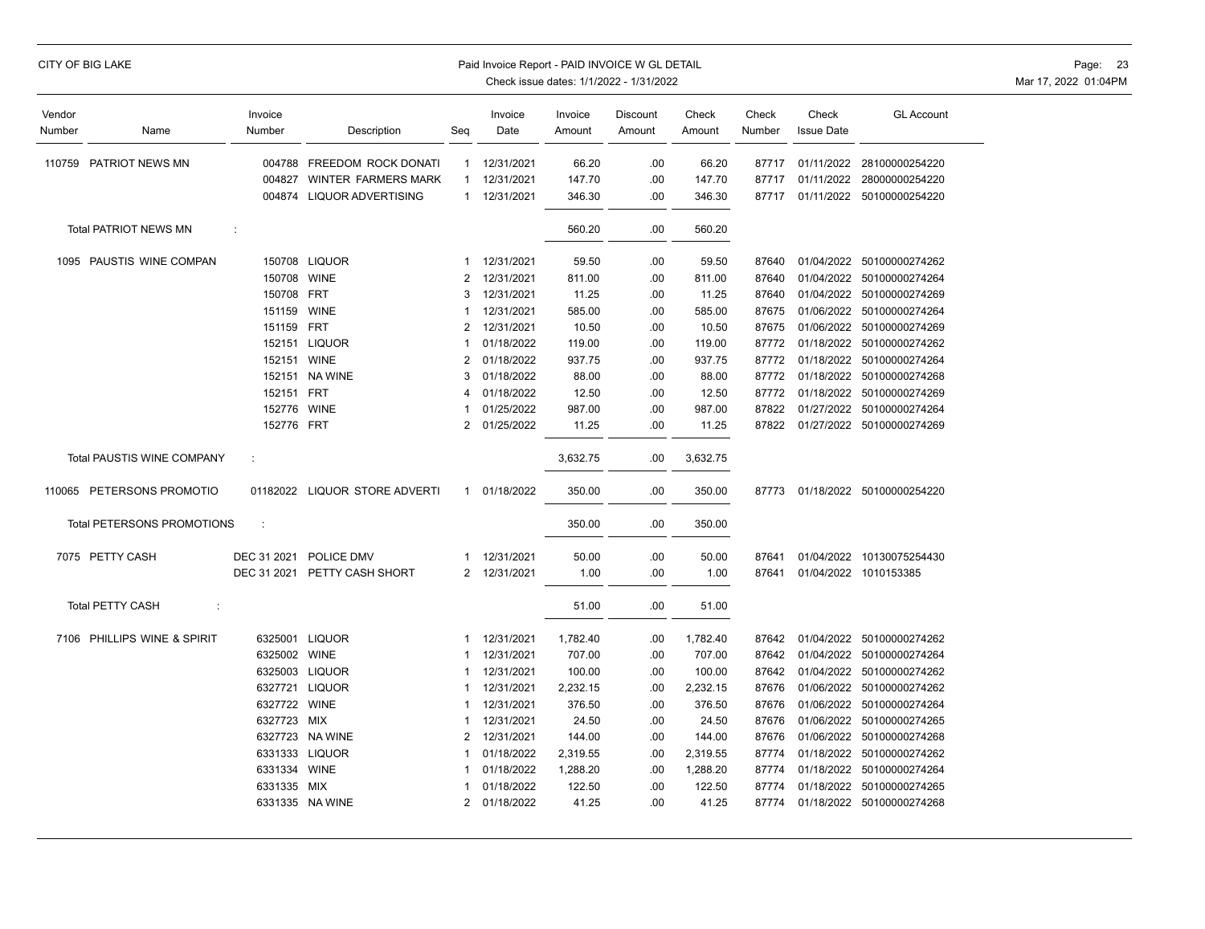CITY OF BIG LAKE

Paid Invoice Report - PAID INVOICE W GL DETAIL

Check issue dates: 1/1/2022 - 1/31/2022

| Vendor Number | Name | Invoice Number | Description | Seq | Invoice Date | Invoice Amount | Discount Amount | Check Amount | Check Number | Check Issue Date | GL Account |
|---|---|---|---|---|---|---|---|---|---|---|---|
| 110759 | PATRIOT NEWS MN | 004788 | FREEDOM ROCK DONATI | 1 | 12/31/2021 | 66.20 | .00 | 66.20 | 87717 | 01/11/2022 | 28100000254220 |
| | | 004827 | WINTER FARMERS MARK | 1 | 12/31/2021 | 147.70 | .00 | 147.70 | 87717 | 01/11/2022 | 28000000254220 |
| | | 004874 | LIQUOR ADVERTISING | 1 | 12/31/2021 | 346.30 | .00 | 346.30 | 87717 | 01/11/2022 | 50100000254220 |
| | Total PATRIOT NEWS MN : | | | | | 560.20 | .00 | 560.20 | | | |
| 1095 | PAUSTIS WINE COMPAN | 150708 | LIQUOR | 1 | 12/31/2021 | 59.50 | .00 | 59.50 | 87640 | 01/04/2022 | 50100000274262 |
| | | 150708 | WINE | 2 | 12/31/2021 | 811.00 | .00 | 811.00 | 87640 | 01/04/2022 | 50100000274264 |
| | | 150708 | FRT | 3 | 12/31/2021 | 11.25 | .00 | 11.25 | 87640 | 01/04/2022 | 50100000274269 |
| | | 151159 | WINE | 1 | 12/31/2021 | 585.00 | .00 | 585.00 | 87675 | 01/06/2022 | 50100000274264 |
| | | 151159 | FRT | 2 | 12/31/2021 | 10.50 | .00 | 10.50 | 87675 | 01/06/2022 | 50100000274269 |
| | | 152151 | LIQUOR | 1 | 01/18/2022 | 119.00 | .00 | 119.00 | 87772 | 01/18/2022 | 50100000274262 |
| | | 152151 | WINE | 2 | 01/18/2022 | 937.75 | .00 | 937.75 | 87772 | 01/18/2022 | 50100000274264 |
| | | 152151 | NA WINE | 3 | 01/18/2022 | 88.00 | .00 | 88.00 | 87772 | 01/18/2022 | 50100000274268 |
| | | 152151 | FRT | 4 | 01/18/2022 | 12.50 | .00 | 12.50 | 87772 | 01/18/2022 | 50100000274269 |
| | | 152776 | WINE | 1 | 01/25/2022 | 987.00 | .00 | 987.00 | 87822 | 01/27/2022 | 50100000274264 |
| | | 152776 | FRT | 2 | 01/25/2022 | 11.25 | .00 | 11.25 | 87822 | 01/27/2022 | 50100000274269 |
| | Total PAUSTIS WINE COMPANY : | | | | | 3,632.75 | .00 | 3,632.75 | | | |
| 110065 | PETERSONS PROMOTIO | 01182022 | LIQUOR STORE ADVERTI | 1 | 01/18/2022 | 350.00 | .00 | 350.00 | 87773 | 01/18/2022 | 50100000254220 |
| | Total PETERSONS PROMOTIONS : | | | | | 350.00 | .00 | 350.00 | | | |
| 7075 | PETTY CASH | DEC 31 2021 | POLICE DMV | 1 | 12/31/2021 | 50.00 | .00 | 50.00 | 87641 | 01/04/2022 | 10130075254430 |
| | | DEC 31 2021 | PETTY CASH SHORT | 2 | 12/31/2021 | 1.00 | .00 | 1.00 | 87641 | 01/04/2022 | 1010153385 |
| | Total PETTY CASH : | | | | | 51.00 | .00 | 51.00 | | | |
| 7106 | PHILLIPS WINE & SPIRIT | 6325001 | LIQUOR | 1 | 12/31/2021 | 1,782.40 | .00 | 1,782.40 | 87642 | 01/04/2022 | 50100000274262 |
| | | 6325002 | WINE | 1 | 12/31/2021 | 707.00 | .00 | 707.00 | 87642 | 01/04/2022 | 50100000274264 |
| | | 6325003 | LIQUOR | 1 | 12/31/2021 | 100.00 | .00 | 100.00 | 87642 | 01/04/2022 | 50100000274262 |
| | | 6327721 | LIQUOR | 1 | 12/31/2021 | 2,232.15 | .00 | 2,232.15 | 87676 | 01/06/2022 | 50100000274262 |
| | | 6327722 | WINE | 1 | 12/31/2021 | 376.50 | .00 | 376.50 | 87676 | 01/06/2022 | 50100000274264 |
| | | 6327723 | MIX | 1 | 12/31/2021 | 24.50 | .00 | 24.50 | 87676 | 01/06/2022 | 50100000274265 |
| | | 6327723 | NA WINE | 2 | 12/31/2021 | 144.00 | .00 | 144.00 | 87676 | 01/06/2022 | 50100000274268 |
| | | 6331333 | LIQUOR | 1 | 01/18/2022 | 2,319.55 | .00 | 2,319.55 | 87774 | 01/18/2022 | 50100000274262 |
| | | 6331334 | WINE | 1 | 01/18/2022 | 1,288.20 | .00 | 1,288.20 | 87774 | 01/18/2022 | 50100000274264 |
| | | 6331335 | MIX | 1 | 01/18/2022 | 122.50 | .00 | 122.50 | 87774 | 01/18/2022 | 50100000274265 |
| | | 6331335 | NA WINE | 2 | 01/18/2022 | 41.25 | .00 | 41.25 | 87774 | 01/18/2022 | 50100000274268 |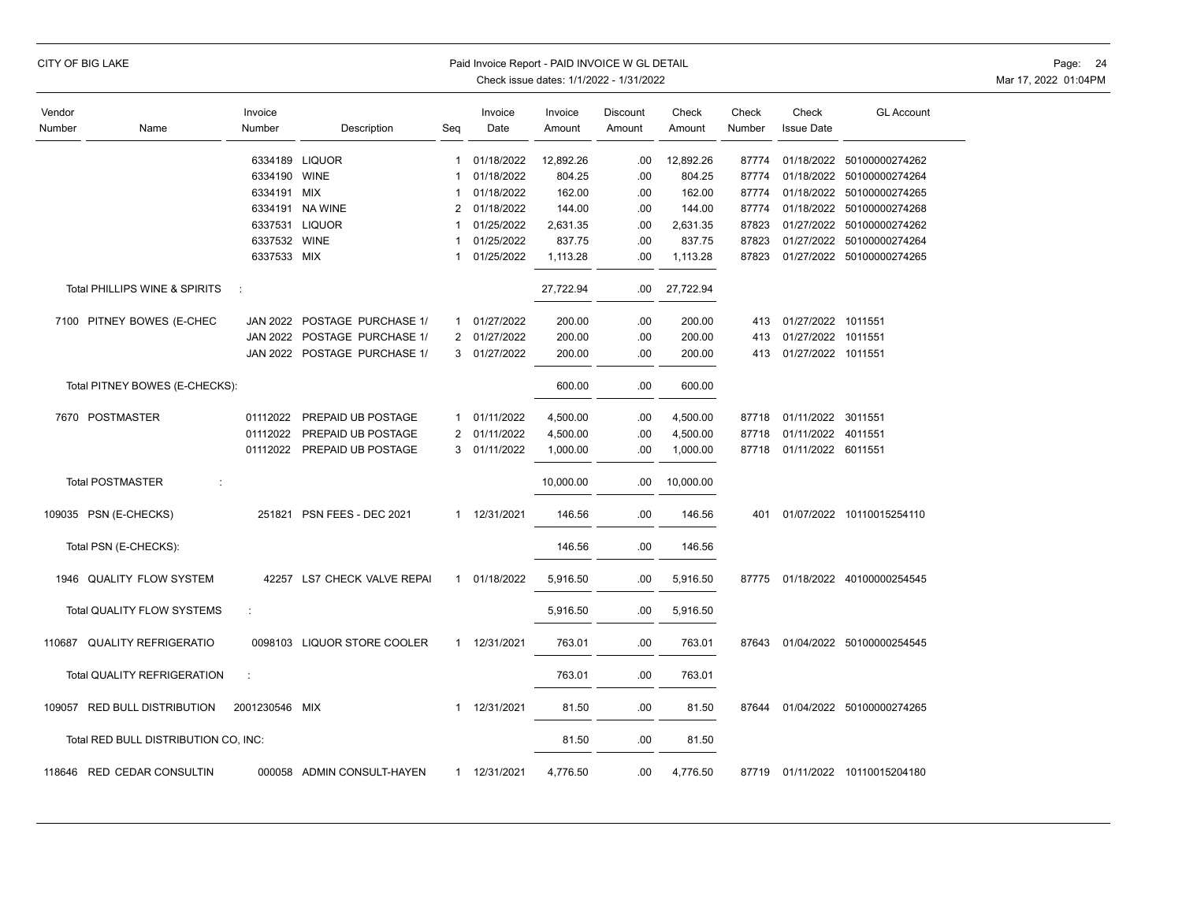| Vendor Number | Name | Invoice Number | Description | Seq | Invoice Date | Invoice Amount | Discount Amount | Check Amount | Check Number | Check Issue Date | GL Account |
|---|---|---|---|---|---|---|---|---|---|---|---|
| | | 6334189 | LIQUOR | 1 | 01/18/2022 | 12,892.26 | .00 | 12,892.26 | 87774 | 01/18/2022 | 50100000274262 |
| | | 6334190 | WINE | 1 | 01/18/2022 | 804.25 | .00 | 804.25 | 87774 | 01/18/2022 | 50100000274264 |
| | | 6334191 | MIX | 1 | 01/18/2022 | 162.00 | .00 | 162.00 | 87774 | 01/18/2022 | 50100000274265 |
| | | 6334191 | NA WINE | 2 | 01/18/2022 | 144.00 | .00 | 144.00 | 87774 | 01/18/2022 | 50100000274268 |
| | | 6337531 | LIQUOR | 1 | 01/25/2022 | 2,631.35 | .00 | 2,631.35 | 87823 | 01/27/2022 | 50100000274262 |
| | | 6337532 | WINE | 1 | 01/25/2022 | 837.75 | .00 | 837.75 | 87823 | 01/27/2022 | 50100000274264 |
| | | 6337533 | MIX | 1 | 01/25/2022 | 1,113.28 | .00 | 1,113.28 | 87823 | 01/27/2022 | 50100000274265 |
| | Total PHILLIPS WINE & SPIRITS : | | | | | 27,722.94 | .00 | 27,722.94 | | | |
| 7100 | PITNEY BOWES (E-CHEC | JAN 2022 | POSTAGE PURCHASE 1/ | 1 | 01/27/2022 | 200.00 | .00 | 200.00 | 413 | 01/27/2022 | 1011551 |
| | | JAN 2022 | POSTAGE PURCHASE 1/ | 2 | 01/27/2022 | 200.00 | .00 | 200.00 | 413 | 01/27/2022 | 1011551 |
| | | JAN 2022 | POSTAGE PURCHASE 1/ | 3 | 01/27/2022 | 200.00 | .00 | 200.00 | 413 | 01/27/2022 | 1011551 |
| | Total PITNEY BOWES (E-CHECKS): | | | | | 600.00 | .00 | 600.00 | | | |
| 7670 | POSTMASTER | 01112022 | PREPAID UB POSTAGE | 1 | 01/11/2022 | 4,500.00 | .00 | 4,500.00 | 87718 | 01/11/2022 | 3011551 |
| | | 01112022 | PREPAID UB POSTAGE | 2 | 01/11/2022 | 4,500.00 | .00 | 4,500.00 | 87718 | 01/11/2022 | 4011551 |
| | | 01112022 | PREPAID UB POSTAGE | 3 | 01/11/2022 | 1,000.00 | .00 | 1,000.00 | 87718 | 01/11/2022 | 6011551 |
| | Total POSTMASTER : | | | | | 10,000.00 | .00 | 10,000.00 | | | |
| 109035 | PSN (E-CHECKS) | 251821 | PSN FEES - DEC 2021 | 1 | 12/31/2021 | 146.56 | .00 | 146.56 | 401 | 01/07/2022 | 10110015254110 |
| | Total PSN (E-CHECKS): | | | | | 146.56 | .00 | 146.56 | | | |
| 1946 | QUALITY FLOW SYSTEM | 42257 | LS7 CHECK VALVE REPAI | 1 | 01/18/2022 | 5,916.50 | .00 | 5,916.50 | 87775 | 01/18/2022 | 40100000254545 |
| | Total QUALITY FLOW SYSTEMS : | | | | | 5,916.50 | .00 | 5,916.50 | | | |
| 110687 | QUALITY REFRIGERATIO | 0098103 | LIQUOR STORE COOLER | 1 | 12/31/2021 | 763.01 | .00 | 763.01 | 87643 | 01/04/2022 | 50100000254545 |
| | Total QUALITY REFRIGERATION : | | | | | 763.01 | .00 | 763.01 | | | |
| 109057 | RED BULL DISTRIBUTION | 2001230546 | MIX | 1 | 12/31/2021 | 81.50 | .00 | 81.50 | 87644 | 01/04/2022 | 50100000274265 |
| | Total RED BULL DISTRIBUTION CO, INC: | | | | | 81.50 | .00 | 81.50 | | | |
| 118646 | RED CEDAR CONSULTIN | 000058 | ADMIN CONSULT-HAYEN | 1 | 12/31/2021 | 4,776.50 | .00 | 4,776.50 | 87719 | 01/11/2022 | 10110015204180 |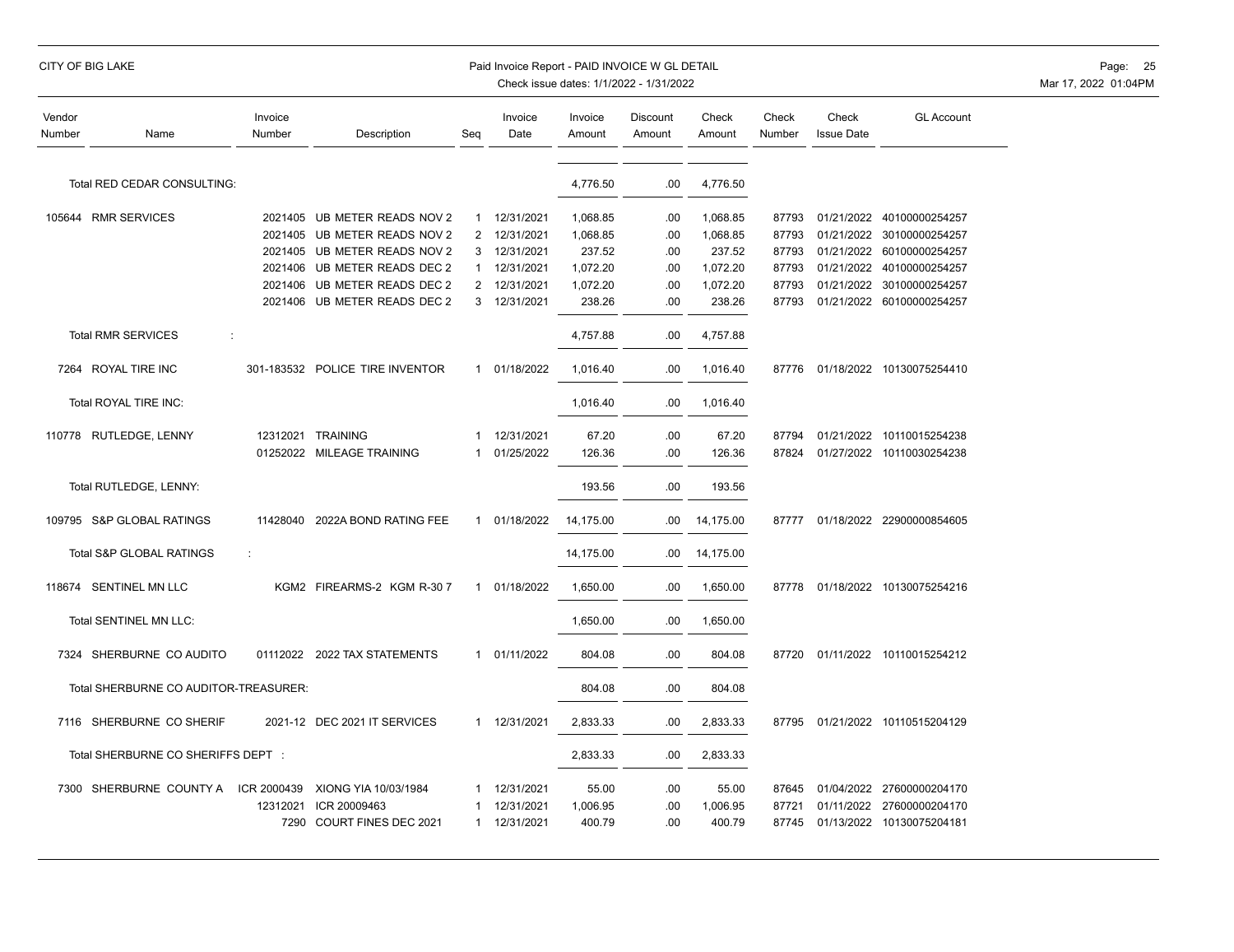CITY OF BIG LAKE

Paid Invoice Report - PAID INVOICE W GL DETAIL
Check issue dates: 1/1/2022 - 1/31/2022

| Vendor Number | Name | Invoice Number | Description | Seq | Invoice Date | Invoice Amount | Discount Amount | Check Amount | Check Number | Check Issue Date | GL Account |
|---|---|---|---|---|---|---|---|---|---|---|---|
| | Total RED CEDAR CONSULTING: | | | | | 4,776.50 | .00 | 4,776.50 | | | |
| 105644 | RMR SERVICES | 2021405 | UB METER READS NOV 2 | 1 | 12/31/2021 | 1,068.85 | .00 | 1,068.85 | 87793 | 01/21/2022 | 40100000254257 |
| | | 2021405 | UB METER READS NOV 2 | 2 | 12/31/2021 | 1,068.85 | .00 | 1,068.85 | 87793 | 01/21/2022 | 30100000254257 |
| | | 2021405 | UB METER READS NOV 2 | 3 | 12/31/2021 | 237.52 | .00 | 237.52 | 87793 | 01/21/2022 | 60100000254257 |
| | | 2021406 | UB METER READS DEC 2 | 1 | 12/31/2021 | 1,072.20 | .00 | 1,072.20 | 87793 | 01/21/2022 | 40100000254257 |
| | | 2021406 | UB METER READS DEC 2 | 2 | 12/31/2021 | 1,072.20 | .00 | 1,072.20 | 87793 | 01/21/2022 | 30100000254257 |
| | | 2021406 | UB METER READS DEC 2 | 3 | 12/31/2021 | 238.26 | .00 | 238.26 | 87793 | 01/21/2022 | 60100000254257 |
| | Total RMR SERVICES : | | | | | 4,757.88 | .00 | 4,757.88 | | | |
| 7264 | ROYAL TIRE INC | 301-183532 | POLICE TIRE INVENTOR | 1 | 01/18/2022 | 1,016.40 | .00 | 1,016.40 | 87776 | 01/18/2022 | 10130075254410 |
| | Total ROYAL TIRE INC: | | | | | 1,016.40 | .00 | 1,016.40 | | | |
| 110778 | RUTLEDGE, LENNY | 12312021 | TRAINING | 1 | 12/31/2021 | 67.20 | .00 | 67.20 | 87794 | 01/21/2022 | 10110015254238 |
| | | 01252022 | MILEAGE TRAINING | 1 | 01/25/2022 | 126.36 | .00 | 126.36 | 87824 | 01/27/2022 | 10110030254238 |
| | Total RUTLEDGE, LENNY: | | | | | 193.56 | .00 | 193.56 | | | |
| 109795 | S&P GLOBAL RATINGS | 11428040 | 2022A BOND RATING FEE | 1 | 01/18/2022 | 14,175.00 | .00 | 14,175.00 | 87777 | 01/18/2022 | 22900000854605 |
| | Total S&P GLOBAL RATINGS : | | | | | 14,175.00 | .00 | 14,175.00 | | | |
| 118674 | SENTINEL MN LLC | KGM2 | FIREARMS-2 KGM R-30 7 | 1 | 01/18/2022 | 1,650.00 | .00 | 1,650.00 | 87778 | 01/18/2022 | 10130075254216 |
| | Total SENTINEL MN LLC: | | | | | 1,650.00 | .00 | 1,650.00 | | | |
| 7324 | SHERBURNE CO AUDITO | 01112022 | 2022 TAX STATEMENTS | 1 | 01/11/2022 | 804.08 | .00 | 804.08 | 87720 | 01/11/2022 | 10110015254212 |
| | Total SHERBURNE CO AUDITOR-TREASURER: | | | | | 804.08 | .00 | 804.08 | | | |
| 7116 | SHERBURNE CO SHERIF | 2021-12 | DEC 2021 IT SERVICES | 1 | 12/31/2021 | 2,833.33 | .00 | 2,833.33 | 87795 | 01/21/2022 | 10110515204129 |
| | Total SHERBURNE CO SHERIFFS DEPT : | | | | | 2,833.33 | .00 | 2,833.33 | | | |
| 7300 | SHERBURNE COUNTY A | ICR 2000439 | XIONG YIA 10/03/1984 | 1 | 12/31/2021 | 55.00 | .00 | 55.00 | 87645 | 01/04/2022 | 27600000204170 |
| | | 12312021 | ICR 20009463 | 1 | 12/31/2021 | 1,006.95 | .00 | 1,006.95 | 87721 | 01/11/2022 | 27600000204170 |
| | | 7290 | COURT FINES DEC 2021 | 1 | 12/31/2021 | 400.79 | .00 | 400.79 | 87745 | 01/13/2022 | 10130075204181 |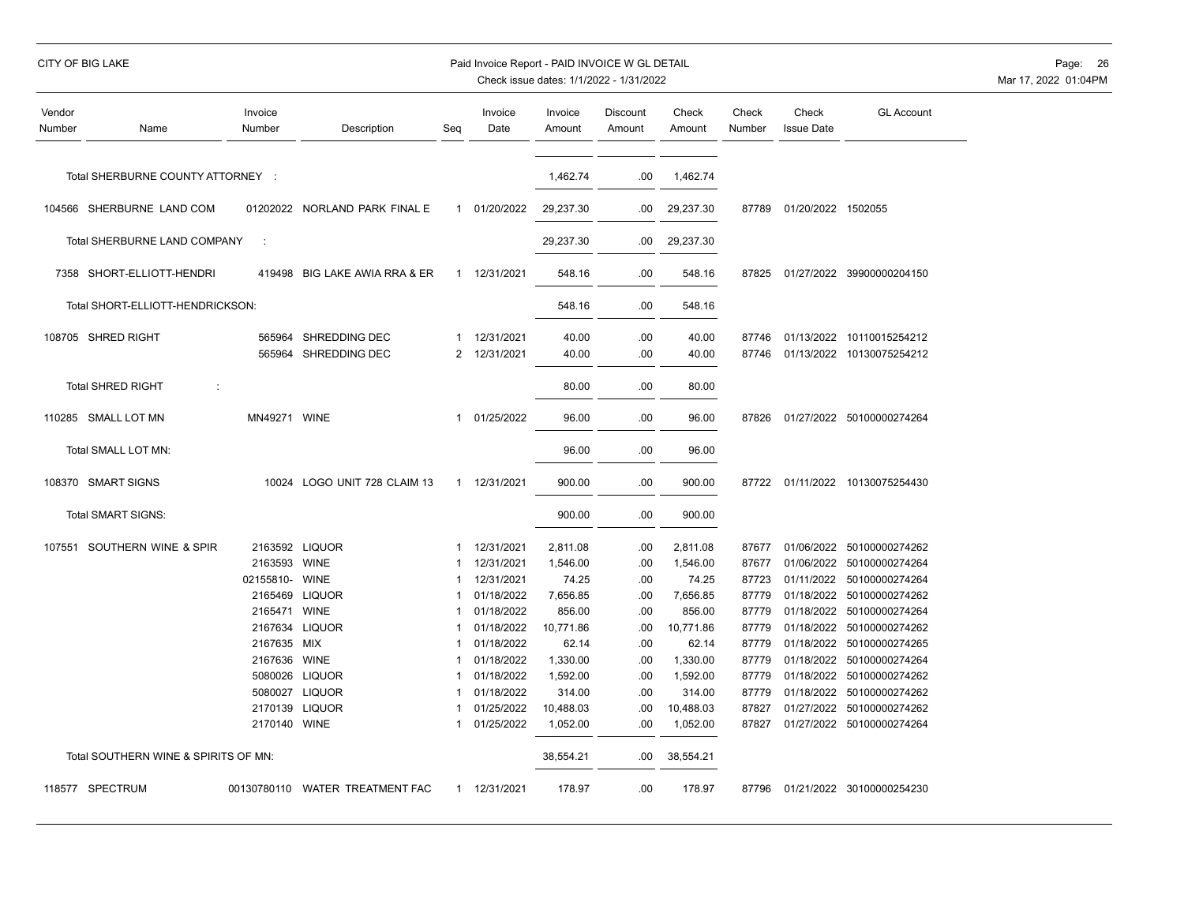| Vendor Number | Name | Invoice Number | Description | Seq | Invoice Date | Invoice Amount | Discount Amount | Check Amount | Check Number | Check Issue Date | GL Account |
|---|---|---|---|---|---|---|---|---|---|---|---|
| | Total SHERBURNE COUNTY ATTORNEY : | | | | | 1,462.74 | .00 | 1,462.74 | | | |
| 104566 | SHERBURNE LAND COM | 01202022 | NORLAND PARK FINAL E | 1 | 01/20/2022 | 29,237.30 | .00 | 29,237.30 | 87789 | 01/20/2022 | 1502055 |
| | Total SHERBURNE LAND COMPANY : | | | | | 29,237.30 | .00 | 29,237.30 | | | |
| 7358 | SHORT-ELLIOTT-HENDRI | 419498 | BIG LAKE AWIA RRA & ER | 1 | 12/31/2021 | 548.16 | .00 | 548.16 | 87825 | 01/27/2022 | 39900000204150 |
| | Total SHORT-ELLIOTT-HENDRICKSON: | | | | | 548.16 | .00 | 548.16 | | | |
| 108705 | SHRED RIGHT | 565964 | SHREDDING DEC | 1 | 12/31/2021 | 40.00 | .00 | 40.00 | 87746 | 01/13/2022 | 10110015254212 |
| | | 565964 | SHREDDING DEC | 2 | 12/31/2021 | 40.00 | .00 | 40.00 | 87746 | 01/13/2022 | 10130075254212 |
| | Total SHRED RIGHT : | | | | | 80.00 | .00 | 80.00 | | | |
| 110285 | SMALL LOT MN | MN49271 | WINE | 1 | 01/25/2022 | 96.00 | .00 | 96.00 | 87826 | 01/27/2022 | 50100000274264 |
| | Total SMALL LOT MN: | | | | | 96.00 | .00 | 96.00 | | | |
| 108370 | SMART SIGNS | 10024 | LOGO UNIT 728 CLAIM 13 | 1 | 12/31/2021 | 900.00 | .00 | 900.00 | 87722 | 01/11/2022 | 10130075254430 |
| | Total SMART SIGNS: | | | | | 900.00 | .00 | 900.00 | | | |
| 107551 | SOUTHERN WINE & SPIR | 2163592 | LIQUOR | 1 | 12/31/2021 | 2,811.08 | .00 | 2,811.08 | 87677 | 01/06/2022 | 50100000274262 |
| | | 2163593 | WINE | 1 | 12/31/2021 | 1,546.00 | .00 | 1,546.00 | 87677 | 01/06/2022 | 50100000274264 |
| | | 02155810- | WINE | 1 | 12/31/2021 | 74.25 | .00 | 74.25 | 87723 | 01/11/2022 | 50100000274264 |
| | | 2165469 | LIQUOR | 1 | 01/18/2022 | 7,656.85 | .00 | 7,656.85 | 87779 | 01/18/2022 | 50100000274262 |
| | | 2165471 | WINE | 1 | 01/18/2022 | 856.00 | .00 | 856.00 | 87779 | 01/18/2022 | 50100000274264 |
| | | 2167634 | LIQUOR | 1 | 01/18/2022 | 10,771.86 | .00 | 10,771.86 | 87779 | 01/18/2022 | 50100000274262 |
| | | 2167635 | MIX | 1 | 01/18/2022 | 62.14 | .00 | 62.14 | 87779 | 01/18/2022 | 50100000274265 |
| | | 2167636 | WINE | 1 | 01/18/2022 | 1,330.00 | .00 | 1,330.00 | 87779 | 01/18/2022 | 50100000274264 |
| | | 5080026 | LIQUOR | 1 | 01/18/2022 | 1,592.00 | .00 | 1,592.00 | 87779 | 01/18/2022 | 50100000274262 |
| | | 5080027 | LIQUOR | 1 | 01/18/2022 | 314.00 | .00 | 314.00 | 87779 | 01/18/2022 | 50100000274262 |
| | | 2170139 | LIQUOR | 1 | 01/25/2022 | 10,488.03 | .00 | 10,488.03 | 87827 | 01/27/2022 | 50100000274262 |
| | | 2170140 | WINE | 1 | 01/25/2022 | 1,052.00 | .00 | 1,052.00 | 87827 | 01/27/2022 | 50100000274264 |
| | Total SOUTHERN WINE & SPIRITS OF MN: | | | | | 38,554.21 | .00 | 38,554.21 | | | |
| 118577 | SPECTRUM | 00130780110 | WATER TREATMENT FAC | 1 | 12/31/2021 | 178.97 | .00 | 178.97 | 87796 | 01/21/2022 | 30100000254230 |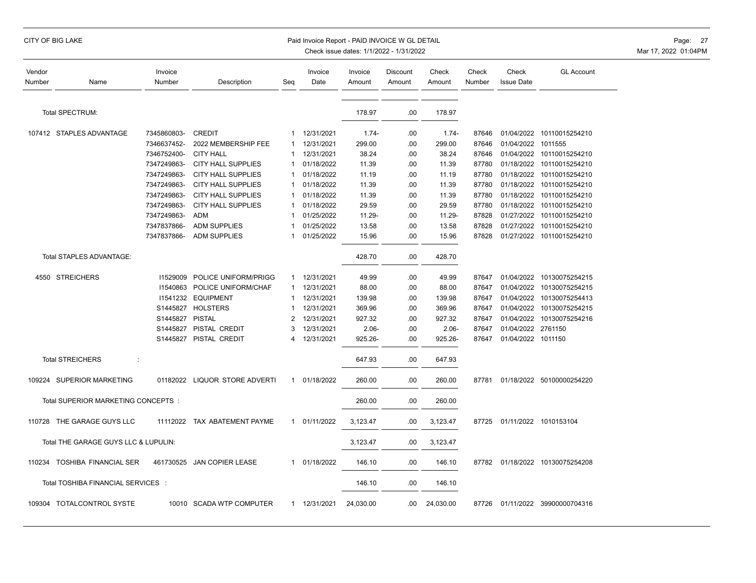| Vendor Number | Name | Invoice Number | Description | Seq | Invoice Date | Invoice Amount | Discount Amount | Check Amount | Check Number | Check Issue Date | GL Account |
|---|---|---|---|---|---|---|---|---|---|---|---|
| | Total SPECTRUM: | | | | | 178.97 | .00 | 178.97 | | | |
| 107412 | STAPLES ADVANTAGE | 7345860803- | CREDIT | 1 | 12/31/2021 | 1.74- | .00 | 1.74- | 87646 | 01/04/2022 | 10110015254210 |
| | | 7346637452- | 2022 MEMBERSHIP FEE | 1 | 12/31/2021 | 299.00 | .00 | 299.00 | 87646 | 01/04/2022 | 1011555 |
| | | 7346752400- | CITY HALL | 1 | 12/31/2021 | 38.24 | .00 | 38.24 | 87646 | 01/04/2022 | 10110015254210 |
| | | 7347249863- | CITY HALL SUPPLIES | 1 | 01/18/2022 | 11.39 | .00 | 11.39 | 87780 | 01/18/2022 | 10110015254210 |
| | | 7347249863- | CITY HALL SUPPLIES | 1 | 01/18/2022 | 11.19 | .00 | 11.19 | 87780 | 01/18/2022 | 10110015254210 |
| | | 7347249863- | CITY HALL SUPPLIES | 1 | 01/18/2022 | 11.39 | .00 | 11.39 | 87780 | 01/18/2022 | 10110015254210 |
| | | 7347249863- | CITY HALL SUPPLIES | 1 | 01/18/2022 | 11.39 | .00 | 11.39 | 87780 | 01/18/2022 | 10110015254210 |
| | | 7347249863- | CITY HALL SUPPLIES | 1 | 01/18/2022 | 29.59 | .00 | 29.59 | 87780 | 01/18/2022 | 10110015254210 |
| | | 7347249863- | ADM | 1 | 01/25/2022 | 11.29- | .00 | 11.29- | 87828 | 01/27/2022 | 10110015254210 |
| | | 7347837866- | ADM SUPPLIES | 1 | 01/25/2022 | 13.58 | .00 | 13.58 | 87828 | 01/27/2022 | 10110015254210 |
| | | 7347837866- | ADM SUPPLIES | 1 | 01/25/2022 | 15.96 | .00 | 15.96 | 87828 | 01/27/2022 | 10110015254210 |
| | Total STAPLES ADVANTAGE: | | | | | 428.70 | .00 | 428.70 | | | |
| 4550 | STREICHERS | I1529009 | POLICE UNIFORM/PRIGG | 1 | 12/31/2021 | 49.99 | .00 | 49.99 | 87647 | 01/04/2022 | 10130075254215 |
| | | I1540863 | POLICE UNIFORM/CHAF | 1 | 12/31/2021 | 88.00 | .00 | 88.00 | 87647 | 01/04/2022 | 10130075254215 |
| | | I1541232 | EQUIPMENT | 1 | 12/31/2021 | 139.98 | .00 | 139.98 | 87647 | 01/04/2022 | 10130075254413 |
| | | S1445827 | HOLSTERS | 1 | 12/31/2021 | 369.96 | .00 | 369.96 | 87647 | 01/04/2022 | 10130075254215 |
| | | S1445827 | PISTAL | 2 | 12/31/2021 | 927.32 | .00 | 927.32 | 87647 | 01/04/2022 | 10130075254216 |
| | | S1445827 | PISTAL CREDIT | 3 | 12/31/2021 | 2.06- | .00 | 2.06- | 87647 | 01/04/2022 | 2761150 |
| | | S1445827 | PISTAL CREDIT | 4 | 12/31/2021 | 925.26- | .00 | 925.26- | 87647 | 01/04/2022 | 1011150 |
| | Total STREICHERS : | | | | | 647.93 | .00 | 647.93 | | | |
| 109224 | SUPERIOR MARKETING | 01182022 | LIQUOR STORE ADVERTI | 1 | 01/18/2022 | 260.00 | .00 | 260.00 | 87781 | 01/18/2022 | 50100000254220 |
| | Total SUPERIOR MARKETING CONCEPTS : | | | | | 260.00 | .00 | 260.00 | | | |
| 110728 | THE GARAGE GUYS LLC | 11112022 | TAX ABATEMENT PAYME | 1 | 01/11/2022 | 3,123.47 | .00 | 3,123.47 | 87725 | 01/11/2022 | 1010153104 |
| | Total THE GARAGE GUYS LLC & LUPULIN: | | | | | 3,123.47 | .00 | 3,123.47 | | | |
| 110234 | TOSHIBA FINANCIAL SER | 461730525 | JAN COPIER LEASE | 1 | 01/18/2022 | 146.10 | .00 | 146.10 | 87782 | 01/18/2022 | 10130075254208 |
| | Total TOSHIBA FINANCIAL SERVICES : | | | | | 146.10 | .00 | 146.10 | | | |
| 109304 | TOTALCONTROL SYSTE | 10010 | SCADA WTP COMPUTER | 1 | 12/31/2021 | 24,030.00 | .00 | 24,030.00 | 87726 | 01/11/2022 | 39900000704316 |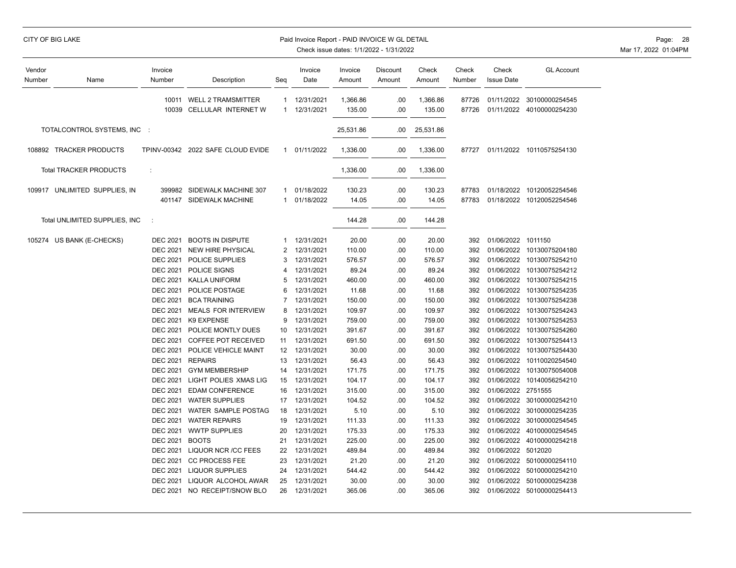| Vendor Number | Name | Invoice Number | Description | Seq | Invoice Date | Invoice Amount | Discount Amount | Check Amount | Check Number | Check Issue Date | GL Account |
|---|---|---|---|---|---|---|---|---|---|---|---|
| | | 10011 | WELL 2 TRAMSMITTER | 1 | 12/31/2021 | 1,366.86 | .00 | 1,366.86 | 87726 | 01/11/2022 | 30100000254545 |
| | | 10039 | CELLULAR INTERNET W | 1 | 12/31/2021 | 135.00 | .00 | 135.00 | 87726 | 01/11/2022 | 40100000254230 |
| | TOTALCONTROL SYSTEMS, INC : | | | | | 25,531.86 | .00 | 25,531.86 | | | |
| 108892 | TRACKER PRODUCTS | TPINV-00342 | 2022 SAFE CLOUD EVIDE | 1 | 01/11/2022 | 1,336.00 | .00 | 1,336.00 | 87727 | 01/11/2022 | 10110575254130 |
| | Total TRACKER PRODUCTS : | | | | | 1,336.00 | .00 | 1,336.00 | | | |
| 109917 | UNLIMITED SUPPLIES, IN | 399982 | SIDEWALK MACHINE 307 | 1 | 01/18/2022 | 130.23 | .00 | 130.23 | 87783 | 01/18/2022 | 10120052254546 |
| | | 401147 | SIDEWALK MACHINE | 1 | 01/18/2022 | 14.05 | .00 | 14.05 | 87783 | 01/18/2022 | 10120052254546 |
| | Total UNLIMITED SUPPLIES, INC : | | | | | 144.28 | .00 | 144.28 | | | |
| 105274 | US BANK (E-CHECKS) | DEC 2021 | BOOTS IN DISPUTE | 1 | 12/31/2021 | 20.00 | .00 | 20.00 | 392 | 01/06/2022 | 1011150 |
| | | DEC 2021 | NEW HIRE PHYSICAL | 2 | 12/31/2021 | 110.00 | .00 | 110.00 | 392 | 01/06/2022 | 10130075204180 |
| | | DEC 2021 | POLICE SUPPLIES | 3 | 12/31/2021 | 576.57 | .00 | 576.57 | 392 | 01/06/2022 | 10130075254210 |
| | | DEC 2021 | POLICE SIGNS | 4 | 12/31/2021 | 89.24 | .00 | 89.24 | 392 | 01/06/2022 | 10130075254212 |
| | | DEC 2021 | KALLA UNIFORM | 5 | 12/31/2021 | 460.00 | .00 | 460.00 | 392 | 01/06/2022 | 10130075254215 |
| | | DEC 2021 | POLICE POSTAGE | 6 | 12/31/2021 | 11.68 | .00 | 11.68 | 392 | 01/06/2022 | 10130075254235 |
| | | DEC 2021 | BCA TRAINING | 7 | 12/31/2021 | 150.00 | .00 | 150.00 | 392 | 01/06/2022 | 10130075254238 |
| | | DEC 2021 | MEALS FOR INTERVIEW | 8 | 12/31/2021 | 109.97 | .00 | 109.97 | 392 | 01/06/2022 | 10130075254243 |
| | | DEC 2021 | K9 EXPENSE | 9 | 12/31/2021 | 759.00 | .00 | 759.00 | 392 | 01/06/2022 | 10130075254253 |
| | | DEC 2021 | POLICE MONTLY DUES | 10 | 12/31/2021 | 391.67 | .00 | 391.67 | 392 | 01/06/2022 | 10130075254260 |
| | | DEC 2021 | COFFEE POT RECEIVED | 11 | 12/31/2021 | 691.50 | .00 | 691.50 | 392 | 01/06/2022 | 10130075254413 |
| | | DEC 2021 | POLICE VEHICLE MAINT | 12 | 12/31/2021 | 30.00 | .00 | 30.00 | 392 | 01/06/2022 | 10130075254430 |
| | | DEC 2021 | REPAIRS | 13 | 12/31/2021 | 56.43 | .00 | 56.43 | 392 | 01/06/2022 | 10110020254540 |
| | | DEC 2021 | GYM MEMBERSHIP | 14 | 12/31/2021 | 171.75 | .00 | 171.75 | 392 | 01/06/2022 | 10130075054008 |
| | | DEC 2021 | LIGHT POLIES XMAS LIG | 15 | 12/31/2021 | 104.17 | .00 | 104.17 | 392 | 01/06/2022 | 10140056254210 |
| | | DEC 2021 | EDAM CONFERENCE | 16 | 12/31/2021 | 315.00 | .00 | 315.00 | 392 | 01/06/2022 | 2751555 |
| | | DEC 2021 | WATER SUPPLIES | 17 | 12/31/2021 | 104.52 | .00 | 104.52 | 392 | 01/06/2022 | 30100000254210 |
| | | DEC 2021 | WATER SAMPLE POSTAG | 18 | 12/31/2021 | 5.10 | .00 | 5.10 | 392 | 01/06/2022 | 30100000254235 |
| | | DEC 2021 | WATER REPAIRS | 19 | 12/31/2021 | 111.33 | .00 | 111.33 | 392 | 01/06/2022 | 30100000254545 |
| | | DEC 2021 | WWTP SUPPLIES | 20 | 12/31/2021 | 175.33 | .00 | 175.33 | 392 | 01/06/2022 | 40100000254545 |
| | | DEC 2021 | BOOTS | 21 | 12/31/2021 | 225.00 | .00 | 225.00 | 392 | 01/06/2022 | 40100000254218 |
| | | DEC 2021 | LIQUOR NCR /CC FEES | 22 | 12/31/2021 | 489.84 | .00 | 489.84 | 392 | 01/06/2022 | 5012020 |
| | | DEC 2021 | CC PROCESS FEE | 23 | 12/31/2021 | 21.20 | .00 | 21.20 | 392 | 01/06/2022 | 50100000254110 |
| | | DEC 2021 | LIQUOR SUPPLIES | 24 | 12/31/2021 | 544.42 | .00 | 544.42 | 392 | 01/06/2022 | 50100000254210 |
| | | DEC 2021 | LIQUOR ALCOHOL AWAR | 25 | 12/31/2021 | 30.00 | .00 | 30.00 | 392 | 01/06/2022 | 50100000254238 |
| | | DEC 2021 | NO RECEIPT/SNOW BLO | 26 | 12/31/2021 | 365.06 | .00 | 365.06 | 392 | 01/06/2022 | 50100000254413 |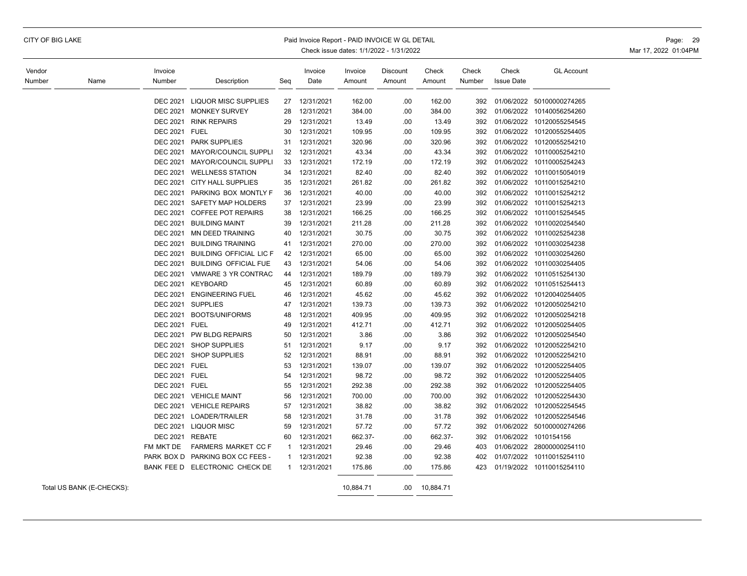| Vendor Number | Name | Invoice Number | Description | Seq | Invoice Date | Invoice Amount | Discount Amount | Check Amount | Check Number | Check Issue Date | GL Account |
|---|---|---|---|---|---|---|---|---|---|---|---|
| | | DEC 2021 | LIQUOR MISC SUPPLIES | 27 | 12/31/2021 | 162.00 | .00 | 162.00 | 392 | 01/06/2022 | 50100000274265 |
| | | DEC 2021 | MONKEY SURVEY | 28 | 12/31/2021 | 384.00 | .00 | 384.00 | 392 | 01/06/2022 | 10140056254260 |
| | | DEC 2021 | RINK REPAIRS | 29 | 12/31/2021 | 13.49 | .00 | 13.49 | 392 | 01/06/2022 | 10120055254545 |
| | | DEC 2021 | FUEL | 30 | 12/31/2021 | 109.95 | .00 | 109.95 | 392 | 01/06/2022 | 10120055254405 |
| | | DEC 2021 | PARK SUPPLIES | 31 | 12/31/2021 | 320.96 | .00 | 320.96 | 392 | 01/06/2022 | 10120055254210 |
| | | DEC 2021 | MAYOR/COUNCIL SUPPLI | 32 | 12/31/2021 | 43.34 | .00 | 43.34 | 392 | 01/06/2022 | 10110005254210 |
| | | DEC 2021 | MAYOR/COUNCIL SUPPLI | 33 | 12/31/2021 | 172.19 | .00 | 172.19 | 392 | 01/06/2022 | 10110005254243 |
| | | DEC 2021 | WELLNESS STATION | 34 | 12/31/2021 | 82.40 | .00 | 82.40 | 392 | 01/06/2022 | 10110015054019 |
| | | DEC 2021 | CITY HALL SUPPLIES | 35 | 12/31/2021 | 261.82 | .00 | 261.82 | 392 | 01/06/2022 | 10110015254210 |
| | | DEC 2021 | PARKING BOX MONTLY F | 36 | 12/31/2021 | 40.00 | .00 | 40.00 | 392 | 01/06/2022 | 10110015254212 |
| | | DEC 2021 | SAFETY MAP HOLDERS | 37 | 12/31/2021 | 23.99 | .00 | 23.99 | 392 | 01/06/2022 | 10110015254213 |
| | | DEC 2021 | COFFEE POT REPAIRS | 38 | 12/31/2021 | 166.25 | .00 | 166.25 | 392 | 01/06/2022 | 10110015254545 |
| | | DEC 2021 | BUILDING MAINT | 39 | 12/31/2021 | 211.28 | .00 | 211.28 | 392 | 01/06/2022 | 10110020254540 |
| | | DEC 2021 | MN DEED TRAINING | 40 | 12/31/2021 | 30.75 | .00 | 30.75 | 392 | 01/06/2022 | 10110025254238 |
| | | DEC 2021 | BUILDING TRAINING | 41 | 12/31/2021 | 270.00 | .00 | 270.00 | 392 | 01/06/2022 | 10110030254238 |
| | | DEC 2021 | BUILDING OFFICIAL LIC F | 42 | 12/31/2021 | 65.00 | .00 | 65.00 | 392 | 01/06/2022 | 10110030254260 |
| | | DEC 2021 | BUILDING OFFICIAL FUE | 43 | 12/31/2021 | 54.06 | .00 | 54.06 | 392 | 01/06/2022 | 10110030254405 |
| | | DEC 2021 | VMWARE 3 YR CONTRAC | 44 | 12/31/2021 | 189.79 | .00 | 189.79 | 392 | 01/06/2022 | 10110515254130 |
| | | DEC 2021 | KEYBOARD | 45 | 12/31/2021 | 60.89 | .00 | 60.89 | 392 | 01/06/2022 | 10110515254413 |
| | | DEC 2021 | ENGINEERING FUEL | 46 | 12/31/2021 | 45.62 | .00 | 45.62 | 392 | 01/06/2022 | 10120040254405 |
| | | DEC 2021 | SUPPLIES | 47 | 12/31/2021 | 139.73 | .00 | 139.73 | 392 | 01/06/2022 | 10120050254210 |
| | | DEC 2021 | BOOTS/UNIFORMS | 48 | 12/31/2021 | 409.95 | .00 | 409.95 | 392 | 01/06/2022 | 10120050254218 |
| | | DEC 2021 | FUEL | 49 | 12/31/2021 | 412.71 | .00 | 412.71 | 392 | 01/06/2022 | 10120050254405 |
| | | DEC 2021 | PW BLDG REPAIRS | 50 | 12/31/2021 | 3.86 | .00 | 3.86 | 392 | 01/06/2022 | 10120050254540 |
| | | DEC 2021 | SHOP SUPPLIES | 51 | 12/31/2021 | 9.17 | .00 | 9.17 | 392 | 01/06/2022 | 10120052254210 |
| | | DEC 2021 | SHOP SUPPLIES | 52 | 12/31/2021 | 88.91 | .00 | 88.91 | 392 | 01/06/2022 | 10120052254210 |
| | | DEC 2021 | FUEL | 53 | 12/31/2021 | 139.07 | .00 | 139.07 | 392 | 01/06/2022 | 10120052254405 |
| | | DEC 2021 | FUEL | 54 | 12/31/2021 | 98.72 | .00 | 98.72 | 392 | 01/06/2022 | 10120052254405 |
| | | DEC 2021 | FUEL | 55 | 12/31/2021 | 292.38 | .00 | 292.38 | 392 | 01/06/2022 | 10120052254405 |
| | | DEC 2021 | VEHICLE MAINT | 56 | 12/31/2021 | 700.00 | .00 | 700.00 | 392 | 01/06/2022 | 10120052254430 |
| | | DEC 2021 | VEHICLE REPAIRS | 57 | 12/31/2021 | 38.82 | .00 | 38.82 | 392 | 01/06/2022 | 10120052254545 |
| | | DEC 2021 | LOADER/TRAILER | 58 | 12/31/2021 | 31.78 | .00 | 31.78 | 392 | 01/06/2022 | 10120052254546 |
| | | DEC 2021 | LIQUOR MISC | 59 | 12/31/2021 | 57.72 | .00 | 57.72 | 392 | 01/06/2022 | 50100000274266 |
| | | DEC 2021 | REBATE | 60 | 12/31/2021 | 662.37- | .00 | 662.37- | 392 | 01/06/2022 | 1010154156 |
| | | FM MKT DE | FARMERS MARKET CC F | 1 | 12/31/2021 | 29.46 | .00 | 29.46 | 403 | 01/06/2022 | 28000000254110 |
| | | PARK BOX D | PARKING BOX CC FEES - | 1 | 12/31/2021 | 92.38 | .00 | 92.38 | 402 | 01/07/2022 | 10110015254110 |
| | | BANK FEE D | ELECTRONIC CHECK DE | 1 | 12/31/2021 | 175.86 | .00 | 175.86 | 423 | 01/19/2022 | 10110015254110 |
| | Total US BANK (E-CHECKS): | | | | | 10,884.71 | .00 | 10,884.71 | | | |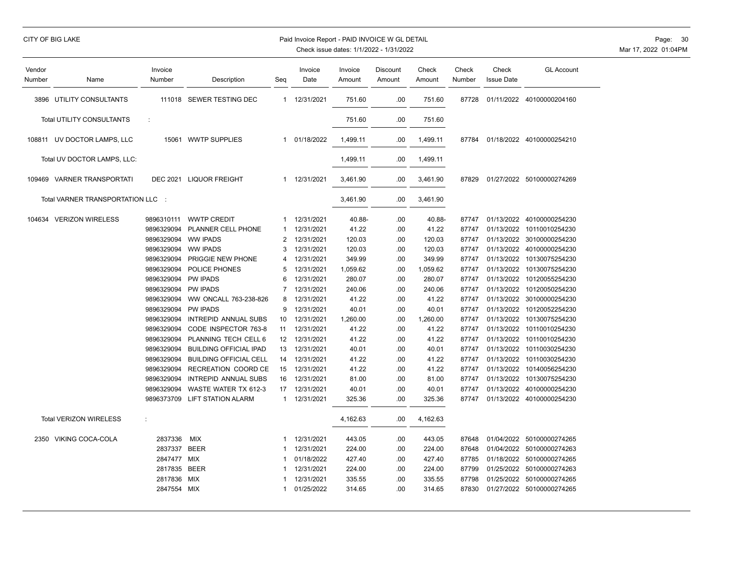| Vendor Number | Name | Invoice Number | Description | Seq | Invoice Date | Invoice Amount | Discount Amount | Check Amount | Check Number | Check Issue Date | GL Account |
|---|---|---|---|---|---|---|---|---|---|---|---|
| 3896 | UTILITY CONSULTANTS | 111018 | SEWER TESTING DEC | 1 | 12/31/2021 | 751.60 | .00 | 751.60 | 87728 | 01/11/2022 | 40100000204160 |
| | Total UTILITY CONSULTANTS : | | | | | 751.60 | .00 | 751.60 | | | |
| 108811 | UV DOCTOR LAMPS, LLC | 15061 | WWTP SUPPLIES | 1 | 01/18/2022 | 1,499.11 | .00 | 1,499.11 | 87784 | 01/18/2022 | 40100000254210 |
| | Total UV DOCTOR LAMPS, LLC: | | | | | 1,499.11 | .00 | 1,499.11 | | | |
| 109469 | VARNER TRANSPORTATI | DEC 2021 | LIQUOR FREIGHT | 1 | 12/31/2021 | 3,461.90 | .00 | 3,461.90 | 87829 | 01/27/2022 | 50100000274269 |
| | Total VARNER TRANSPORTATION LLC : | | | | | 3,461.90 | .00 | 3,461.90 | | | |
| 104634 | VERIZON WIRELESS | 9896310111 | WWTP CREDIT | 1 | 12/31/2021 | 40.88- | .00 | 40.88- | 87747 | 01/13/2022 | 40100000254230 |
| | | 9896329094 | PLANNER CELL PHONE | 1 | 12/31/2021 | 41.22 | .00 | 41.22 | 87747 | 01/13/2022 | 10110010254230 |
| | | 9896329094 | WW IPADS | 2 | 12/31/2021 | 120.03 | .00 | 120.03 | 87747 | 01/13/2022 | 30100000254230 |
| | | 9896329094 | WW IPADS | 3 | 12/31/2021 | 120.03 | .00 | 120.03 | 87747 | 01/13/2022 | 40100000254230 |
| | | 9896329094 | PRIGGIE NEW PHONE | 4 | 12/31/2021 | 349.99 | .00 | 349.99 | 87747 | 01/13/2022 | 10130075254230 |
| | | 9896329094 | POLICE PHONES | 5 | 12/31/2021 | 1,059.62 | .00 | 1,059.62 | 87747 | 01/13/2022 | 10130075254230 |
| | | 9896329094 | PW IPADS | 6 | 12/31/2021 | 280.07 | .00 | 280.07 | 87747 | 01/13/2022 | 10120055254230 |
| | | 9896329094 | PW IPADS | 7 | 12/31/2021 | 240.06 | .00 | 240.06 | 87747 | 01/13/2022 | 10120050254230 |
| | | 9896329094 | WW ONCALL 763-238-826 | 8 | 12/31/2021 | 41.22 | .00 | 41.22 | 87747 | 01/13/2022 | 30100000254230 |
| | | 9896329094 | PW IPADS | 9 | 12/31/2021 | 40.01 | .00 | 40.01 | 87747 | 01/13/2022 | 10120052254230 |
| | | 9896329094 | INTREPID ANNUAL SUBS | 10 | 12/31/2021 | 1,260.00 | .00 | 1,260.00 | 87747 | 01/13/2022 | 10130075254230 |
| | | 9896329094 | CODE INSPECTOR 763-8 | 11 | 12/31/2021 | 41.22 | .00 | 41.22 | 87747 | 01/13/2022 | 10110010254230 |
| | | 9896329094 | PLANNING TECH CELL 6 | 12 | 12/31/2021 | 41.22 | .00 | 41.22 | 87747 | 01/13/2022 | 10110010254230 |
| | | 9896329094 | BUILDING OFFICIAL IPAD | 13 | 12/31/2021 | 40.01 | .00 | 40.01 | 87747 | 01/13/2022 | 10110030254230 |
| | | 9896329094 | BUILDING OFFICIAL CELL | 14 | 12/31/2021 | 41.22 | .00 | 41.22 | 87747 | 01/13/2022 | 10110030254230 |
| | | 9896329094 | RECREATION COORD CE | 15 | 12/31/2021 | 41.22 | .00 | 41.22 | 87747 | 01/13/2022 | 10140056254230 |
| | | 9896329094 | INTREPID ANNUAL SUBS | 16 | 12/31/2021 | 81.00 | .00 | 81.00 | 87747 | 01/13/2022 | 10130075254230 |
| | | 9896329094 | WASTE WATER TX 612-3 | 17 | 12/31/2021 | 40.01 | .00 | 40.01 | 87747 | 01/13/2022 | 40100000254230 |
| | | 9896373709 | LIFT STATION ALARM | 1 | 12/31/2021 | 325.36 | .00 | 325.36 | 87747 | 01/13/2022 | 40100000254230 |
| | Total VERIZON WIRELESS : | | | | | 4,162.63 | .00 | 4,162.63 | | | |
| 2350 | VIKING COCA-COLA | 2837336 | MIX | 1 | 12/31/2021 | 443.05 | .00 | 443.05 | 87648 | 01/04/2022 | 50100000274265 |
| | | 2837337 | BEER | 1 | 12/31/2021 | 224.00 | .00 | 224.00 | 87648 | 01/04/2022 | 50100000274263 |
| | | 2847477 | MIX | 1 | 01/18/2022 | 427.40 | .00 | 427.40 | 87785 | 01/18/2022 | 50100000274265 |
| | | 2817835 | BEER | 1 | 12/31/2021 | 224.00 | .00 | 224.00 | 87799 | 01/25/2022 | 50100000274263 |
| | | 2817836 | MIX | 1 | 12/31/2021 | 335.55 | .00 | 335.55 | 87798 | 01/25/2022 | 50100000274265 |
| | | 2847554 | MIX | 1 | 01/25/2022 | 314.65 | .00 | 314.65 | 87830 | 01/27/2022 | 50100000274265 |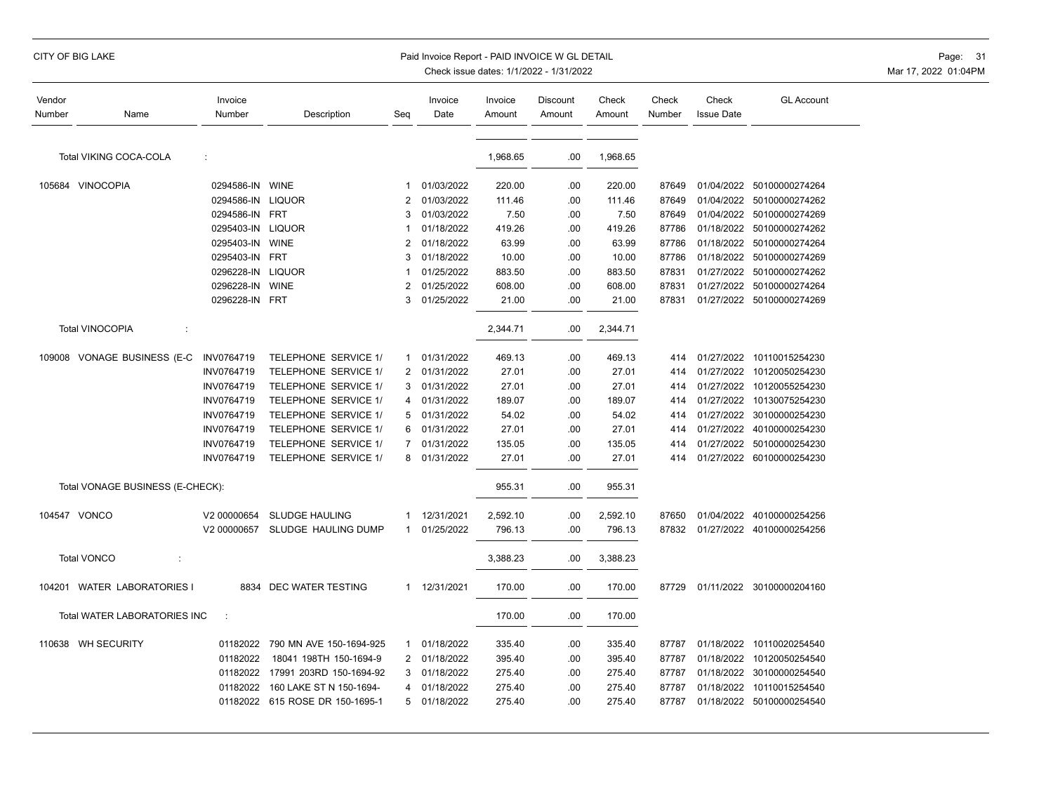CITY OF BIG LAKE

Paid Invoice Report - PAID INVOICE W GL DETAIL
Check issue dates: 1/1/2022 - 1/31/2022

| Vendor Number | Name | Invoice Number | Description | Seq | Invoice Date | Invoice Amount | Discount Amount | Check Amount | Check Number | Check Issue Date | GL Account |
|---|---|---|---|---|---|---|---|---|---|---|---|
| | Total VIKING COCA-COLA : | | | | | 1,968.65 | .00 | 1,968.65 | | | |
| 105684 | VINOCOPIA | 0294586-IN | WINE | 1 | 01/03/2022 | 220.00 | .00 | 220.00 | 87649 | 01/04/2022 | 50100000274264 |
| | | 0294586-IN | LIQUOR | 2 | 01/03/2022 | 111.46 | .00 | 111.46 | 87649 | 01/04/2022 | 50100000274262 |
| | | 0294586-IN | FRT | 3 | 01/03/2022 | 7.50 | .00 | 7.50 | 87649 | 01/04/2022 | 50100000274269 |
| | | 0295403-IN | LIQUOR | 1 | 01/18/2022 | 419.26 | .00 | 419.26 | 87786 | 01/18/2022 | 50100000274262 |
| | | 0295403-IN | WINE | 2 | 01/18/2022 | 63.99 | .00 | 63.99 | 87786 | 01/18/2022 | 50100000274264 |
| | | 0295403-IN | FRT | 3 | 01/18/2022 | 10.00 | .00 | 10.00 | 87786 | 01/18/2022 | 50100000274269 |
| | | 0296228-IN | LIQUOR | 1 | 01/25/2022 | 883.50 | .00 | 883.50 | 87831 | 01/27/2022 | 50100000274262 |
| | | 0296228-IN | WINE | 2 | 01/25/2022 | 608.00 | .00 | 608.00 | 87831 | 01/27/2022 | 50100000274264 |
| | | 0296228-IN | FRT | 3 | 01/25/2022 | 21.00 | .00 | 21.00 | 87831 | 01/27/2022 | 50100000274269 |
| | Total VINOCOPIA : | | | | | 2,344.71 | .00 | 2,344.71 | | | |
| 109008 | VONAGE BUSINESS (E-C | INV0764719 | TELEPHONE SERVICE 1/ | 1 | 01/31/2022 | 469.13 | .00 | 469.13 | 414 | 01/27/2022 | 10110015254230 |
| | | INV0764719 | TELEPHONE SERVICE 1/ | 2 | 01/31/2022 | 27.01 | .00 | 27.01 | 414 | 01/27/2022 | 10120050254230 |
| | | INV0764719 | TELEPHONE SERVICE 1/ | 3 | 01/31/2022 | 27.01 | .00 | 27.01 | 414 | 01/27/2022 | 10120055254230 |
| | | INV0764719 | TELEPHONE SERVICE 1/ | 4 | 01/31/2022 | 189.07 | .00 | 189.07 | 414 | 01/27/2022 | 10130075254230 |
| | | INV0764719 | TELEPHONE SERVICE 1/ | 5 | 01/31/2022 | 54.02 | .00 | 54.02 | 414 | 01/27/2022 | 30100000254230 |
| | | INV0764719 | TELEPHONE SERVICE 1/ | 6 | 01/31/2022 | 27.01 | .00 | 27.01 | 414 | 01/27/2022 | 40100000254230 |
| | | INV0764719 | TELEPHONE SERVICE 1/ | 7 | 01/31/2022 | 135.05 | .00 | 135.05 | 414 | 01/27/2022 | 50100000254230 |
| | | INV0764719 | TELEPHONE SERVICE 1/ | 8 | 01/31/2022 | 27.01 | .00 | 27.01 | 414 | 01/27/2022 | 60100000254230 |
| | Total VONAGE BUSINESS (E-CHECK): | | | | | 955.31 | .00 | 955.31 | | | |
| 104547 | VONCO | V2 00000654 | SLUDGE HAULING | 1 | 12/31/2021 | 2,592.10 | .00 | 2,592.10 | 87650 | 01/04/2022 | 40100000254256 |
| | | V2 00000657 | SLUDGE HAULING DUMP | 1 | 01/25/2022 | 796.13 | .00 | 796.13 | 87832 | 01/27/2022 | 40100000254256 |
| | Total VONCO : | | | | | 3,388.23 | .00 | 3,388.23 | | | |
| 104201 | WATER LABORATORIES I | 8834 | DEC WATER TESTING | 1 | 12/31/2021 | 170.00 | .00 | 170.00 | 87729 | 01/11/2022 | 30100000204160 |
| | Total WATER LABORATORIES INC : | | | | | 170.00 | .00 | 170.00 | | | |
| 110638 | WH SECURITY | 01182022 | 790 MN AVE 150-1694-925 | 1 | 01/18/2022 | 335.40 | .00 | 335.40 | 87787 | 01/18/2022 | 10110020254540 |
| | | 01182022 | 18041 198TH 150-1694-9 | 2 | 01/18/2022 | 395.40 | .00 | 395.40 | 87787 | 01/18/2022 | 10120050254540 |
| | | 01182022 | 17991 203RD 150-1694-92 | 3 | 01/18/2022 | 275.40 | .00 | 275.40 | 87787 | 01/18/2022 | 30100000254540 |
| | | 01182022 | 160 LAKE ST N 150-1694- | 4 | 01/18/2022 | 275.40 | .00 | 275.40 | 87787 | 01/18/2022 | 10110015254540 |
| | | 01182022 | 615 ROSE DR 150-1695-1 | 5 | 01/18/2022 | 275.40 | .00 | 275.40 | 87787 | 01/18/2022 | 50100000254540 |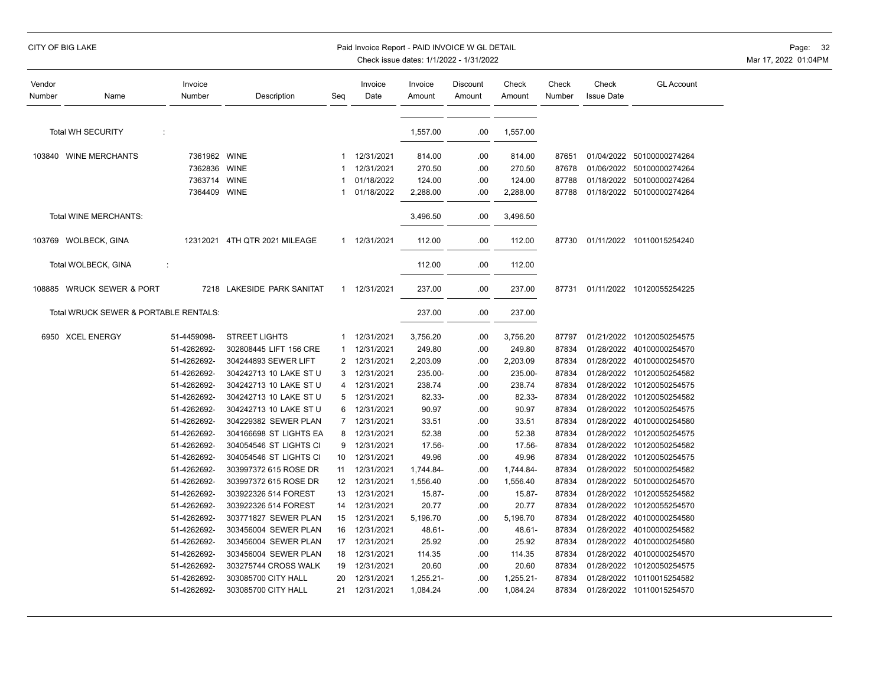CITY OF BIG LAKE

Paid Invoice Report - PAID INVOICE W GL DETAIL
Check issue dates: 1/1/2022 - 1/31/2022

| Vendor Number | Name | Invoice Number | Description | Seq | Invoice Date | Invoice Amount | Discount Amount | Check Amount | Check Number | Check Issue Date | GL Account |
|---|---|---|---|---|---|---|---|---|---|---|---|
| | Total WH SECURITY : | | | | | 1,557.00 | .00 | 1,557.00 | | | |
| 103840 | WINE MERCHANTS | 7361962 | WINE | 1 | 12/31/2021 | 814.00 | .00 | 814.00 | 87651 | 01/04/2022 | 50100000274264 |
| | | 7362836 | WINE | 1 | 12/31/2021 | 270.50 | .00 | 270.50 | 87678 | 01/06/2022 | 50100000274264 |
| | | 7363714 | WINE | 1 | 01/18/2022 | 124.00 | .00 | 124.00 | 87788 | 01/18/2022 | 50100000274264 |
| | | 7364409 | WINE | 1 | 01/18/2022 | 2,288.00 | .00 | 2,288.00 | 87788 | 01/18/2022 | 50100000274264 |
| | Total WINE MERCHANTS: | | | | | 3,496.50 | .00 | 3,496.50 | | | |
| 103769 | WOLBECK, GINA | 12312021 | 4TH QTR 2021 MILEAGE | 1 | 12/31/2021 | 112.00 | .00 | 112.00 | 87730 | 01/11/2022 | 10110015254240 |
| | Total WOLBECK, GINA : | | | | | 112.00 | .00 | 112.00 | | | |
| 108885 | WRUCK SEWER & PORT | 7218 | LAKESIDE PARK SANITAT | 1 | 12/31/2021 | 237.00 | .00 | 237.00 | 87731 | 01/11/2022 | 10120055254225 |
| | Total WRUCK SEWER & PORTABLE RENTALS: | | | | | 237.00 | .00 | 237.00 | | | |
| 6950 | XCEL ENERGY | 51-4459098- | STREET LIGHTS | 1 | 12/31/2021 | 3,756.20 | .00 | 3,756.20 | 87797 | 01/21/2022 | 10120050254575 |
| | | 51-4262692- | 302808445 LIFT 156 CRE | 1 | 12/31/2021 | 249.80 | .00 | 249.80 | 87834 | 01/28/2022 | 40100000254570 |
| | | 51-4262692- | 304244893 SEWER LIFT | 2 | 12/31/2021 | 2,203.09 | .00 | 2,203.09 | 87834 | 01/28/2022 | 40100000254570 |
| | | 51-4262692- | 304242713 10 LAKE ST U | 3 | 12/31/2021 | 235.00- | .00 | 235.00- | 87834 | 01/28/2022 | 10120050254582 |
| | | 51-4262692- | 304242713 10 LAKE ST U | 4 | 12/31/2021 | 238.74 | .00 | 238.74 | 87834 | 01/28/2022 | 10120050254575 |
| | | 51-4262692- | 304242713 10 LAKE ST U | 5 | 12/31/2021 | 82.33- | .00 | 82.33- | 87834 | 01/28/2022 | 10120050254582 |
| | | 51-4262692- | 304242713 10 LAKE ST U | 6 | 12/31/2021 | 90.97 | .00 | 90.97 | 87834 | 01/28/2022 | 10120050254575 |
| | | 51-4262692- | 304229382 SEWER PLAN | 7 | 12/31/2021 | 33.51 | .00 | 33.51 | 87834 | 01/28/2022 | 40100000254580 |
| | | 51-4262692- | 304166698 ST LIGHTS EA | 8 | 12/31/2021 | 52.38 | .00 | 52.38 | 87834 | 01/28/2022 | 10120050254575 |
| | | 51-4262692- | 304054546 ST LIGHTS CI | 9 | 12/31/2021 | 17.56- | .00 | 17.56- | 87834 | 01/28/2022 | 10120050254582 |
| | | 51-4262692- | 304054546 ST LIGHTS CI | 10 | 12/31/2021 | 49.96 | .00 | 49.96 | 87834 | 01/28/2022 | 10120050254575 |
| | | 51-4262692- | 303997372 615 ROSE DR | 11 | 12/31/2021 | 1,744.84- | .00 | 1,744.84- | 87834 | 01/28/2022 | 50100000254582 |
| | | 51-4262692- | 303997372 615 ROSE DR | 12 | 12/31/2021 | 1,556.40 | .00 | 1,556.40 | 87834 | 01/28/2022 | 50100000254570 |
| | | 51-4262692- | 303922326 514 FOREST | 13 | 12/31/2021 | 15.87- | .00 | 15.87- | 87834 | 01/28/2022 | 10120055254582 |
| | | 51-4262692- | 303922326 514 FOREST | 14 | 12/31/2021 | 20.77 | .00 | 20.77 | 87834 | 01/28/2022 | 10120055254570 |
| | | 51-4262692- | 303771827 SEWER PLAN | 15 | 12/31/2021 | 5,196.70 | .00 | 5,196.70 | 87834 | 01/28/2022 | 40100000254580 |
| | | 51-4262692- | 303456004 SEWER PLAN | 16 | 12/31/2021 | 48.61- | .00 | 48.61- | 87834 | 01/28/2022 | 40100000254582 |
| | | 51-4262692- | 303456004 SEWER PLAN | 17 | 12/31/2021 | 25.92 | .00 | 25.92 | 87834 | 01/28/2022 | 40100000254580 |
| | | 51-4262692- | 303456004 SEWER PLAN | 18 | 12/31/2021 | 114.35 | .00 | 114.35 | 87834 | 01/28/2022 | 40100000254570 |
| | | 51-4262692- | 303275744 CROSS WALK | 19 | 12/31/2021 | 20.60 | .00 | 20.60 | 87834 | 01/28/2022 | 10120050254575 |
| | | 51-4262692- | 303085700 CITY HALL | 20 | 12/31/2021 | 1,255.21- | .00 | 1,255.21- | 87834 | 01/28/2022 | 10110015254582 |
| | | 51-4262692- | 303085700 CITY HALL | 21 | 12/31/2021 | 1,084.24 | .00 | 1,084.24 | 87834 | 01/28/2022 | 10110015254570 |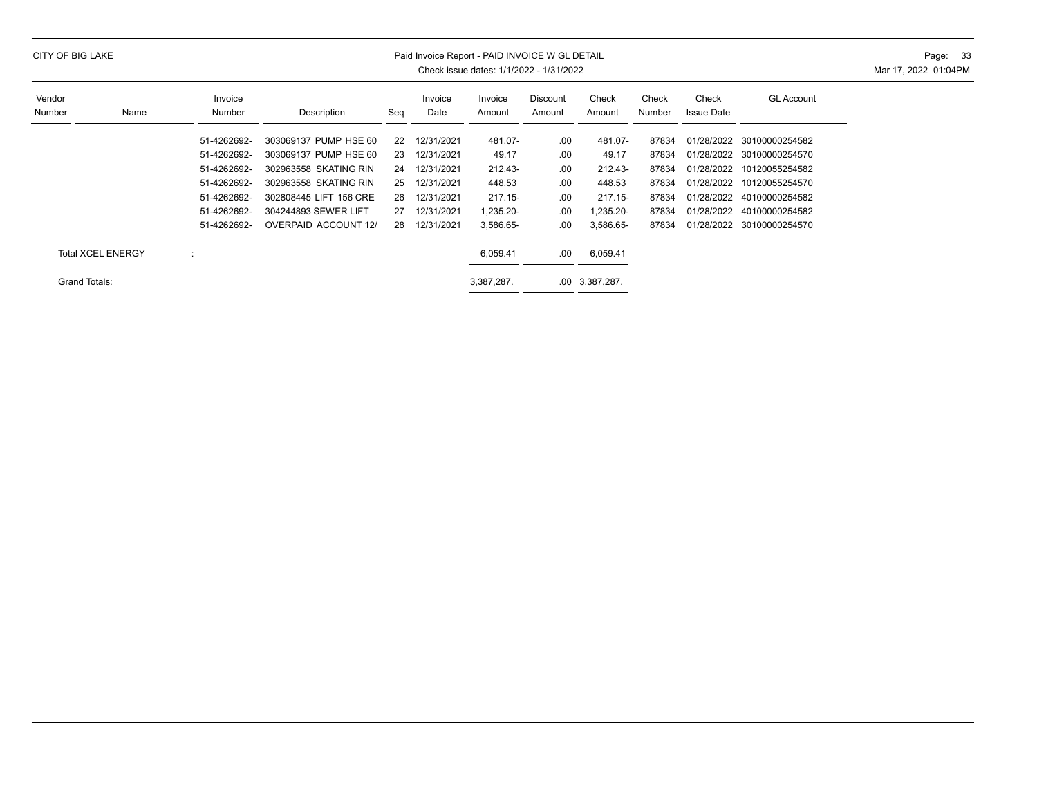| Vendor Number | Name | Invoice Number | Description | Seq | Invoice Date | Invoice Amount | Discount Amount | Check Amount | Check Number | Check Issue Date | GL Account |
|---|---|---|---|---|---|---|---|---|---|---|---|
| | | 51-4262692- | 303069137 PUMP HSE 60 | 22 | 12/31/2021 | 481.07- | .00 | 481.07- | 87834 | 01/28/2022 | 30100000254582 |
| | | 51-4262692- | 303069137 PUMP HSE 60 | 23 | 12/31/2021 | 49.17 | .00 | 49.17 | 87834 | 01/28/2022 | 30100000254570 |
| | | 51-4262692- | 302963558 SKATING RIN | 24 | 12/31/2021 | 212.43- | .00 | 212.43- | 87834 | 01/28/2022 | 10120055254582 |
| | | 51-4262692- | 302963558 SKATING RIN | 25 | 12/31/2021 | 448.53 | .00 | 448.53 | 87834 | 01/28/2022 | 10120055254570 |
| | | 51-4262692- | 302808445 LIFT 156 CRE | 26 | 12/31/2021 | 217.15- | .00 | 217.15- | 87834 | 01/28/2022 | 40100000254582 |
| | | 51-4262692- | 304244893 SEWER LIFT | 27 | 12/31/2021 | 1,235.20- | .00 | 1,235.20- | 87834 | 01/28/2022 | 40100000254582 |
| | | 51-4262692- | OVERPAID ACCOUNT 12/ | 28 | 12/31/2021 | 3,586.65- | .00 | 3,586.65- | 87834 | 01/28/2022 | 30100000254570 |
| | Total XCEL ENERGY : | | | | | 6,059.41 | .00 | 6,059.41 | | | |
| | Grand Totals: | | | | | 3,387,287. | .00 | 3,387,287. | | | |